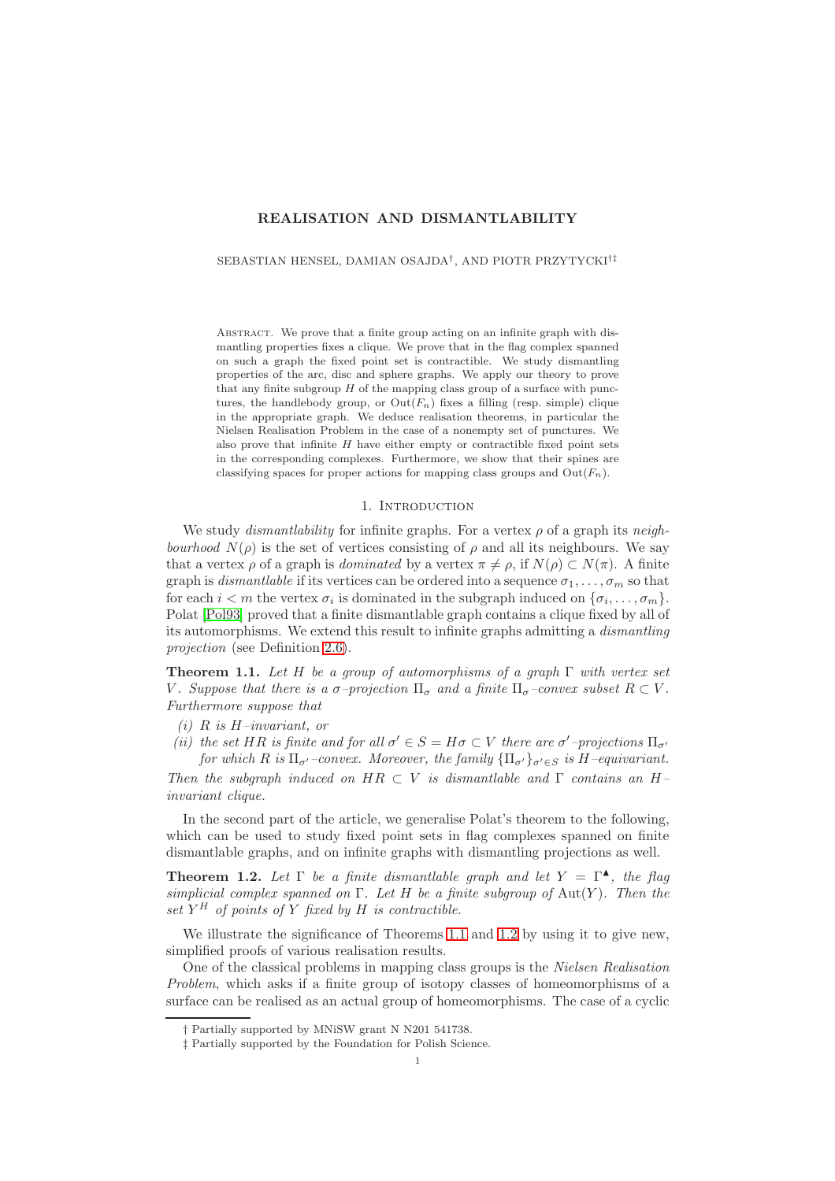# REALISATION AND DISMANTLABILITY

SEBASTIAN HENSEL, DAMIAN OSAJDA†, AND PIOTR PRZYTYCKI†‡

Abstract. We prove that a finite group acting on an infinite graph with dismantling properties fixes a clique. We prove that in the flag complex spanned on such a graph the fixed point set is contractible. We study dismantling properties of the arc, disc and sphere graphs. We apply our theory to prove that any finite subgroup $H$ of the mapping class group of a surface with punctures, the handlebody group, or $\mathrm{Out}(F_n)$ fixes a filling (resp. simple) clique in the appropriate graph. We deduce realisation theorems, in particular the Nielsen Realisation Problem in the case of a nonempty set of punctures. We also prove that infinite $H$ have either empty or contractible fixed point sets in the corresponding complexes. Furthermore, we show that their spines are classifying spaces for proper actions for mapping class groups and $\mathrm{Out}(F_n)$.

## 1. Introduction

We study *dismantlability* for infinite graphs. For a vertex $\rho$ of a graph its *neighbourhood* $N(\rho)$ is the set of vertices consisting of $\rho$ and all its neighbours. We say that a vertex $\rho$ of a graph is *dominated* by a vertex $\pi \neq \rho$, if $N(\rho) \subset N(\pi)$. A finite graph is *dismantlable* if its vertices can be ordered into a sequence $\sigma_1, \ldots, \sigma_m$ so that for each $i < m$ the vertex $\sigma_i$ is dominated in the subgraph induced on $\{\sigma_i, \ldots, \sigma_m\}$. Polat [Pol93] proved that a finite dismantlable graph contains a clique fixed by all of its automorphisms. We extend this result to infinite graphs admitting a *dismantling projection* (see Definition 2.6).

**Theorem 1.1.** *Let $H$ be a group of automorphisms of a graph $\Gamma$ with vertex set $V$. Suppose that there is a $\sigma$–projection $\Pi_\sigma$ and a finite $\Pi_\sigma$–convex subset $R \subset V$. Furthermore suppose that*

*(i) $R$ is $H$–invariant, or*

*(ii) the set $HR$ is finite and for all $\sigma' \in S = H\sigma \subset V$ there are $\sigma'$–projections $\Pi_{\sigma'}$ for which $R$ is $\Pi_{\sigma'}$–convex. Moreover, the family $\{\Pi_{\sigma'}\}_{\sigma' \in S}$ is $H$–equivariant.*

*Then the subgraph induced on $HR \subset V$ is dismantlable and $\Gamma$ contains an $H$–invariant clique.*

In the second part of the article, we generalise Polat's theorem to the following, which can be used to study fixed point sets in flag complexes spanned on finite dismantlable graphs, and on infinite graphs with dismantling projections as well.

**Theorem 1.2.** *Let $\Gamma$ be a finite dismantlable graph and let $Y = \Gamma^\blacktriangle$, the flag simplicial complex spanned on $\Gamma$. Let $H$ be a finite subgroup of $\mathrm{Aut}(Y)$. Then the set $Y^H$ of points of $Y$ fixed by $H$ is contractible.*

We illustrate the significance of Theorems 1.1 and 1.2 by using it to give new, simplified proofs of various realisation results.

One of the classical problems in mapping class groups is the *Nielsen Realisation Problem*, which asks if a finite group of isotopy classes of homeomorphisms of a surface can be realised as an actual group of homeomorphisms. The case of a cyclic

† Partially supported by MNiSW grant N N201 541738.

‡ Partially supported by the Foundation for Polish Science.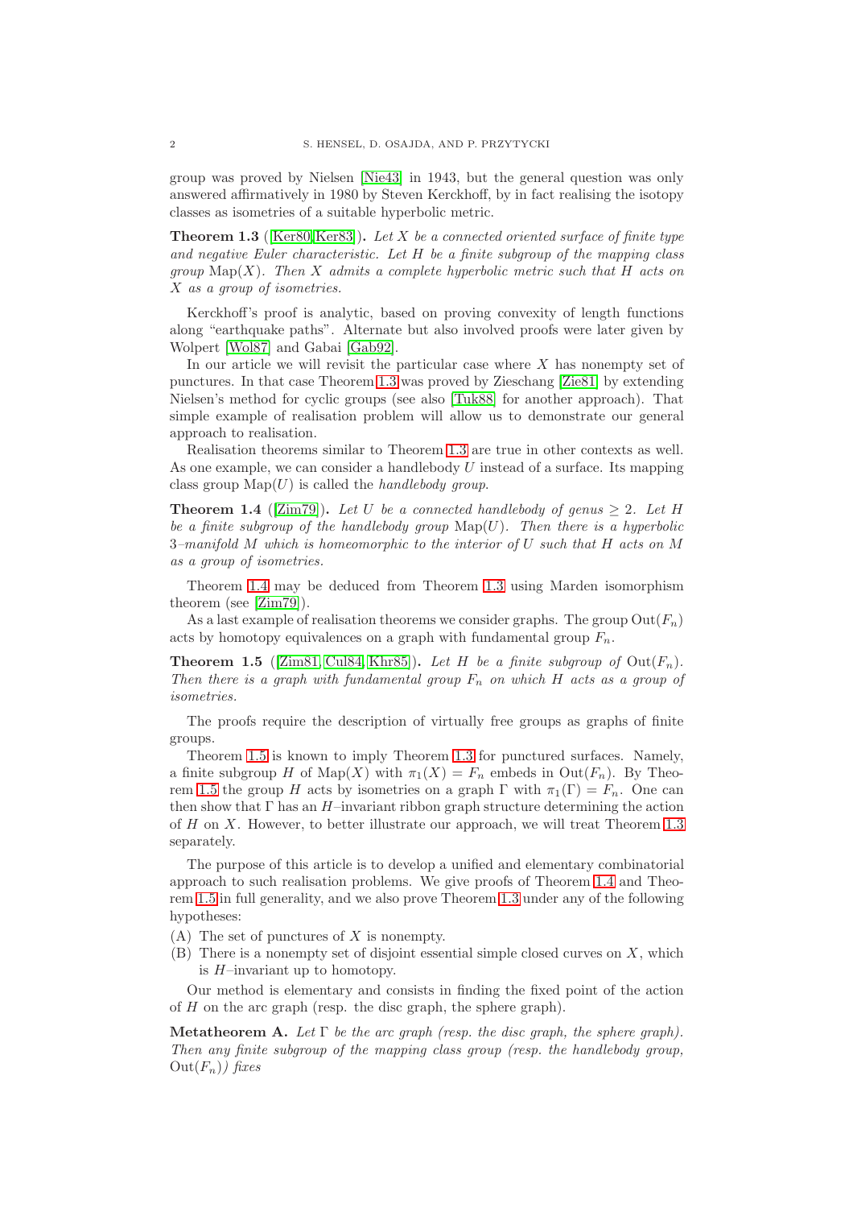group was proved by Nielsen [Nie43] in 1943, but the general question was only answered affirmatively in 1980 by Steven Kerckhoff, by in fact realising the isotopy classes as isometries of a suitable hyperbolic metric.

**Theorem 1.3** ([Ker80, Ker83]). *Let $X$ be a connected oriented surface of finite type and negative Euler characteristic. Let $H$ be a finite subgroup of the mapping class group $\mathrm{Map}(X)$. Then $X$ admits a complete hyperbolic metric such that $H$ acts on $X$ as a group of isometries.*

Kerckhoff's proof is analytic, based on proving convexity of length functions along "earthquake paths". Alternate but also involved proofs were later given by Wolpert [Wol87] and Gabai [Gab92].

In our article we will revisit the particular case where $X$ has nonempty set of punctures. In that case Theorem 1.3 was proved by Zieschang [Zie81] by extending Nielsen's method for cyclic groups (see also [Tuk88] for another approach). That simple example of realisation problem will allow us to demonstrate our general approach to realisation.

Realisation theorems similar to Theorem 1.3 are true in other contexts as well. As one example, we can consider a handlebody $U$ instead of a surface. Its mapping class group $\mathrm{Map}(U)$ is called the *handlebody group*.

**Theorem 1.4** ([Zim79]). *Let $U$ be a connected handlebody of genus $\geq 2$. Let $H$ be a finite subgroup of the handlebody group $\mathrm{Map}(U)$. Then there is a hyperbolic 3–manifold $M$ which is homeomorphic to the interior of $U$ such that $H$ acts on $M$ as a group of isometries.*

Theorem 1.4 may be deduced from Theorem 1.3 using Marden isomorphism theorem (see [Zim79]).

As a last example of realisation theorems we consider graphs. The group $\mathrm{Out}(F_n)$ acts by homotopy equivalences on a graph with fundamental group $F_n$.

**Theorem 1.5** ([Zim81, Cul84, Khr85]). *Let $H$ be a finite subgroup of $\mathrm{Out}(F_n)$. Then there is a graph with fundamental group $F_n$ on which $H$ acts as a group of isometries.*

The proofs require the description of virtually free groups as graphs of finite groups.

Theorem 1.5 is known to imply Theorem 1.3 for punctured surfaces. Namely, a finite subgroup $H$ of $\mathrm{Map}(X)$ with $\pi_1(X) = F_n$ embeds in $\mathrm{Out}(F_n)$. By Theorem 1.5 the group $H$ acts by isometries on a graph $\Gamma$ with $\pi_1(\Gamma) = F_n$. One can then show that $\Gamma$ has an $H$–invariant ribbon graph structure determining the action of $H$ on $X$. However, to better illustrate our approach, we will treat Theorem 1.3 separately.

The purpose of this article is to develop a unified and elementary combinatorial approach to such realisation problems. We give proofs of Theorem 1.4 and Theorem 1.5 in full generality, and we also prove Theorem 1.3 under any of the following hypotheses:

(A) The set of punctures of $X$ is nonempty.

(B) There is a nonempty set of disjoint essential simple closed curves on $X$, which is $H$–invariant up to homotopy.

Our method is elementary and consists in finding the fixed point of the action of $H$ on the arc graph (resp. the disc graph, the sphere graph).

**Metatheorem A.** *Let $\Gamma$ be the arc graph (resp. the disc graph, the sphere graph). Then any finite subgroup of the mapping class group (resp. the handlebody group, $\mathrm{Out}(F_n)$) fixes*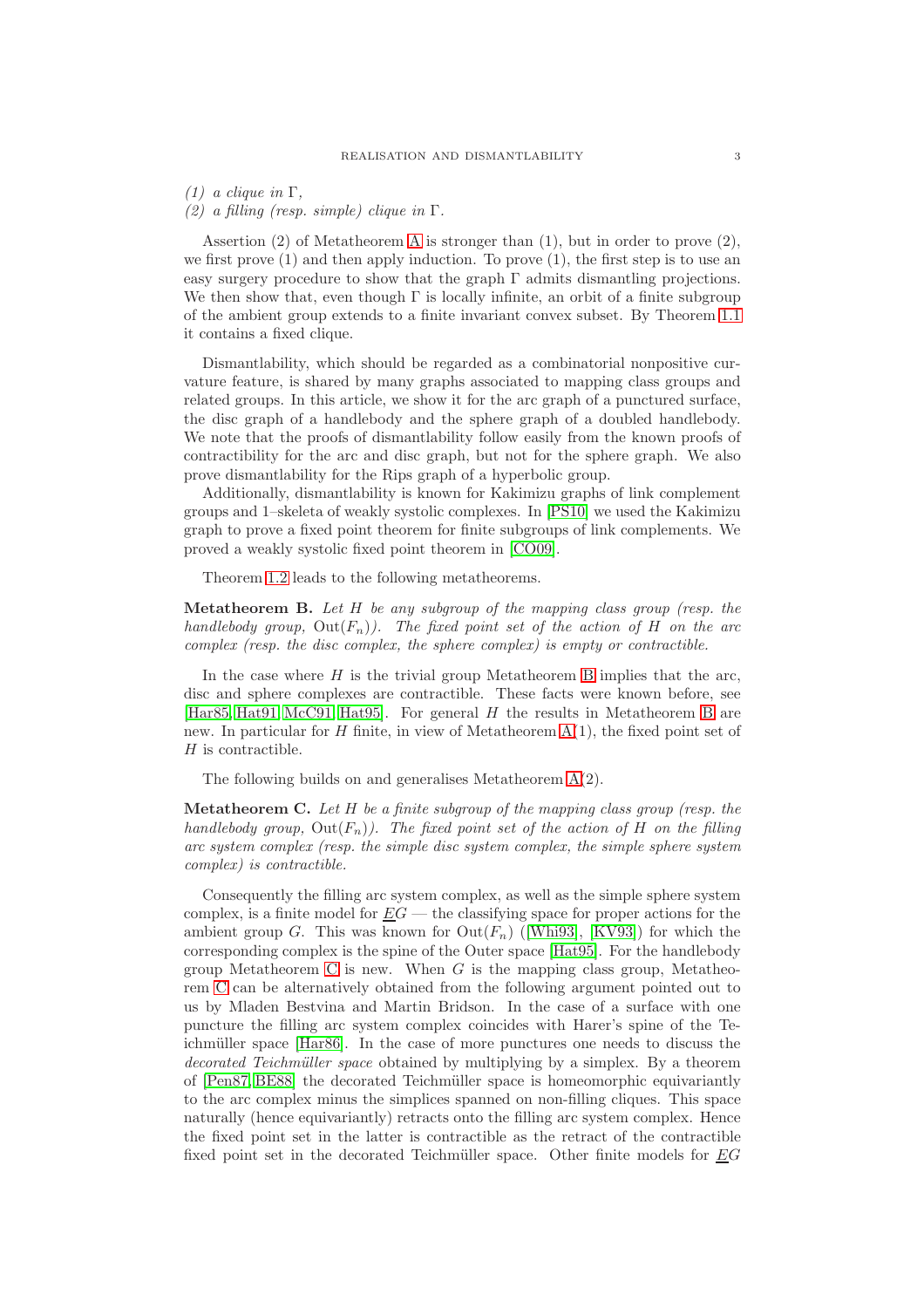*(1) a clique in* $\Gamma$*,*
*(2) a filling (resp. simple) clique in* $\Gamma$*.*

Assertion (2) of Metatheorem A is stronger than (1), but in order to prove (2), we first prove (1) and then apply induction. To prove (1), the first step is to use an easy surgery procedure to show that the graph $\Gamma$ admits dismantling projections. We then show that, even though $\Gamma$ is locally infinite, an orbit of a finite subgroup of the ambient group extends to a finite invariant convex subset. By Theorem 1.1 it contains a fixed clique.

Dismantlability, which should be regarded as a combinatorial nonpositive curvature feature, is shared by many graphs associated to mapping class groups and related groups. In this article, we show it for the arc graph of a punctured surface, the disc graph of a handlebody and the sphere graph of a doubled handlebody. We note that the proofs of dismantlability follow easily from the known proofs of contractibility for the arc and disc graph, but not for the sphere graph. We also prove dismantlability for the Rips graph of a hyperbolic group.

Additionally, dismantlability is known for Kakimizu graphs of link complement groups and 1–skeleta of weakly systolic complexes. In [PS10] we used the Kakimizu graph to prove a fixed point theorem for finite subgroups of link complements. We proved a weakly systolic fixed point theorem in [CO09].

Theorem 1.2 leads to the following metatheorems.

**Metatheorem B.** *Let* $H$ *be any subgroup of the mapping class group (resp. the handlebody group,* $\mathrm{Out}(F_n)$*). The fixed point set of the action of* $H$ *on the arc complex (resp. the disc complex, the sphere complex) is empty or contractible.*

In the case where $H$ is the trivial group Metatheorem B implies that the arc, disc and sphere complexes are contractible. These facts were known before, see [Har85, Hat91, McC91, Hat95]. For general $H$ the results in Metatheorem B are new. In particular for $H$ finite, in view of Metatheorem A(1), the fixed point set of $H$ is contractible.

The following builds on and generalises Metatheorem A(2).

**Metatheorem C.** *Let* $H$ *be a finite subgroup of the mapping class group (resp. the handlebody group,* $\mathrm{Out}(F_n)$*). The fixed point set of the action of* $H$ *on the filling arc system complex (resp. the simple disc system complex, the simple sphere system complex) is contractible.*

Consequently the filling arc system complex, as well as the simple sphere system complex, is a finite model for $\underline{E}G$ — the classifying space for proper actions for the ambient group $G$. This was known for $\mathrm{Out}(F_n)$ ([Whi93], [KV93]) for which the corresponding complex is the spine of the Outer space [Hat95]. For the handlebody group Metatheorem C is new. When $G$ is the mapping class group, Metatheorem C can be alternatively obtained from the following argument pointed out to us by Mladen Bestvina and Martin Bridson. In the case of a surface with one puncture the filling arc system complex coincides with Harer's spine of the Teichmüller space [Har86]. In the case of more punctures one needs to discuss the *decorated Teichmüller space* obtained by multiplying by a simplex. By a theorem of [Pen87, BE88] the decorated Teichmüller space is homeomorphic equivariantly to the arc complex minus the simplices spanned on non-filling cliques. This space naturally (hence equivariantly) retracts onto the filling arc system complex. Hence the fixed point set in the latter is contractible as the retract of the contractible fixed point set in the decorated Teichmüller space. Other finite models for $\underline{E}G$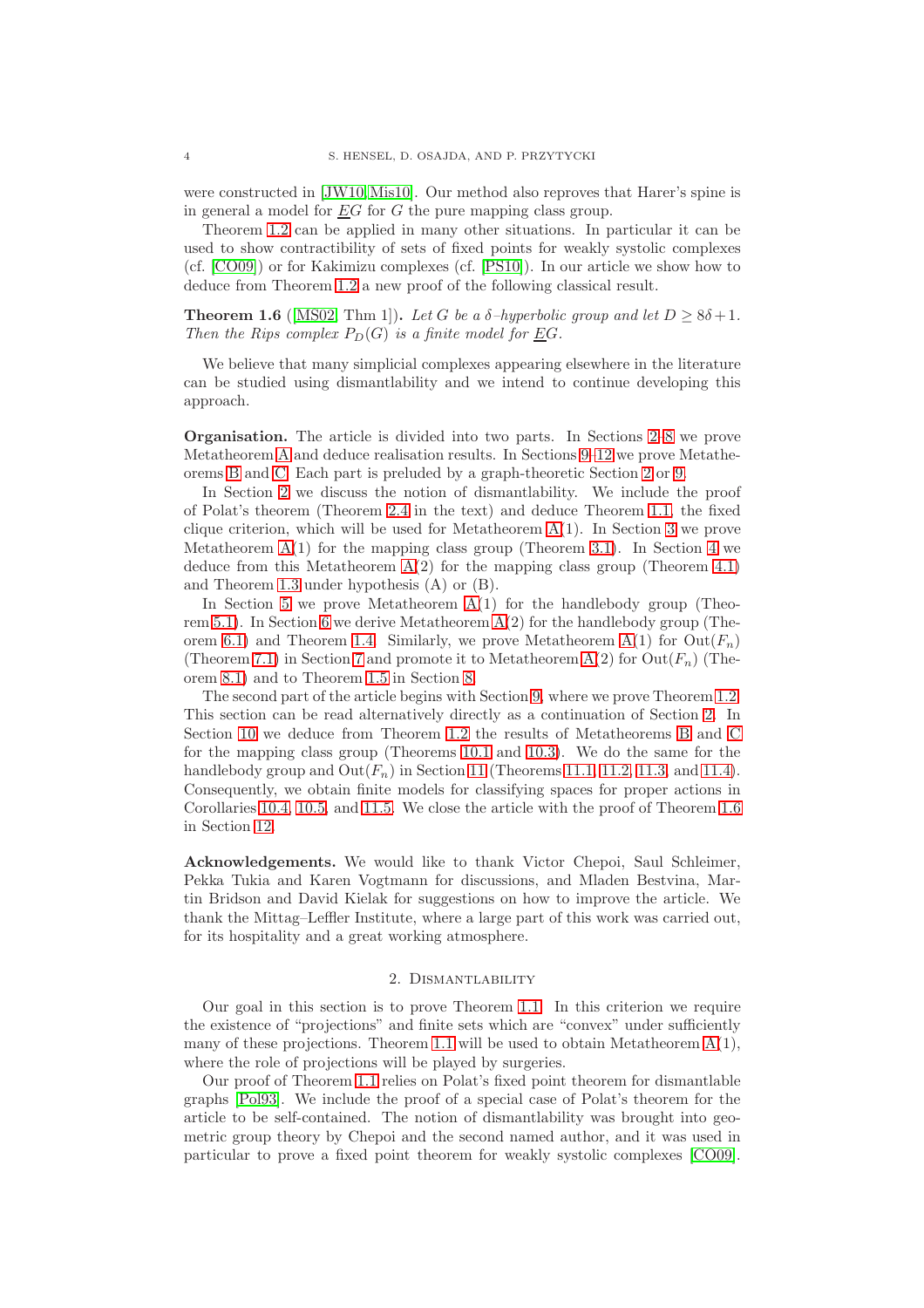were constructed in [JW10, Mis10]. Our method also reproves that Harer's spine is in general a model for $\underline{E}G$ for $G$ the pure mapping class group.

Theorem 1.2 can be applied in many other situations. In particular it can be used to show contractibility of sets of fixed points for weakly systolic complexes (cf. [CO09]) or for Kakimizu complexes (cf. [PS10]). In our article we show how to deduce from Theorem 1.2 a new proof of the following classical result.

**Theorem 1.6** ([MS02, Thm 1])**.** *Let $G$ be a $\delta$–hyperbolic group and let $D \geq 8\delta+1$. Then the Rips complex $P_D(G)$ is a finite model for $\underline{E}G$.*

We believe that many simplicial complexes appearing elsewhere in the literature can be studied using dismantlability and we intend to continue developing this approach.

**Organisation.** The article is divided into two parts. In Sections 2–8 we prove Metatheorem A and deduce realisation results. In Sections 9–12 we prove Metatheorems B and C. Each part is preluded by a graph-theoretic Section 2 or 9.

In Section 2 we discuss the notion of dismantlability. We include the proof of Polat's theorem (Theorem 2.4 in the text) and deduce Theorem 1.1, the fixed clique criterion, which will be used for Metatheorem A(1). In Section 3 we prove Metatheorem A(1) for the mapping class group (Theorem 3.1). In Section 4 we deduce from this Metatheorem A(2) for the mapping class group (Theorem 4.1) and Theorem 1.3 under hypothesis (A) or (B).

In Section 5 we prove Metatheorem A(1) for the handlebody group (Theorem 5.1). In Section 6 we derive Metatheorem A(2) for the handlebody group (Theorem 6.1) and Theorem 1.4. Similarly, we prove Metatheorem A(1) for $\mathrm{Out}(F_n)$ (Theorem 7.1) in Section 7 and promote it to Metatheorem A(2) for $\mathrm{Out}(F_n)$ (Theorem 8.1) and to Theorem 1.5 in Section 8.

The second part of the article begins with Section 9, where we prove Theorem 1.2. This section can be read alternatively directly as a continuation of Section 2. In Section 10 we deduce from Theorem 1.2 the results of Metatheorems B and C for the mapping class group (Theorems 10.1 and 10.3). We do the same for the handlebody group and $\mathrm{Out}(F_n)$ in Section 11 (Theorems 11.1, 11.2, 11.3, and 11.4). Consequently, we obtain finite models for classifying spaces for proper actions in Corollaries 10.4, 10.5, and 11.5. We close the article with the proof of Theorem 1.6 in Section 12.

**Acknowledgements.** We would like to thank Victor Chepoi, Saul Schleimer, Pekka Tukia and Karen Vogtmann for discussions, and Mladen Bestvina, Martin Bridson and David Kielak for suggestions on how to improve the article. We thank the Mittag–Leffler Institute, where a large part of this work was carried out, for its hospitality and a great working atmosphere.

## 2. Dismantlability

Our goal in this section is to prove Theorem 1.1. In this criterion we require the existence of "projections" and finite sets which are "convex" under sufficiently many of these projections. Theorem 1.1 will be used to obtain Metatheorem A(1), where the role of projections will be played by surgeries.

Our proof of Theorem 1.1 relies on Polat's fixed point theorem for dismantlable graphs [Pol93]. We include the proof of a special case of Polat's theorem for the article to be self-contained. The notion of dismantlability was brought into geometric group theory by Chepoi and the second named author, and it was used in particular to prove a fixed point theorem for weakly systolic complexes [CO09].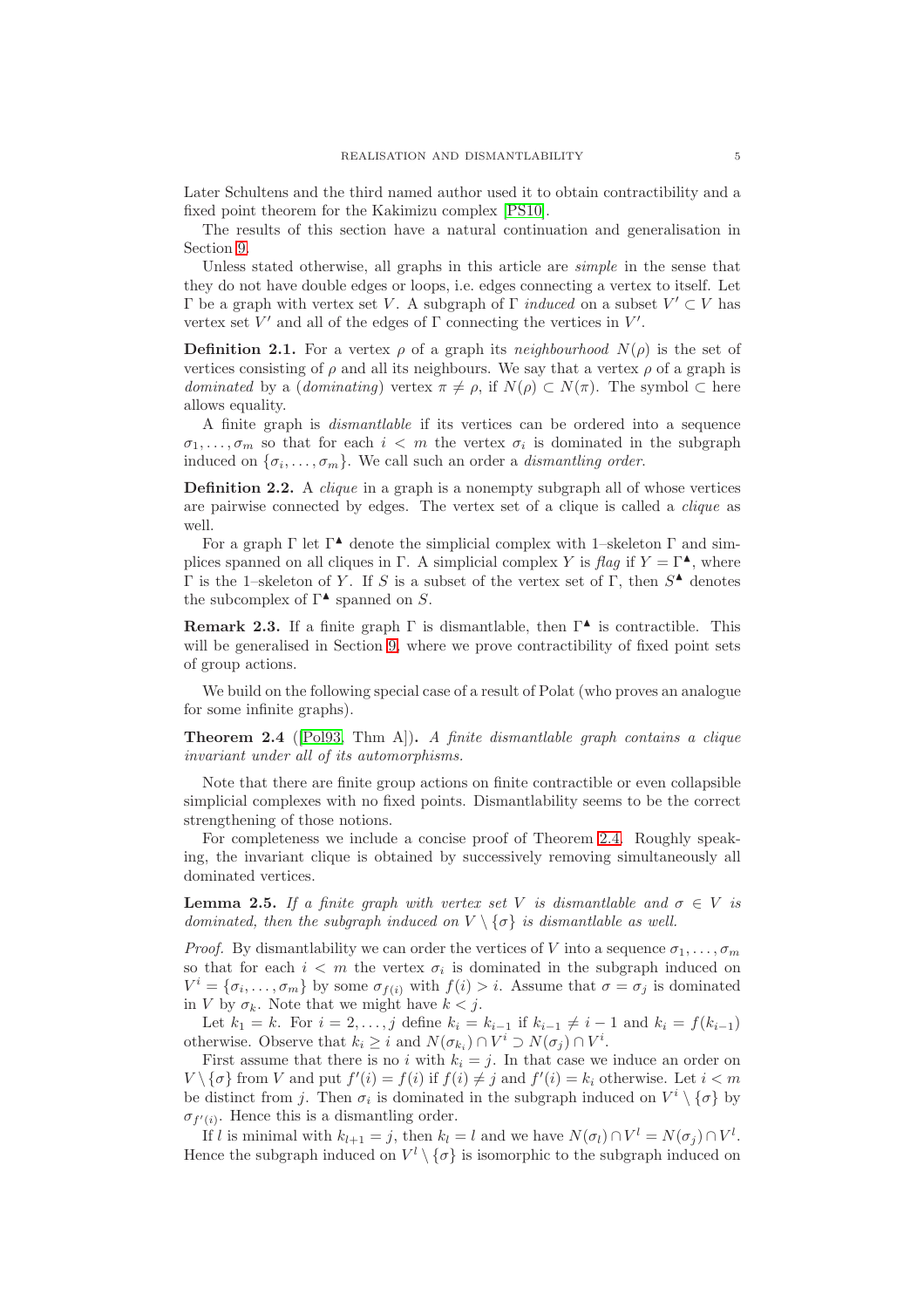Later Schultens and the third named author used it to obtain contractibility and a fixed point theorem for the Kakimizu complex [PS10].

The results of this section have a natural continuation and generalisation in Section 9.

Unless stated otherwise, all graphs in this article are *simple* in the sense that they do not have double edges or loops, i.e. edges connecting a vertex to itself. Let $\Gamma$ be a graph with vertex set $V$. A subgraph of $\Gamma$ *induced* on a subset $V' \subset V$ has vertex set $V'$ and all of the edges of $\Gamma$ connecting the vertices in $V'$.

**Definition 2.1.** For a vertex $\rho$ of a graph its *neighbourhood* $N(\rho)$ is the set of vertices consisting of $\rho$ and all its neighbours. We say that a vertex $\rho$ of a graph is *dominated* by a (*dominating*) vertex $\pi \neq \rho$, if $N(\rho) \subset N(\pi)$. The symbol $\subset$ here allows equality.

A finite graph is *dismantlable* if its vertices can be ordered into a sequence $\sigma_1, \ldots, \sigma_m$ so that for each $i < m$ the vertex $\sigma_i$ is dominated in the subgraph induced on $\{\sigma_i, \ldots, \sigma_m\}$. We call such an order a *dismantling order*.

**Definition 2.2.** A *clique* in a graph is a nonempty subgraph all of whose vertices are pairwise connected by edges. The vertex set of a clique is called a *clique* as well.

For a graph $\Gamma$ let $\Gamma^\blacktriangle$ denote the simplicial complex with 1–skeleton $\Gamma$ and simplices spanned on all cliques in $\Gamma$. A simplicial complex $Y$ is *flag* if $Y = \Gamma^\blacktriangle$, where $\Gamma$ is the 1–skeleton of $Y$. If $S$ is a subset of the vertex set of $\Gamma$, then $S^\blacktriangle$ denotes the subcomplex of $\Gamma^\blacktriangle$ spanned on $S$.

**Remark 2.3.** If a finite graph $\Gamma$ is dismantlable, then $\Gamma^\blacktriangle$ is contractible. This will be generalised in Section 9, where we prove contractibility of fixed point sets of group actions.

We build on the following special case of a result of Polat (who proves an analogue for some infinite graphs).

**Theorem 2.4** ([Pol93, Thm A])**.** *A finite dismantlable graph contains a clique invariant under all of its automorphisms.*

Note that there are finite group actions on finite contractible or even collapsible simplicial complexes with no fixed points. Dismantlability seems to be the correct strengthening of those notions.

For completeness we include a concise proof of Theorem 2.4. Roughly speaking, the invariant clique is obtained by successively removing simultaneously all dominated vertices.

**Lemma 2.5.** *If a finite graph with vertex set $V$ is dismantlable and $\sigma \in V$ is dominated, then the subgraph induced on $V \setminus \{\sigma\}$ is dismantlable as well.*

*Proof.* By dismantlability we can order the vertices of $V$ into a sequence $\sigma_1, \ldots, \sigma_m$ so that for each $i < m$ the vertex $\sigma_i$ is dominated in the subgraph induced on $V^i = \{\sigma_i, \ldots, \sigma_m\}$ by some $\sigma_{f(i)}$ with $f(i) > i$. Assume that $\sigma = \sigma_j$ is dominated in $V$ by $\sigma_k$. Note that we might have $k < j$.

Let $k_1 = k$. For $i = 2, \ldots, j$ define $k_i = k_{i-1}$ if $k_{i-1} \neq i - 1$ and $k_i = f(k_{i-1})$ otherwise. Observe that $k_i \geq i$ and $N(\sigma_{k_i}) \cap V^i \supset N(\sigma_j) \cap V^i$.

First assume that there is no $i$ with $k_i = j$. In that case we induce an order on $V \setminus \{\sigma\}$ from $V$ and put $f'(i) = f(i)$ if $f(i) \neq j$ and $f'(i) = k_i$ otherwise. Let $i < m$ be distinct from $j$. Then $\sigma_i$ is dominated in the subgraph induced on $V^i \setminus \{\sigma\}$ by $\sigma_{f'(i)}$. Hence this is a dismantling order.

If $l$ is minimal with $k_{l+1} = j$, then $k_l = l$ and we have $N(\sigma_l) \cap V^l = N(\sigma_j) \cap V^l$. Hence the subgraph induced on $V^l \setminus \{\sigma\}$ is isomorphic to the subgraph induced on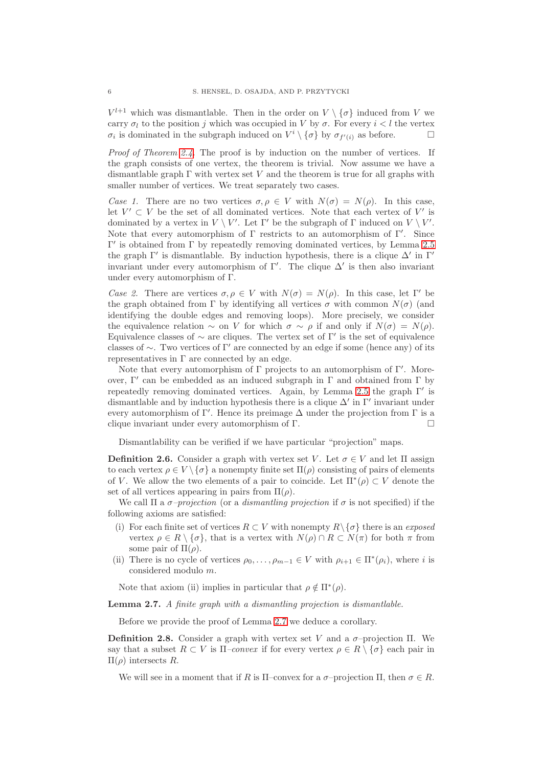$V^{l+1}$ which was dismantlable. Then in the order on $V \setminus \{\sigma\}$ induced from $V$ we carry $\sigma_l$ to the position $j$ which was occupied in $V$ by $\sigma$. For every $i < l$ the vertex $\sigma_i$ is dominated in the subgraph induced on $V^i \setminus \{\sigma\}$ by $\sigma_{f'(i)}$ as before. □

*Proof of Theorem 2.4.* The proof is by induction on the number of vertices. If the graph consists of one vertex, the theorem is trivial. Now assume we have a dismantlable graph $\Gamma$ with vertex set $V$ and the theorem is true for all graphs with smaller number of vertices. We treat separately two cases.

*Case 1.* There are no two vertices $\sigma, \rho \in V$ with $N(\sigma) = N(\rho)$. In this case, let $V' \subset V$ be the set of all dominated vertices. Note that each vertex of $V'$ is dominated by a vertex in $V \setminus V'$. Let $\Gamma'$ be the subgraph of $\Gamma$ induced on $V \setminus V'$. Note that every automorphism of $\Gamma$ restricts to an automorphism of $\Gamma'$. Since $\Gamma'$ is obtained from $\Gamma$ by repeatedly removing dominated vertices, by Lemma 2.5 the graph $\Gamma'$ is dismantlable. By induction hypothesis, there is a clique $\Delta'$ in $\Gamma'$ invariant under every automorphism of $\Gamma'$. The clique $\Delta'$ is then also invariant under every automorphism of $\Gamma$.

*Case 2.* There are vertices $\sigma, \rho \in V$ with $N(\sigma) = N(\rho)$. In this case, let $\Gamma'$ be the graph obtained from $\Gamma$ by identifying all vertices $\sigma$ with common $N(\sigma)$ (and identifying the double edges and removing loops). More precisely, we consider the equivalence relation $\sim$ on $V$ for which $\sigma \sim \rho$ if and only if $N(\sigma) = N(\rho)$. Equivalence classes of $\sim$ are cliques. The vertex set of $\Gamma'$ is the set of equivalence classes of $\sim$. Two vertices of $\Gamma'$ are connected by an edge if some (hence any) of its representatives in $\Gamma$ are connected by an edge.

Note that every automorphism of $\Gamma$ projects to an automorphism of $\Gamma'$. Moreover, $\Gamma'$ can be embedded as an induced subgraph in $\Gamma$ and obtained from $\Gamma$ by repeatedly removing dominated vertices. Again, by Lemma 2.5 the graph $\Gamma'$ is dismantlable and by induction hypothesis there is a clique $\Delta'$ in $\Gamma'$ invariant under every automorphism of $\Gamma'$. Hence its preimage $\Delta$ under the projection from $\Gamma$ is a clique invariant under every automorphism of $\Gamma$. □

Dismantlability can be verified if we have particular "projection" maps.

**Definition 2.6.** Consider a graph with vertex set $V$. Let $\sigma \in V$ and let $\Pi$ assign to each vertex $\rho \in V \setminus \{\sigma\}$ a nonempty finite set $\Pi(\rho)$ consisting of pairs of elements of $V$. We allow the two elements of a pair to coincide. Let $\Pi^*(\rho) \subset V$ denote the set of all vertices appearing in pairs from $\Pi(\rho)$.

We call $\Pi$ a *$\sigma$–projection* (or a *dismantling projection* if $\sigma$ is not specified) if the following axioms are satisfied:

(i) For each finite set of vertices $R \subset V$ with nonempty $R \setminus \{\sigma\}$ there is an *exposed* vertex $\rho \in R \setminus \{\sigma\}$, that is a vertex with $N(\rho) \cap R \subset N(\pi)$ for both $\pi$ from some pair of $\Pi(\rho)$.

(ii) There is no cycle of vertices $\rho_0, \ldots, \rho_{m-1} \in V$ with $\rho_{i+1} \in \Pi^*(\rho_i)$, where $i$ is considered modulo $m$.

Note that axiom (ii) implies in particular that $\rho \notin \Pi^*(\rho)$.

**Lemma 2.7.** *A finite graph with a dismantling projection is dismantlable.*

Before we provide the proof of Lemma 2.7 we deduce a corollary.

**Definition 2.8.** Consider a graph with vertex set $V$ and a $\sigma$–projection $\Pi$. We say that a subset $R \subset V$ is *$\Pi$–convex* if for every vertex $\rho \in R \setminus \{\sigma\}$ each pair in $\Pi(\rho)$ intersects $R$.

We will see in a moment that if $R$ is $\Pi$–convex for a $\sigma$–projection $\Pi$, then $\sigma \in R$.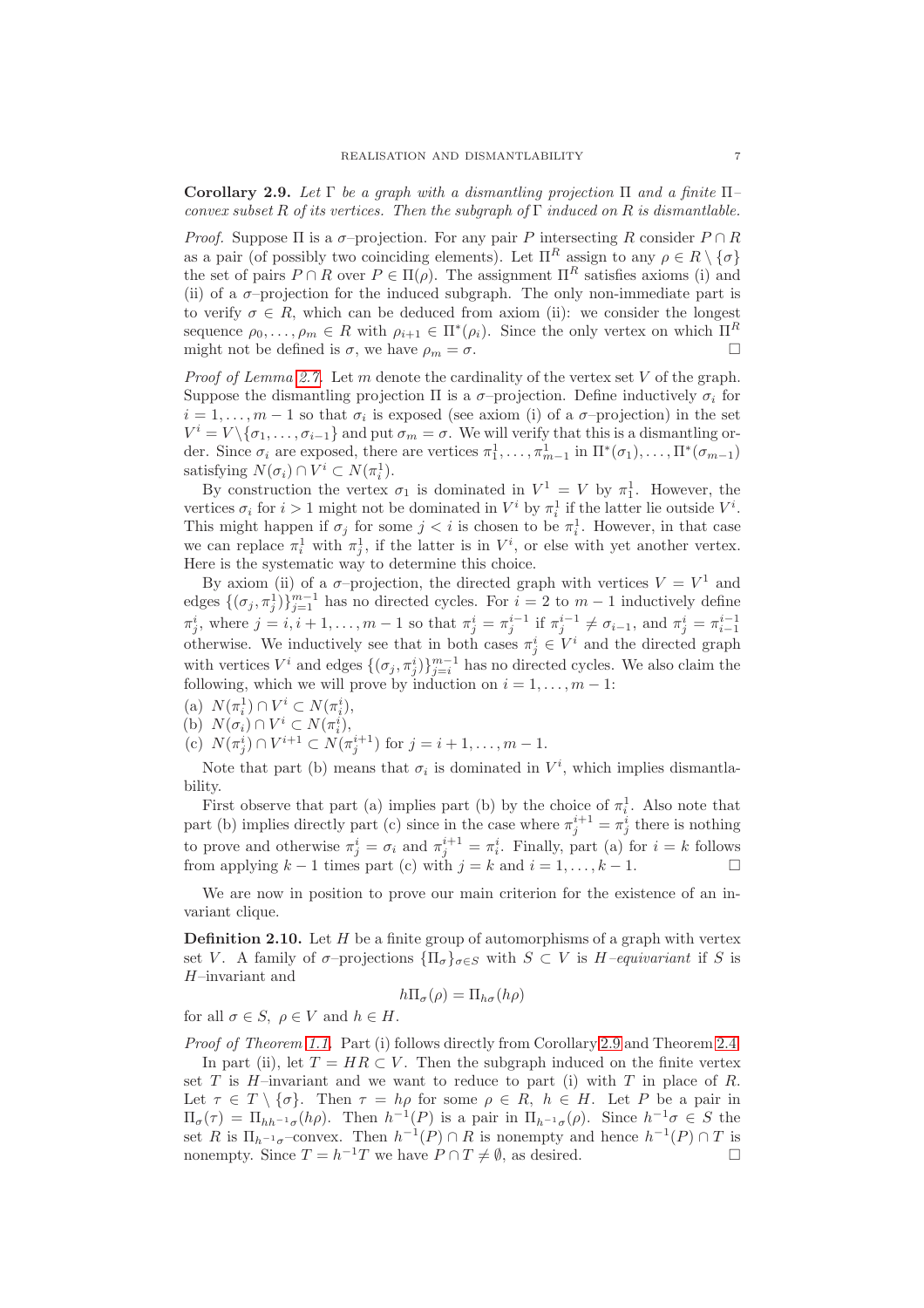**Corollary 2.9.** *Let $\Gamma$ be a graph with a dismantling projection $\Pi$ and a finite $\Pi$–convex subset $R$ of its vertices. Then the subgraph of $\Gamma$ induced on $R$ is dismantlable.*

*Proof.* Suppose $\Pi$ is a $\sigma$–projection. For any pair $P$ intersecting $R$ consider $P \cap R$ as a pair (of possibly two coinciding elements). Let $\Pi^R$ assign to any $\rho \in R \setminus \{\sigma\}$ the set of pairs $P \cap R$ over $P \in \Pi(\rho)$. The assignment $\Pi^R$ satisfies axioms (i) and (ii) of a $\sigma$–projection for the induced subgraph. The only non-immediate part is to verify $\sigma \in R$, which can be deduced from axiom (ii): we consider the longest sequence $\rho_0, \ldots, \rho_m \in R$ with $\rho_{i+1} \in \Pi^*(\rho_i)$. Since the only vertex on which $\Pi^R$ might not be defined is $\sigma$, we have $\rho_m = \sigma$. □

*Proof of Lemma 2.7.* Let $m$ denote the cardinality of the vertex set $V$ of the graph. Suppose the dismantling projection $\Pi$ is a $\sigma$–projection. Define inductively $\sigma_i$ for $i = 1, \ldots, m-1$ so that $\sigma_i$ is exposed (see axiom (i) of a $\sigma$–projection) in the set $V^i = V \setminus \{\sigma_1, \ldots, \sigma_{i-1}\}$ and put $\sigma_m = \sigma$. We will verify that this is a dismantling order. Since $\sigma_i$ are exposed, there are vertices $\pi^1_1, \ldots, \pi^1_{m-1}$ in $\Pi^*(\sigma_1), \ldots, \Pi^*(\sigma_{m-1})$ satisfying $N(\sigma_i) \cap V^i \subset N(\pi^1_i)$.

By construction the vertex $\sigma_1$ is dominated in $V^1 = V$ by $\pi^1_1$. However, the vertices $\sigma_i$ for $i > 1$ might not be dominated in $V^i$ by $\pi^1_i$ if the latter lie outside $V^i$. This might happen if $\sigma_j$ for some $j < i$ is chosen to be $\pi^1_i$. However, in that case we can replace $\pi^1_i$ with $\pi^1_j$, if the latter is in $V^i$, or else with yet another vertex. Here is the systematic way to determine this choice.

By axiom (ii) of a $\sigma$–projection, the directed graph with vertices $V = V^1$ and edges $\{(\sigma_j, \pi^1_j)\}_{j=1}^{m-1}$ has no directed cycles. For $i = 2$ to $m-1$ inductively define $\pi^i_j$, where $j = i, i+1, \ldots, m-1$ so that $\pi^i_j = \pi^{i-1}_j$ if $\pi^{i-1}_j \neq \sigma_{i-1}$, and $\pi^i_j = \pi^{i-1}_{i-1}$ otherwise. We inductively see that in both cases $\pi^i_j \in V^i$ and the directed graph with vertices $V^i$ and edges $\{(\sigma_j, \pi^i_j)\}_{j=i}^{m-1}$ has no directed cycles. We also claim the following, which we will prove by induction on $i = 1, \ldots, m-1$:

(a) $N(\pi^1_i) \cap V^i \subset N(\pi^i_i)$,
(b) $N(\sigma_i) \cap V^i \subset N(\pi^i_i)$,
(c) $N(\pi^i_j) \cap V^{i+1} \subset N(\pi^{i+1}_j)$ for $j = i+1, \ldots, m-1$.

Note that part (b) means that $\sigma_i$ is dominated in $V^i$, which implies dismantlability.

First observe that part (a) implies part (b) by the choice of $\pi^1_i$. Also note that part (b) implies directly part (c) since in the case where $\pi^{i+1}_j = \pi^i_j$ there is nothing to prove and otherwise $\pi^i_j = \sigma_i$ and $\pi^{i+1}_j = \pi^i_i$. Finally, part (a) for $i = k$ follows from applying $k-1$ times part (c) with $j = k$ and $i = 1, \ldots, k-1$. □

We are now in position to prove our main criterion for the existence of an invariant clique.

**Definition 2.10.** Let $H$ be a finite group of automorphisms of a graph with vertex set $V$. A family of $\sigma$–projections $\{\Pi_\sigma\}_{\sigma \in S}$ with $S \subset V$ is *$H$–equivariant* if $S$ is $H$–invariant and

$$h\Pi_\sigma(\rho) = \Pi_{h\sigma}(h\rho)$$

for all $\sigma \in S$, $\rho \in V$ and $h \in H$.

*Proof of Theorem 1.1.* Part (i) follows directly from Corollary 2.9 and Theorem 2.4.

In part (ii), let $T = HR \subset V$. Then the subgraph induced on the finite vertex set $T$ is $H$–invariant and we want to reduce to part (i) with $T$ in place of $R$. Let $\tau \in T \setminus \{\sigma\}$. Then $\tau = h\rho$ for some $\rho \in R$, $h \in H$. Let $P$ be a pair in $\Pi_\sigma(\tau) = \Pi_{hh^{-1}\sigma}(h\rho)$. Then $h^{-1}(P)$ is a pair in $\Pi_{h^{-1}\sigma}(\rho)$. Since $h^{-1}\sigma \in S$ the set $R$ is $\Pi_{h^{-1}\sigma}$–convex. Then $h^{-1}(P) \cap R$ is nonempty and hence $h^{-1}(P) \cap T$ is nonempty. Since $T = h^{-1}T$ we have $P \cap T \neq \emptyset$, as desired. □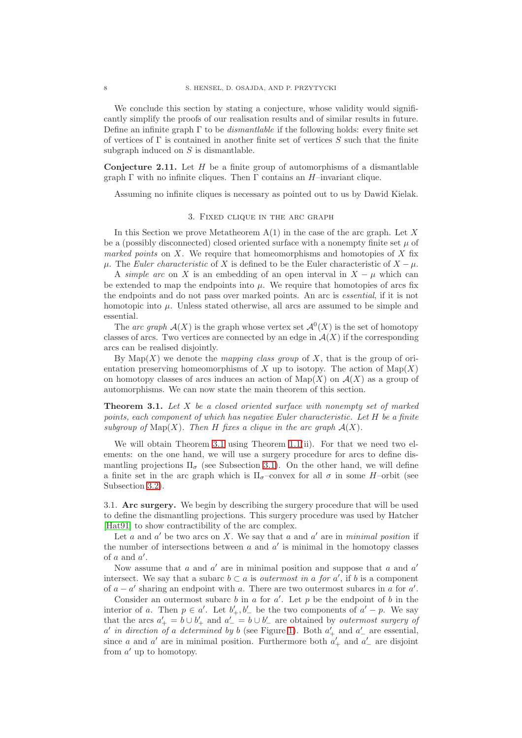We conclude this section by stating a conjecture, whose validity would significantly simplify the proofs of our realisation results and of similar results in future. Define an infinite graph $\Gamma$ to be *dismantlable* if the following holds: every finite set of vertices of $\Gamma$ is contained in another finite set of vertices $S$ such that the finite subgraph induced on $S$ is dismantlable.

**Conjecture 2.11.** Let $H$ be a finite group of automorphisms of a dismantlable graph $\Gamma$ with no infinite cliques. Then $\Gamma$ contains an $H$–invariant clique.

Assuming no infinite cliques is necessary as pointed out to us by Dawid Kielak.

## 3. Fixed clique in the arc graph

In this Section we prove Metatheorem A(1) in the case of the arc graph. Let $X$ be a (possibly disconnected) closed oriented surface with a nonempty finite set $\mu$ of *marked points* on $X$. We require that homeomorphisms and homotopies of $X$ fix $\mu$. The *Euler characteristic* of $X$ is defined to be the Euler characteristic of $X - \mu$.

A *simple arc* on $X$ is an embedding of an open interval in $X - \mu$ which can be extended to map the endpoints into $\mu$. We require that homotopies of arcs fix the endpoints and do not pass over marked points. An arc is *essential*, if it is not homotopic into $\mu$. Unless stated otherwise, all arcs are assumed to be simple and essential.

The *arc graph* $\mathcal{A}(X)$ is the graph whose vertex set $\mathcal{A}^0(X)$ is the set of homotopy classes of arcs. Two vertices are connected by an edge in $\mathcal{A}(X)$ if the corresponding arcs can be realised disjointly.

By $\mathrm{Map}(X)$ we denote the *mapping class group* of $X$, that is the group of orientation preserving homeomorphisms of $X$ up to isotopy. The action of $\mathrm{Map}(X)$ on homotopy classes of arcs induces an action of $\mathrm{Map}(X)$ on $\mathcal{A}(X)$ as a group of automorphisms. We can now state the main theorem of this section.

**Theorem 3.1.** *Let $X$ be a closed oriented surface with nonempty set of marked points, each component of which has negative Euler characteristic. Let $H$ be a finite subgroup of $\mathrm{Map}(X)$. Then $H$ fixes a clique in the arc graph $\mathcal{A}(X)$.*

We will obtain Theorem 3.1 using Theorem 1.1(ii). For that we need two elements: on the one hand, we will use a surgery procedure for arcs to define dismantling projections $\Pi_\sigma$ (see Subsection 3.1). On the other hand, we will define a finite set in the arc graph which is $\Pi_\sigma$–convex for all $\sigma$ in some $H$–orbit (see Subsection 3.2).

### 3.1. Arc surgery.

We begin by describing the surgery procedure that will be used to define the dismantling projections. This surgery procedure was used by Hatcher [Hat91] to show contractibility of the arc complex.

Let $a$ and $a'$ be two arcs on $X$. We say that $a$ and $a'$ are in *minimal position* if the number of intersections between $a$ and $a'$ is minimal in the homotopy classes of $a$ and $a'$.

Now assume that $a$ and $a'$ are in minimal position and suppose that $a$ and $a'$ intersect. We say that a subarc $b \subset a$ is *outermost in $a$ for $a'$*, if $b$ is a component of $a - a'$ sharing an endpoint with $a$. There are two outermost subarcs in $a$ for $a'$.

Consider an outermost subarc $b$ in $a$ for $a'$. Let $p$ be the endpoint of $b$ in the interior of $a$. Then $p \in a'$. Let $b'_+, b'_-$ be the two components of $a' - p$. We say that the arcs $a'_+ = b \cup b'_+$ and $a'_- = b \cup b'_-$ are obtained by *outermost surgery of $a'$ in direction of $a$ determined by $b$* (see Figure 1). Both $a'_+$ and $a'_-$ are essential, since $a$ and $a'$ are in minimal position. Furthermore both $a'_+$ and $a'_-$ are disjoint from $a'$ up to homotopy.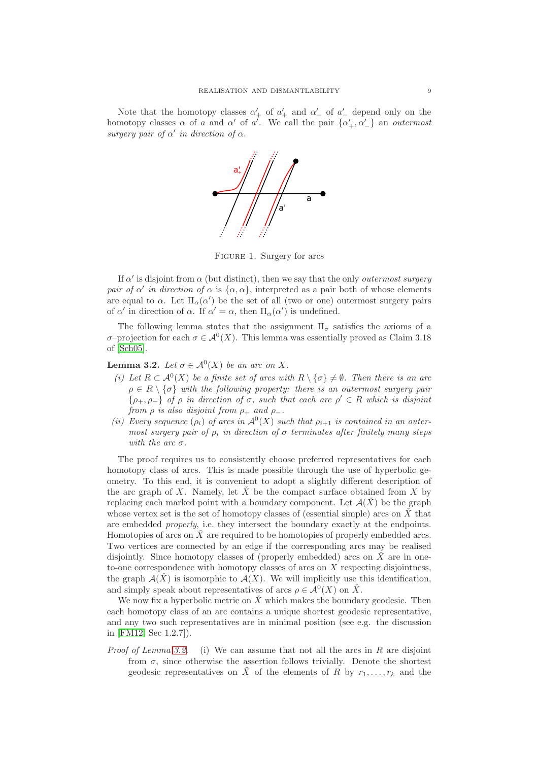Note that the homotopy classes $\alpha'_+$ of $a'_+$ and $\alpha'_-$ of $a'_-$ depend only on the homotopy classes $\alpha$ of $a$ and $\alpha'$ of $a'$. We call the pair $\{\alpha'_+, \alpha'_-\}$ an *outermost surgery pair of $\alpha'$ in direction of $\alpha$*.

Figure 1. Surgery for arcs

If $\alpha'$ is disjoint from $\alpha$ (but distinct), then we say that the only *outermost surgery pair of $\alpha'$ in direction of $\alpha$* is $\{\alpha, \alpha\}$, interpreted as a pair both of whose elements are equal to $\alpha$. Let $\Pi_\alpha(\alpha')$ be the set of all (two or one) outermost surgery pairs of $\alpha'$ in direction of $\alpha$. If $\alpha' = \alpha$, then $\Pi_\alpha(\alpha')$ is undefined.

The following lemma states that the assignment $\Pi_\sigma$ satisfies the axioms of a $\sigma$–projection for each $\sigma \in \mathcal{A}^0(X)$. This lemma was essentially proved as Claim 3.18 of [Sch05].

**Lemma 3.2.** *Let $\sigma \in \mathcal{A}^0(X)$ be an arc on $X$.*

*(i) Let $R \subset \mathcal{A}^0(X)$ be a finite set of arcs with $R \setminus \{\sigma\} \neq \emptyset$. Then there is an arc $\rho \in R \setminus \{\sigma\}$ with the following property: there is an outermost surgery pair $\{\rho_+, \rho_-\}$ of $\rho$ in direction of $\sigma$, such that each arc $\rho' \in R$ which is disjoint from $\rho$ is also disjoint from $\rho_+$ and $\rho_-$.*

*(ii) Every sequence $(\rho_i)$ of arcs in $\mathcal{A}^0(X)$ such that $\rho_{i+1}$ is contained in an outermost surgery pair of $\rho_i$ in direction of $\sigma$ terminates after finitely many steps with the arc $\sigma$.*

The proof requires us to consistently choose preferred representatives for each homotopy class of arcs. This is made possible through the use of hyperbolic geometry. To this end, it is convenient to adopt a slightly different description of the arc graph of $X$. Namely, let $\check{X}$ be the compact surface obtained from $X$ by replacing each marked point with a boundary component. Let $\mathcal{A}(\check{X})$ be the graph whose vertex set is the set of homotopy classes of (essential simple) arcs on $\check{X}$ that are embedded *properly*, i.e. they intersect the boundary exactly at the endpoints. Homotopies of arcs on $\check{X}$ are required to be homotopies of properly embedded arcs. Two vertices are connected by an edge if the corresponding arcs may be realised disjointly. Since homotopy classes of (properly embedded) arcs on $\check{X}$ are in one-to-one correspondence with homotopy classes of arcs on $X$ respecting disjointness, the graph $\mathcal{A}(\check{X})$ is isomorphic to $\mathcal{A}(X)$. We will implicitly use this identification, and simply speak about representatives of arcs $\rho \in \mathcal{A}^0(X)$ on $\check{X}$.

We now fix a hyperbolic metric on $\check{X}$ which makes the boundary geodesic. Then each homotopy class of an arc contains a unique shortest geodesic representative, and any two such representatives are in minimal position (see e.g. the discussion in [FM12, Sec 1.2.7]).

*Proof of Lemma 3.2.* (i) We can assume that not all the arcs in $R$ are disjoint from $\sigma$, since otherwise the assertion follows trivially. Denote the shortest geodesic representatives on $\check{X}$ of the elements of $R$ by $r_1, \dots, r_k$ and the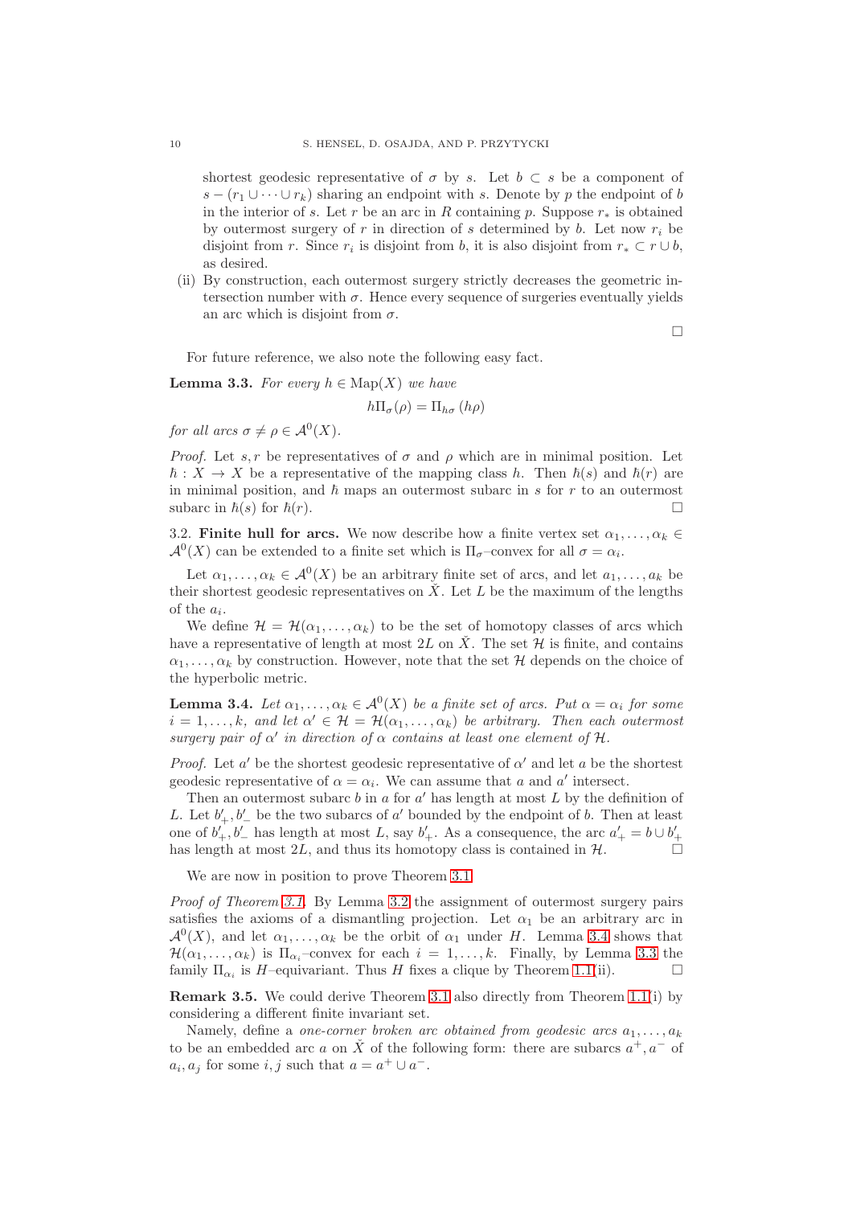shortest geodesic representative of $\sigma$ by $s$. Let $b \subset s$ be a component of $s - (r_1 \cup \cdots \cup r_k)$ sharing an endpoint with $s$. Denote by $p$ the endpoint of $b$ in the interior of $s$. Let $r$ be an arc in $R$ containing $p$. Suppose $r_*$ is obtained by outermost surgery of $r$ in direction of $s$ determined by $b$. Let now $r_i$ be disjoint from $r$. Since $r_i$ is disjoint from $b$, it is also disjoint from $r_* \subset r \cup b$, as desired.

(ii) By construction, each outermost surgery strictly decreases the geometric intersection number with $\sigma$. Hence every sequence of surgeries eventually yields an arc which is disjoint from $\sigma$.

□

For future reference, we also note the following easy fact.

**Lemma 3.3.** *For every $h \in \mathrm{Map}(X)$ we have*

$$h\Pi_\sigma(\rho) = \Pi_{h\sigma}(h\rho)$$

*for all arcs $\sigma \neq \rho \in \mathcal{A}^0(X)$.*

*Proof.* Let $s, r$ be representatives of $\sigma$ and $\rho$ which are in minimal position. Let $\hbar : X \to X$ be a representative of the mapping class $h$. Then $\hbar(s)$ and $\hbar(r)$ are in minimal position, and $\hbar$ maps an outermost subarc in $s$ for $r$ to an outermost subarc in $\hbar(s)$ for $\hbar(r)$. □

3.2. **Finite hull for arcs.** We now describe how a finite vertex set $\alpha_1, \ldots, \alpha_k \in \mathcal{A}^0(X)$ can be extended to a finite set which is $\Pi_\sigma$–convex for all $\sigma = \alpha_i$.

Let $\alpha_1, \ldots, \alpha_k \in \mathcal{A}^0(X)$ be an arbitrary finite set of arcs, and let $a_1, \ldots, a_k$ be their shortest geodesic representatives on $\check{X}$. Let $L$ be the maximum of the lengths of the $a_i$.

We define $\mathcal{H} = \mathcal{H}(\alpha_1, \ldots, \alpha_k)$ to be the set of homotopy classes of arcs which have a representative of length at most $2L$ on $\check{X}$. The set $\mathcal{H}$ is finite, and contains $\alpha_1, \ldots, \alpha_k$ by construction. However, note that the set $\mathcal{H}$ depends on the choice of the hyperbolic metric.

**Lemma 3.4.** *Let $\alpha_1, \ldots, \alpha_k \in \mathcal{A}^0(X)$ be a finite set of arcs. Put $\alpha = \alpha_i$ for some $i = 1, \ldots, k$, and let $\alpha' \in \mathcal{H} = \mathcal{H}(\alpha_1, \ldots, \alpha_k)$ be arbitrary. Then each outermost surgery pair of $\alpha'$ in direction of $\alpha$ contains at least one element of $\mathcal{H}$.*

*Proof.* Let $a'$ be the shortest geodesic representative of $\alpha'$ and let $a$ be the shortest geodesic representative of $\alpha = \alpha_i$. We can assume that $a$ and $a'$ intersect.

Then an outermost subarc $b$ in $a$ for $a'$ has length at most $L$ by the definition of $L$. Let $b'_+, b'_-$ be the two subarcs of $a'$ bounded by the endpoint of $b$. Then at least one of $b'_+, b'_-$ has length at most $L$, say $b'_+$. As a consequence, the arc $a'_+ = b \cup b'_+$ has length at most $2L$, and thus its homotopy class is contained in $\mathcal{H}$. □

We are now in position to prove Theorem 3.1.

*Proof of Theorem 3.1.* By Lemma 3.2 the assignment of outermost surgery pairs satisfies the axioms of a dismantling projection. Let $\alpha_1$ be an arbitrary arc in $\mathcal{A}^0(X)$, and let $\alpha_1, \ldots, \alpha_k$ be the orbit of $\alpha_1$ under $H$. Lemma 3.4 shows that $\mathcal{H}(\alpha_1, \ldots, \alpha_k)$ is $\Pi_{\alpha_i}$–convex for each $i = 1, \ldots, k$. Finally, by Lemma 3.3 the family $\Pi_{\alpha_i}$ is $H$–equivariant. Thus $H$ fixes a clique by Theorem 1.1(ii). □

**Remark 3.5.** We could derive Theorem 3.1 also directly from Theorem 1.1(i) by considering a different finite invariant set.

Namely, define a *one-corner broken arc obtained from geodesic arcs* $a_1, \ldots, a_k$ to be an embedded arc $a$ on $\check{X}$ of the following form: there are subarcs $a^+, a^-$ of $a_i, a_j$ for some $i, j$ such that $a = a^+ \cup a^-$.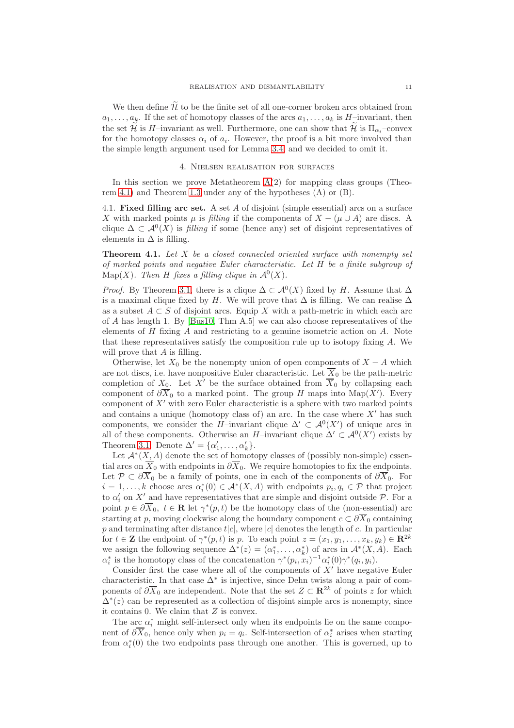We then define $\widetilde{\mathcal{H}}$ to be the finite set of all one-corner broken arcs obtained from $a_1, \ldots, a_k$. If the set of homotopy classes of the arcs $a_1, \ldots, a_k$ is $H$–invariant, then the set $\widetilde{\mathcal{H}}$ is $H$–invariant as well. Furthermore, one can show that $\widetilde{\mathcal{H}}$ is $\Pi_{\alpha_i}$–convex for the homotopy classes $\alpha_i$ of $a_i$. However, the proof is a bit more involved than the simple length argument used for Lemma 3.4, and we decided to omit it.

## 4. Nielsen realisation for surfaces

In this section we prove Metatheorem A(2) for mapping class groups (Theorem 4.1) and Theorem 1.3 under any of the hypotheses (A) or (B).

**4.1. Fixed filling arc set.** A set $A$ of disjoint (simple essential) arcs on a surface $X$ with marked points $\mu$ is *filling* if the components of $X - (\mu \cup A)$ are discs. A clique $\Delta \subset \mathcal{A}^0(X)$ is *filling* if some (hence any) set of disjoint representatives of elements in $\Delta$ is filling.

**Theorem 4.1.** *Let $X$ be a closed connected oriented surface with nonempty set of marked points and negative Euler characteristic. Let $H$ be a finite subgroup of $\mathrm{Map}(X)$. Then $H$ fixes a filling clique in $\mathcal{A}^0(X)$.*

*Proof.* By Theorem 3.1, there is a clique $\Delta \subset \mathcal{A}^0(X)$ fixed by $H$. Assume that $\Delta$ is a maximal clique fixed by $H$. We will prove that $\Delta$ is filling. We can realise $\Delta$ as a subset $A \subset S$ of disjoint arcs. Equip $X$ with a path-metric in which each arc of $A$ has length 1. By [Bus10, Thm A.5] we can also choose representatives of the elements of $H$ fixing $A$ and restricting to a genuine isometric action on $A$. Note that these representatives satisfy the composition rule up to isotopy fixing $A$. We will prove that $A$ is filling.

Otherwise, let $X_0$ be the nonempty union of open components of $X - A$ which are not discs, i.e. have nonpositive Euler characteristic. Let $\overline{X}_0$ be the path-metric completion of $X_0$. Let $X'$ be the surface obtained from $\overline{X}_0$ by collapsing each component of $\partial\overline{X}_0$ to a marked point. The group $H$ maps into $\mathrm{Map}(X')$. Every component of $X'$ with zero Euler characteristic is a sphere with two marked points and contains a unique (homotopy class of) an arc. In the case where $X'$ has such components, we consider the $H$–invariant clique $\Delta' \subset \mathcal{A}^0(X')$ of unique arcs in all of these components. Otherwise an $H$–invariant clique $\Delta' \subset \mathcal{A}^0(X')$ exists by Theorem 3.1. Denote $\Delta' = \{\alpha'_1, \ldots, \alpha'_k\}$.

Let $\mathcal{A}^*(X, A)$ denote the set of homotopy classes of (possibly non-simple) essential arcs on $\overline{X}_0$ with endpoints in $\partial\overline{X}_0$. We require homotopies to fix the endpoints. Let $\mathcal{P} \subset \partial\overline{X}_0$ be a family of points, one in each of the components of $\partial\overline{X}_0$. For $i = 1, \ldots, k$ choose arcs $\alpha^*_i(0) \in \mathcal{A}^*(X, A)$ with endpoints $p_i, q_i \in \mathcal{P}$ that project to $\alpha'_i$ on $X'$ and have representatives that are simple and disjoint outside $\mathcal{P}$. For a point $p \in \partial\overline{X}_0$, $t \in \mathbf{R}$ let $\gamma^*(p, t)$ be the homotopy class of the (non-essential) arc starting at $p$, moving clockwise along the boundary component $c \subset \partial\overline{X}_0$ containing $p$ and terminating after distance $t|c|$, where $|c|$ denotes the length of $c$. In particular for $t \in \mathbf{Z}$ the endpoint of $\gamma^*(p, t)$ is $p$. To each point $z = (x_1, y_1, \ldots, x_k, y_k) \in \mathbf{R}^{2k}$ we assign the following sequence $\Delta^*(z) = (\alpha^*_1, \ldots, \alpha^*_k)$ of arcs in $\mathcal{A}^*(X, A)$. Each $\alpha^*_i$ is the homotopy class of the concatenation $\gamma^*(p_i, x_i)^{-1}\alpha^*_i(0)\gamma^*(q_i, y_i)$.

Consider first the case where all of the components of $X'$ have negative Euler characteristic. In that case $\Delta^*$ is injective, since Dehn twists along a pair of components of $\partial\overline{X}_0$ are independent. Note that the set $Z \subset \mathbf{R}^{2k}$ of points $z$ for which $\Delta^*(z)$ can be represented as a collection of disjoint simple arcs is nonempty, since it contains 0. We claim that $Z$ is convex.

The arc $\alpha^*_i$ might self-intersect only when its endpoints lie on the same component of $\partial\overline{X}_0$, hence only when $p_i = q_i$. Self-intersection of $\alpha^*_i$ arises when starting from $\alpha^*_i(0)$ the two endpoints pass through one another. This is governed, up to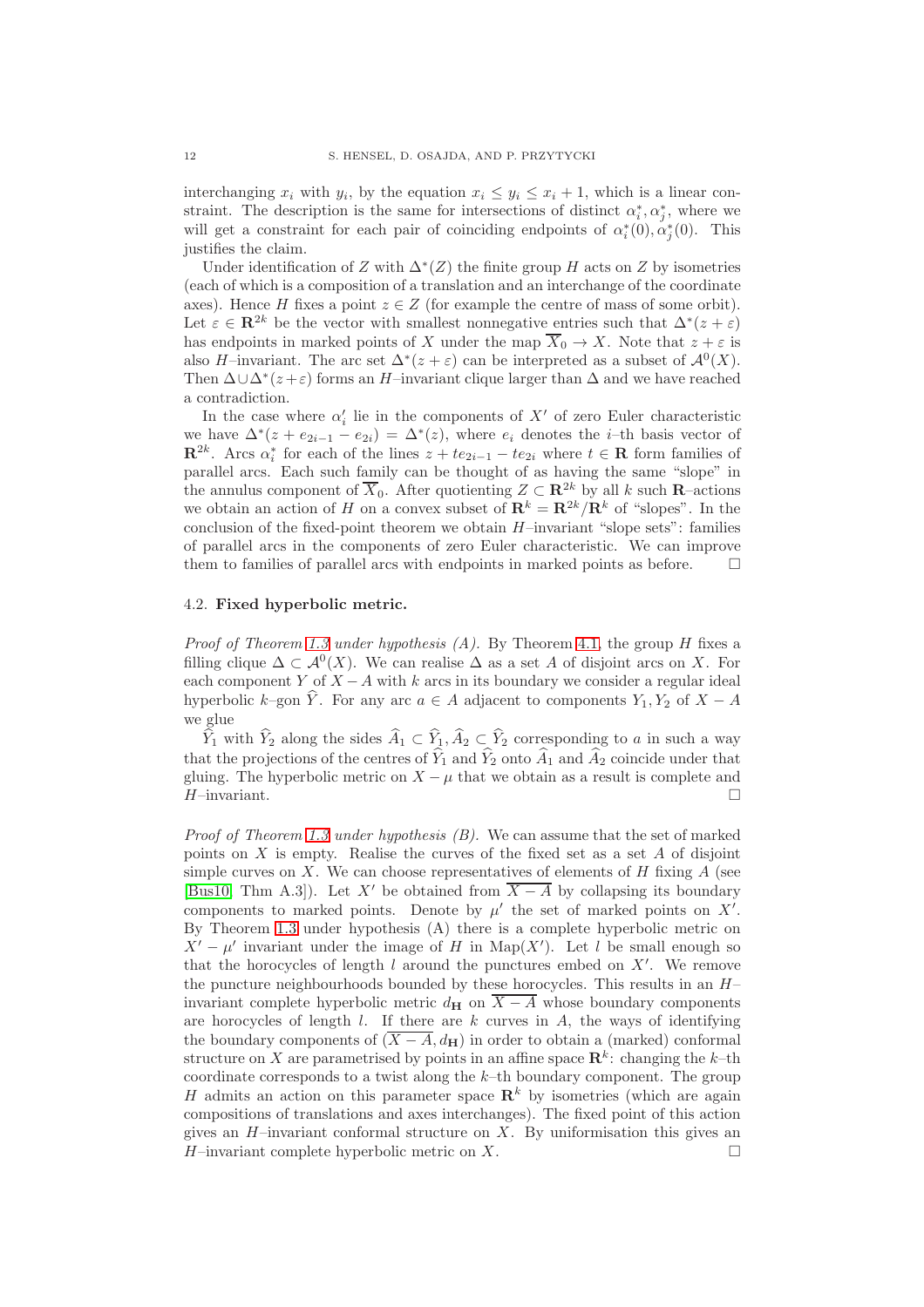interchanging $x_i$ with $y_i$, by the equation $x_i \leq y_i \leq x_i + 1$, which is a linear constraint. The description is the same for intersections of distinct $\alpha_i^*, \alpha_j^*$, where we will get a constraint for each pair of coinciding endpoints of $\alpha_i^*(0), \alpha_j^*(0)$. This justifies the claim.

Under identification of $Z$ with $\Delta^*(Z)$ the finite group $H$ acts on $Z$ by isometries (each of which is a composition of a translation and an interchange of the coordinate axes). Hence $H$ fixes a point $z \in Z$ (for example the centre of mass of some orbit). Let $\varepsilon \in \mathbf{R}^{2k}$ be the vector with smallest nonnegative entries such that $\Delta^*(z+\varepsilon)$ has endpoints in marked points of $X$ under the map $\overline{X}_0 \to X$. Note that $z+\varepsilon$ is also $H$–invariant. The arc set $\Delta^*(z+\varepsilon)$ can be interpreted as a subset of $\mathcal{A}^0(X)$. Then $\Delta \cup \Delta^*(z+\varepsilon)$ forms an $H$–invariant clique larger than $\Delta$ and we have reached a contradiction.

In the case where $\alpha_i'$ lie in the components of $X'$ of zero Euler characteristic we have $\Delta^*(z+e_{2i-1}-e_{2i}) = \Delta^*(z)$, where $e_i$ denotes the $i$–th basis vector of $\mathbf{R}^{2k}$. Arcs $\alpha_i^*$ for each of the lines $z + te_{2i-1} - te_{2i}$ where $t \in \mathbf{R}$ form families of parallel arcs. Each such family can be thought of as having the same "slope" in the annulus component of $\overline{X}_0$. After quotienting $Z \subset \mathbf{R}^{2k}$ by all $k$ such $\mathbf{R}$–actions we obtain an action of $H$ on a convex subset of $\mathbf{R}^k = \mathbf{R}^{2k}/\mathbf{R}^k$ of "slopes". In the conclusion of the fixed-point theorem we obtain $H$–invariant "slope sets": families of parallel arcs in the components of zero Euler characteristic. We can improve them to families of parallel arcs with endpoints in marked points as before. □

## 4.2. **Fixed hyperbolic metric.**

*Proof of Theorem 1.3 under hypothesis (A).* By Theorem 4.1, the group $H$ fixes a filling clique $\Delta \subset \mathcal{A}^0(X)$. We can realise $\Delta$ as a set $A$ of disjoint arcs on $X$. For each component $Y$ of $X - A$ with $k$ arcs in its boundary we consider a regular ideal hyperbolic $k$–gon $\widehat{Y}$. For any arc $a \in A$ adjacent to components $Y_1, Y_2$ of $X - A$ we glue
$\widehat{Y}_1$ with $\widehat{Y}_2$ along the sides $\widehat{A}_1 \subset \widehat{Y}_1, \widehat{A}_2 \subset \widehat{Y}_2$ corresponding to $a$ in such a way that the projections of the centres of $\widehat{Y}_1$ and $\widehat{Y}_2$ onto $\widehat{A}_1$ and $\widehat{A}_2$ coincide under that gluing. The hyperbolic metric on $X - \mu$ that we obtain as a result is complete and $H$–invariant. □

*Proof of Theorem 1.3 under hypothesis (B).* We can assume that the set of marked points on $X$ is empty. Realise the curves of the fixed set as a set $A$ of disjoint simple curves on $X$. We can choose representatives of elements of $H$ fixing $A$ (see [Bus10, Thm A.3]). Let $X'$ be obtained from $\overline{X - A}$ by collapsing its boundary components to marked points. Denote by $\mu'$ the set of marked points on $X'$. By Theorem 1.3 under hypothesis (A) there is a complete hyperbolic metric on $X' - \mu'$ invariant under the image of $H$ in $\mathrm{Map}(X')$. Let $l$ be small enough so that the horocycles of length $l$ around the punctures embed on $X'$. We remove the puncture neighbourhoods bounded by these horocycles. This results in an $H$–invariant complete hyperbolic metric $d_{\mathbf{H}}$ on $\overline{X - A}$ whose boundary components are horocycles of length $l$. If there are $k$ curves in $A$, the ways of identifying the boundary components of $(\overline{X - A}, d_{\mathbf{H}})$ in order to obtain a (marked) conformal structure on $X$ are parametrised by points in an affine space $\mathbf{R}^k$: changing the $k$–th coordinate corresponds to a twist along the $k$–th boundary component. The group $H$ admits an action on this parameter space $\mathbf{R}^k$ by isometries (which are again compositions of translations and axes interchanges). The fixed point of this action gives an $H$–invariant conformal structure on $X$. By uniformisation this gives an $H$–invariant complete hyperbolic metric on $X$. □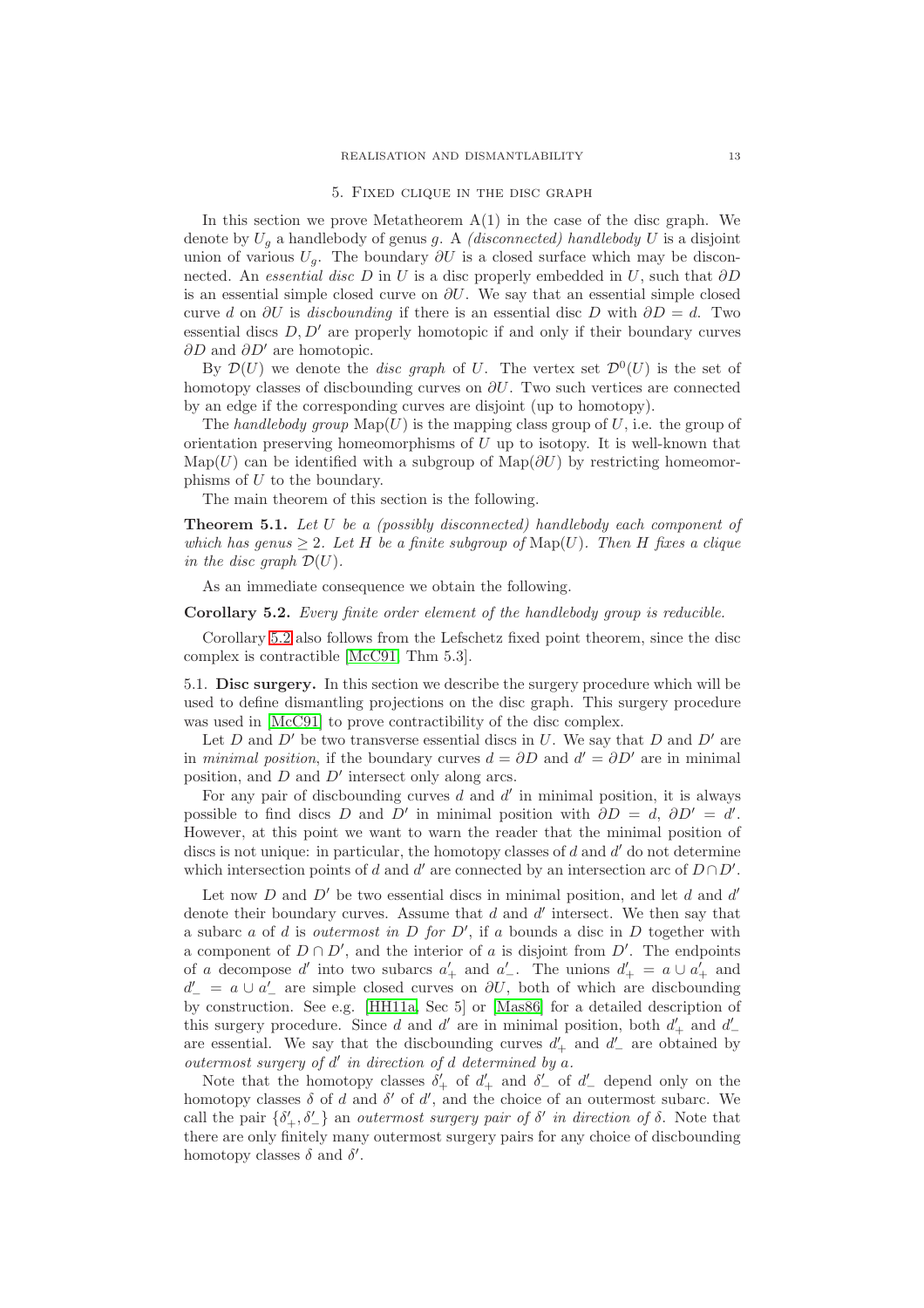## 5. Fixed clique in the disc graph

In this section we prove Metatheorem A(1) in the case of the disc graph. We denote by $U_g$ a handlebody of genus $g$. A *(disconnected) handlebody* $U$ is a disjoint union of various $U_g$. The boundary $\partial U$ is a closed surface which may be disconnected. An *essential disc* $D$ in $U$ is a disc properly embedded in $U$, such that $\partial D$ is an essential simple closed curve on $\partial U$. We say that an essential simple closed curve $d$ on $\partial U$ is *discbounding* if there is an essential disc $D$ with $\partial D = d$. Two essential discs $D, D'$ are properly homotopic if and only if their boundary curves $\partial D$ and $\partial D'$ are homotopic.

By $\mathcal{D}(U)$ we denote the *disc graph* of $U$. The vertex set $\mathcal{D}^0(U)$ is the set of homotopy classes of discbounding curves on $\partial U$. Two such vertices are connected by an edge if the corresponding curves are disjoint (up to homotopy).

The *handlebody group* $\mathrm{Map}(U)$ is the mapping class group of $U$, i.e. the group of orientation preserving homeomorphisms of $U$ up to isotopy. It is well-known that $\mathrm{Map}(U)$ can be identified with a subgroup of $\mathrm{Map}(\partial U)$ by restricting homeomorphisms of $U$ to the boundary.

The main theorem of this section is the following.

**Theorem 5.1.** *Let $U$ be a (possibly disconnected) handlebody each component of which has genus $\geq 2$. Let $H$ be a finite subgroup of $\mathrm{Map}(U)$. Then $H$ fixes a clique in the disc graph $\mathcal{D}(U)$.*

As an immediate consequence we obtain the following.

**Corollary 5.2.** *Every finite order element of the handlebody group is reducible.*

Corollary 5.2 also follows from the Lefschetz fixed point theorem, since the disc complex is contractible [McC91, Thm 5.3].

5.1. **Disc surgery.** In this section we describe the surgery procedure which will be used to define dismantling projections on the disc graph. This surgery procedure was used in [McC91] to prove contractibility of the disc complex.

Let $D$ and $D'$ be two transverse essential discs in $U$. We say that $D$ and $D'$ are in *minimal position*, if the boundary curves $d = \partial D$ and $d' = \partial D'$ are in minimal position, and $D$ and $D'$ intersect only along arcs.

For any pair of discbounding curves $d$ and $d'$ in minimal position, it is always possible to find discs $D$ and $D'$ in minimal position with $\partial D = d$, $\partial D' = d'$. However, at this point we want to warn the reader that the minimal position of discs is not unique: in particular, the homotopy classes of $d$ and $d'$ do not determine which intersection points of $d$ and $d'$ are connected by an intersection arc of $D \cap D'$.

Let now $D$ and $D'$ be two essential discs in minimal position, and let $d$ and $d'$ denote their boundary curves. Assume that $d$ and $d'$ intersect. We then say that a subarc $a$ of $d$ is *outermost in $D$ for $D'$*, if $a$ bounds a disc in $D$ together with a component of $D \cap D'$, and the interior of $a$ is disjoint from $D'$. The endpoints of $a$ decompose $d'$ into two subarcs $a'_+$ and $a'_-$. The unions $d'_+ = a \cup a'_+$ and $d'_- = a \cup a'_-$ are simple closed curves on $\partial U$, both of which are discbounding by construction. See e.g. [HH11a, Sec 5] or [Mas86] for a detailed description of this surgery procedure. Since $d$ and $d'$ are in minimal position, both $d'_+$ and $d'_-$ are essential. We say that the discbounding curves $d'_+$ and $d'_-$ are obtained by *outermost surgery of $d'$ in direction of $d$ determined by $a$*.

Note that the homotopy classes $\delta'_+$ of $d'_+$ and $\delta'_-$ of $d'_-$ depend only on the homotopy classes $\delta$ of $d$ and $\delta'$ of $d'$, and the choice of an outermost subarc. We call the pair $\{\delta'_+, \delta'_-\}$ an *outermost surgery pair of $\delta'$ in direction of $\delta$*. Note that there are only finitely many outermost surgery pairs for any choice of discbounding homotopy classes $\delta$ and $\delta'$.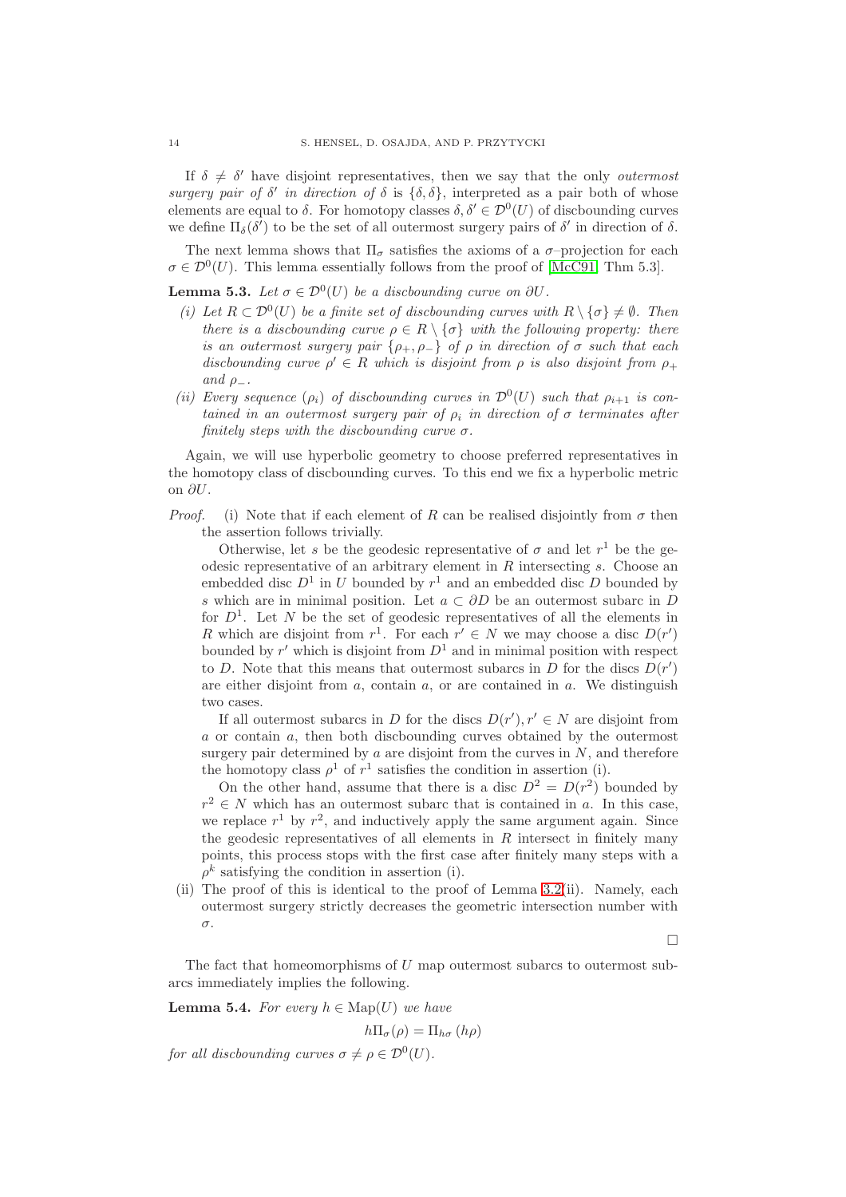If $\delta \neq \delta'$ have disjoint representatives, then we say that the only *outermost surgery pair of* $\delta'$ *in direction of* $\delta$ is $\{\delta, \delta\}$, interpreted as a pair both of whose elements are equal to $\delta$. For homotopy classes $\delta, \delta' \in \mathcal{D}^0(U)$ of discbounding curves we define $\Pi_\delta(\delta')$ to be the set of all outermost surgery pairs of $\delta'$ in direction of $\delta$.

The next lemma shows that $\Pi_\sigma$ satisfies the axioms of a $\sigma$–projection for each $\sigma \in \mathcal{D}^0(U)$. This lemma essentially follows from the proof of [McC91, Thm 5.3].

**Lemma 5.3.** *Let* $\sigma \in \mathcal{D}^0(U)$ *be a discbounding curve on* $\partial U$.

*(i) Let* $R \subset \mathcal{D}^0(U)$ *be a finite set of discbounding curves with* $R \setminus \{\sigma\} \neq \emptyset$. *Then there is a discbounding curve* $\rho \in R \setminus \{\sigma\}$ *with the following property: there is an outermost surgery pair* $\{\rho_+, \rho_-\}$ *of* $\rho$ *in direction of* $\sigma$ *such that each discbounding curve* $\rho' \in R$ *which is disjoint from* $\rho$ *is also disjoint from* $\rho_+$ *and* $\rho_-$.

*(ii) Every sequence* $(\rho_i)$ *of discbounding curves in* $\mathcal{D}^0(U)$ *such that* $\rho_{i+1}$ *is contained in an outermost surgery pair of* $\rho_i$ *in direction of* $\sigma$ *terminates after finitely steps with the discbounding curve* $\sigma$.

Again, we will use hyperbolic geometry to choose preferred representatives in the homotopy class of discbounding curves. To this end we fix a hyperbolic metric on $\partial U$.

*Proof.* (i) Note that if each element of $R$ can be realised disjointly from $\sigma$ then the assertion follows trivially.

Otherwise, let $s$ be the geodesic representative of $\sigma$ and let $r^1$ be the geodesic representative of an arbitrary element in $R$ intersecting $s$. Choose an embedded disc $D^1$ in $U$ bounded by $r^1$ and an embedded disc $D$ bounded by $s$ which are in minimal position. Let $a \subset \partial D$ be an outermost subarc in $D$ for $D^1$. Let $N$ be the set of geodesic representatives of all the elements in $R$ which are disjoint from $r^1$. For each $r' \in N$ we may choose a disc $D(r')$ bounded by $r'$ which is disjoint from $D^1$ and in minimal position with respect to $D$. Note that this means that outermost subarcs in $D$ for the discs $D(r')$ are either disjoint from $a$, contain $a$, or are contained in $a$. We distinguish two cases.

If all outermost subarcs in $D$ for the discs $D(r'), r' \in N$ are disjoint from $a$ or contain $a$, then both discbounding curves obtained by the outermost surgery pair determined by $a$ are disjoint from the curves in $N$, and therefore the homotopy class $\rho^1$ of $r^1$ satisfies the condition in assertion (i).

On the other hand, assume that there is a disc $D^2 = D(r^2)$ bounded by $r^2 \in N$ which has an outermost subarc that is contained in $a$. In this case, we replace $r^1$ by $r^2$, and inductively apply the same argument again. Since the geodesic representatives of all elements in $R$ intersect in finitely many points, this process stops with the first case after finitely many steps with a $\rho^k$ satisfying the condition in assertion (i).

(ii) The proof of this is identical to the proof of Lemma 3.2(ii). Namely, each outermost surgery strictly decreases the geometric intersection number with $\sigma$.

□

The fact that homeomorphisms of $U$ map outermost subarcs to outermost subarcs immediately implies the following.

**Lemma 5.4.** *For every* $h \in \mathrm{Map}(U)$ *we have*

$$h\Pi_\sigma(\rho) = \Pi_{h\sigma}(h\rho)$$

*for all discbounding curves* $\sigma \neq \rho \in \mathcal{D}^0(U)$.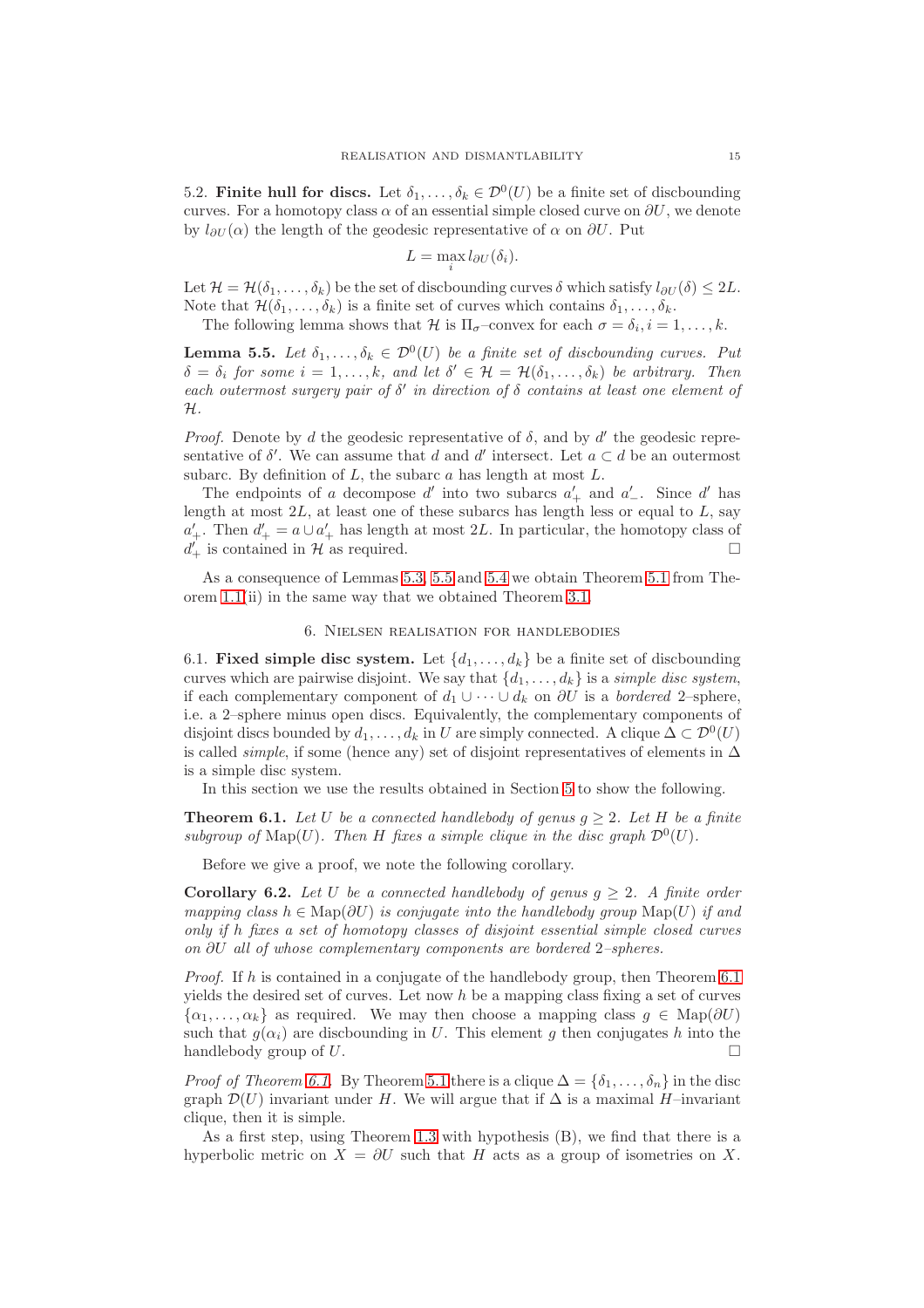5.2. **Finite hull for discs.** Let $\delta_1, \dots, \delta_k \in \mathcal{D}^0(U)$ be a finite set of discbounding curves. For a homotopy class $\alpha$ of an essential simple closed curve on $\partial U$, we denote by $l_{\partial U}(\alpha)$ the length of the geodesic representative of $\alpha$ on $\partial U$. Put

$$L = \max_i l_{\partial U}(\delta_i).$$

Let $\mathcal{H} = \mathcal{H}(\delta_1, \dots, \delta_k)$ be the set of discbounding curves $\delta$ which satisfy $l_{\partial U}(\delta) \leq 2L$. Note that $\mathcal{H}(\delta_1, \dots, \delta_k)$ is a finite set of curves which contains $\delta_1, \dots, \delta_k$.

The following lemma shows that $\mathcal{H}$ is $\Pi_\sigma$–convex for each $\sigma = \delta_i, i = 1, \dots, k$.

**Lemma 5.5.** *Let $\delta_1, \dots, \delta_k \in \mathcal{D}^0(U)$ be a finite set of discbounding curves. Put $\delta = \delta_i$ for some $i = 1, \dots, k$, and let $\delta' \in \mathcal{H} = \mathcal{H}(\delta_1, \dots, \delta_k)$ be arbitrary. Then each outermost surgery pair of $\delta'$ in direction of $\delta$ contains at least one element of $\mathcal{H}$.*

*Proof.* Denote by $d$ the geodesic representative of $\delta$, and by $d'$ the geodesic representative of $\delta'$. We can assume that $d$ and $d'$ intersect. Let $a \subset d$ be an outermost subarc. By definition of $L$, the subarc $a$ has length at most $L$.

The endpoints of $a$ decompose $d'$ into two subarcs $a'_+$ and $a'_-$. Since $d'$ has length at most $2L$, at least one of these subarcs has length less or equal to $L$, say $a'_+$. Then $d'_+ = a \cup a'_+$ has length at most $2L$. In particular, the homotopy class of $d'_+$ is contained in $\mathcal{H}$ as required. $\square$

As a consequence of Lemmas 5.3, 5.5 and 5.4 we obtain Theorem 5.1 from Theorem 1.1(ii) in the same way that we obtained Theorem 3.1.

## 6. Nielsen realisation for handlebodies

6.1. **Fixed simple disc system.** Let $\{d_1, \dots, d_k\}$ be a finite set of discbounding curves which are pairwise disjoint. We say that $\{d_1, \dots, d_k\}$ is a *simple disc system*, if each complementary component of $d_1 \cup \dots \cup d_k$ on $\partial U$ is a *bordered* 2–sphere, i.e. a 2–sphere minus open discs. Equivalently, the complementary components of disjoint discs bounded by $d_1, \dots, d_k$ in $U$ are simply connected. A clique $\Delta \subset \mathcal{D}^0(U)$ is called *simple*, if some (hence any) set of disjoint representatives of elements in $\Delta$ is a simple disc system.

In this section we use the results obtained in Section 5 to show the following.

**Theorem 6.1.** *Let $U$ be a connected handlebody of genus $g \geq 2$. Let $H$ be a finite subgroup of $\mathrm{Map}(U)$. Then $H$ fixes a simple clique in the disc graph $\mathcal{D}^0(U)$.*

Before we give a proof, we note the following corollary.

**Corollary 6.2.** *Let $U$ be a connected handlebody of genus $g \geq 2$. A finite order mapping class $h \in \mathrm{Map}(\partial U)$ is conjugate into the handlebody group $\mathrm{Map}(U)$ if and only if $h$ fixes a set of homotopy classes of disjoint essential simple closed curves on $\partial U$ all of whose complementary components are bordered 2–spheres.*

*Proof.* If $h$ is contained in a conjugate of the handlebody group, then Theorem 6.1 yields the desired set of curves. Let now $h$ be a mapping class fixing a set of curves $\{\alpha_1, \dots, \alpha_k\}$ as required. We may then choose a mapping class $g \in \mathrm{Map}(\partial U)$ such that $g(\alpha_i)$ are discbounding in $U$. This element $g$ then conjugates $h$ into the handlebody group of $U$. $\square$

*Proof of Theorem 6.1.* By Theorem 5.1 there is a clique $\Delta = \{\delta_1, \dots, \delta_n\}$ in the disc graph $\mathcal{D}(U)$ invariant under $H$. We will argue that if $\Delta$ is a maximal $H$–invariant clique, then it is simple.

As a first step, using Theorem 1.3 with hypothesis (B), we find that there is a hyperbolic metric on $X = \partial U$ such that $H$ acts as a group of isometries on $X$.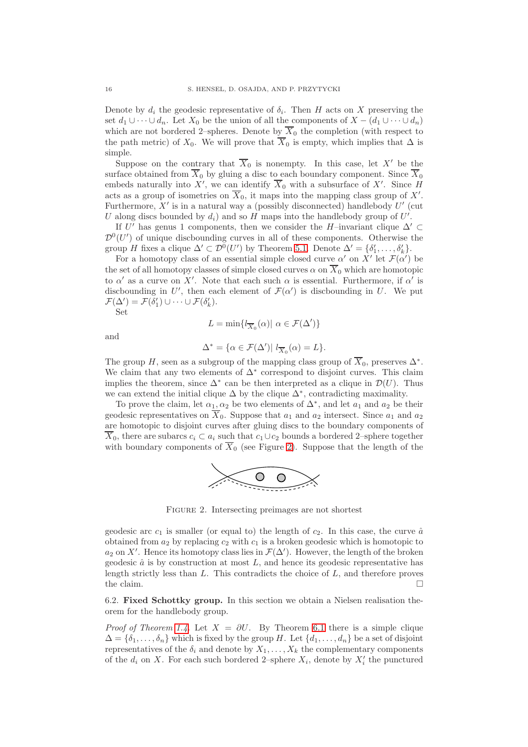Denote by $d_i$ the geodesic representative of $\delta_i$. Then $H$ acts on $X$ preserving the set $d_1 \cup \dots \cup d_n$. Let $X_0$ be the union of all the components of $X - (d_1 \cup \dots \cup d_n)$ which are not bordered 2–spheres. Denote by $\overline{X}_0$ the completion (with respect to the path metric) of $X_0$. We will prove that $\overline{X}_0$ is empty, which implies that $\Delta$ is simple.

Suppose on the contrary that $\overline{X}_0$ is nonempty. In this case, let $X'$ be the surface obtained from $\overline{X}_0$ by gluing a disc to each boundary component. Since $\overline{X}_0$ embeds naturally into $X'$, we can identify $\overline{X}_0$ with a subsurface of $X'$. Since $H$ acts as a group of isometries on $\overline{X}_0$, it maps into the mapping class group of $X'$. Furthermore, $X'$ is in a natural way a (possibly disconnected) handlebody $U'$ (cut $U$ along discs bounded by $d_i$) and so $H$ maps into the handlebody group of $U'$.

If $U'$ has genus 1 components, then we consider the $H$–invariant clique $\Delta' \subset \mathcal{D}^0(U')$ of unique discbounding curves in all of these components. Otherwise the group $H$ fixes a clique $\Delta' \subset \mathcal{D}^0(U')$ by Theorem 5.1. Denote $\Delta' = \{\delta'_1, \dots, \delta'_k\}$.

For a homotopy class of an essential simple closed curve $\alpha'$ on $X'$ let $\mathcal{F}(\alpha')$ be the set of all homotopy classes of simple closed curves $\alpha$ on $\overline{X}_0$ which are homotopic to $\alpha'$ as a curve on $X'$. Note that each such $\alpha$ is essential. Furthermore, if $\alpha'$ is discbounding in $U'$, then each element of $\mathcal{F}(\alpha')$ is discbounding in $U$. We put $\mathcal{F}(\Delta') = \mathcal{F}(\delta'_1) \cup \dots \cup \mathcal{F}(\delta'_k)$.

Set

$$L = \min\{l_{\overline{X}_0}(\alpha) |\ \alpha \in \mathcal{F}(\Delta')\}$$

and

$$\Delta^* = \{\alpha \in \mathcal{F}(\Delta') |\ l_{\overline{X}_0}(\alpha) = L\}.$$

The group $H$, seen as a subgroup of the mapping class group of $\overline{X}_0$, preserves $\Delta^*$. We claim that any two elements of $\Delta^*$ correspond to disjoint curves. This claim implies the theorem, since $\Delta^*$ can be then interpreted as a clique in $\mathcal{D}(U)$. Thus we can extend the initial clique $\Delta$ by the clique $\Delta^*$, contradicting maximality.

To prove the claim, let $\alpha_1, \alpha_2$ be two elements of $\Delta^*$, and let $a_1$ and $a_2$ be their geodesic representatives on $\overline{X}_0$. Suppose that $a_1$ and $a_2$ intersect. Since $a_1$ and $a_2$ are homotopic to disjoint curves after gluing discs to the boundary components of $\overline{X}_0$, there are subarcs $c_i \subset a_i$ such that $c_1 \cup c_2$ bounds a bordered 2–sphere together with boundary components of $\overline{X}_0$ (see Figure 2). Suppose that the length of the geodesic arc $c_1$ is smaller (or equal to) the length of $c_2$. In this case, the curve $\hat{a}$ obtained from $a_2$ by replacing $c_2$ with $c_1$ is a broken geodesic which is homotopic to $a_2$ on $X'$. Hence its homotopy class lies in $\mathcal{F}(\Delta')$. However, the length of the broken geodesic $\hat{a}$ is by construction at most $L$, and hence its geodesic representative has length strictly less than $L$. This contradicts the choice of $L$, and therefore proves the claim. $\square$

Figure 2. Intersecting preimages are not shortest

## 6.2. Fixed Schottky group.

In this section we obtain a Nielsen realisation theorem for the handlebody group.

*Proof of Theorem 1.4.* Let $X = \partial U$. By Theorem 6.1 there is a simple clique $\Delta = \{\delta_1, \dots, \delta_n\}$ which is fixed by the group $H$. Let $\{d_1, \dots, d_n\}$ be a set of disjoint representatives of the $\delta_i$ and denote by $X_1, \dots, X_k$ the complementary components of the $d_i$ on $X$. For each such bordered 2–sphere $X_i$, denote by $X'_i$ the punctured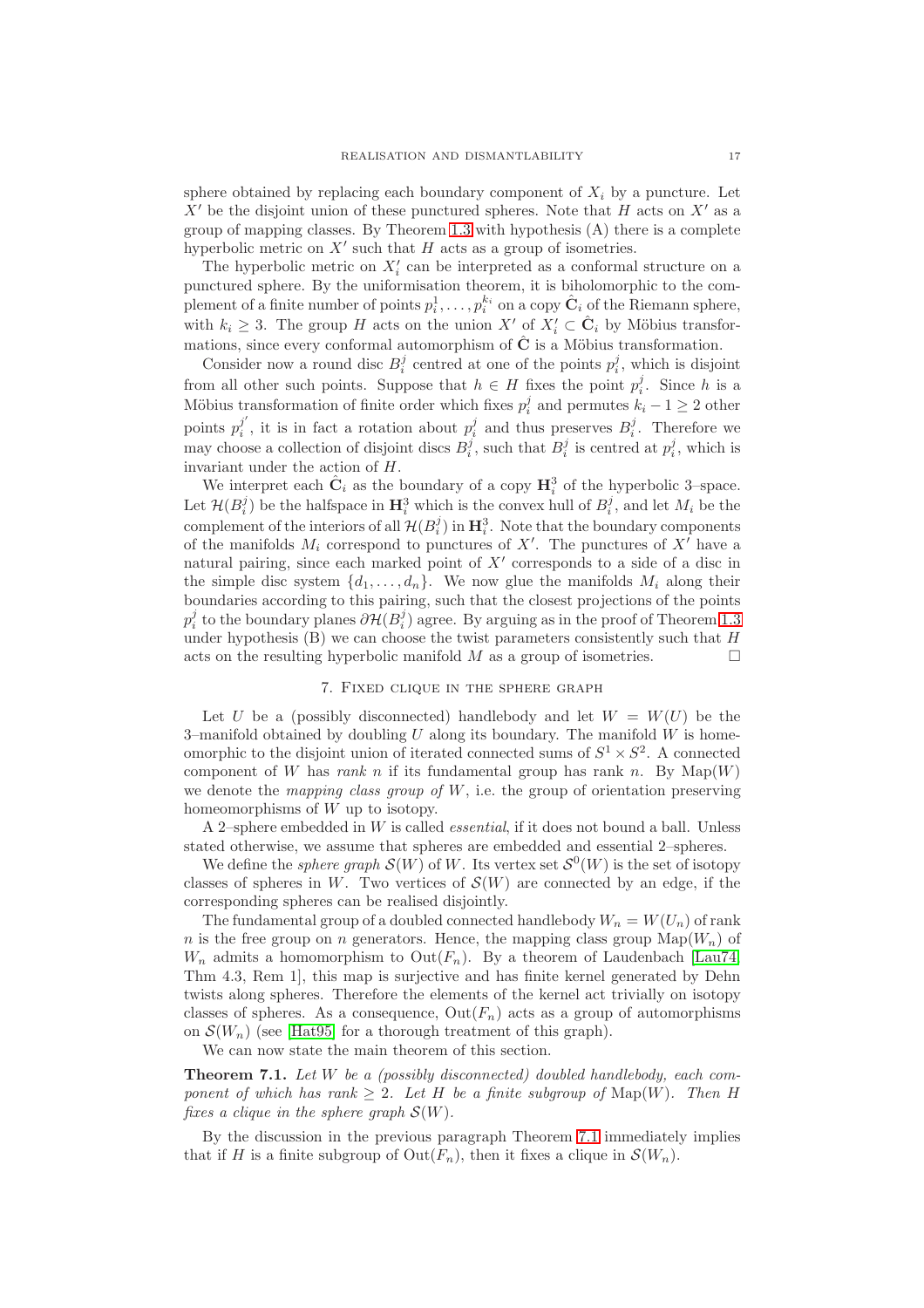sphere obtained by replacing each boundary component of $X_i$ by a puncture. Let $X'$ be the disjoint union of these punctured spheres. Note that $H$ acts on $X'$ as a group of mapping classes. By Theorem 1.3 with hypothesis (A) there is a complete hyperbolic metric on $X'$ such that $H$ acts as a group of isometries.

The hyperbolic metric on $X_i'$ can be interpreted as a conformal structure on a punctured sphere. By the uniformisation theorem, it is biholomorphic to the complement of a finite number of points $p_i^1, \ldots, p_i^{k_i}$ on a copy $\hat{\mathbf{C}}_i$ of the Riemann sphere, with $k_i \geq 3$. The group $H$ acts on the union $X'$ of $X_i' \subset \hat{\mathbf{C}}_i$ by Möbius transformations, since every conformal automorphism of $\hat{\mathbf{C}}$ is a Möbius transformation.

Consider now a round disc $B_i^j$ centred at one of the points $p_i^j$, which is disjoint from all other such points. Suppose that $h \in H$ fixes the point $p_i^j$. Since $h$ is a Möbius transformation of finite order which fixes $p_i^j$ and permutes $k_i - 1 \geq 2$ other points $p_i^{j'}$, it is in fact a rotation about $p_i^j$ and thus preserves $B_i^j$. Therefore we may choose a collection of disjoint discs $B_i^j$, such that $B_i^j$ is centred at $p_i^j$, which is invariant under the action of $H$.

We interpret each $\hat{\mathbf{C}}_i$ as the boundary of a copy $\mathbf{H}_i^3$ of the hyperbolic 3–space. Let $\mathcal{H}(B_i^j)$ be the halfspace in $\mathbf{H}_i^3$ which is the convex hull of $B_i^j$, and let $M_i$ be the complement of the interiors of all $\mathcal{H}(B_i^j)$ in $\mathbf{H}_i^3$. Note that the boundary components of the manifolds $M_i$ correspond to punctures of $X'$. The punctures of $X'$ have a natural pairing, since each marked point of $X'$ corresponds to a side of a disc in the simple disc system $\{d_1, \ldots, d_n\}$. We now glue the manifolds $M_i$ along their boundaries according to this pairing, such that the closest projections of the points $p_i^j$ to the boundary planes $\partial\mathcal{H}(B_i^j)$ agree. By arguing as in the proof of Theorem 1.3 under hypothesis (B) we can choose the twist parameters consistently such that $H$ acts on the resulting hyperbolic manifold $M$ as a group of isometries. □

## 7. Fixed clique in the sphere graph

Let $U$ be a (possibly disconnected) handlebody and let $W = W(U)$ be the 3–manifold obtained by doubling $U$ along its boundary. The manifold $W$ is homeomorphic to the disjoint union of iterated connected sums of $S^1 \times S^2$. A connected component of $W$ has *rank* $n$ if its fundamental group has rank $n$. By $\mathrm{Map}(W)$ we denote the *mapping class group of* $W$, i.e. the group of orientation preserving homeomorphisms of $W$ up to isotopy.

A 2–sphere embedded in $W$ is called *essential*, if it does not bound a ball. Unless stated otherwise, we assume that spheres are embedded and essential 2–spheres.

We define the *sphere graph* $\mathcal{S}(W)$ of $W$. Its vertex set $\mathcal{S}^0(W)$ is the set of isotopy classes of spheres in $W$. Two vertices of $\mathcal{S}(W)$ are connected by an edge, if the corresponding spheres can be realised disjointly.

The fundamental group of a doubled connected handlebody $W_n = W(U_n)$ of rank $n$ is the free group on $n$ generators. Hence, the mapping class group $\mathrm{Map}(W_n)$ of $W_n$ admits a homomorphism to $\mathrm{Out}(F_n)$. By a theorem of Laudenbach [Lau74, Thm 4.3, Rem 1], this map is surjective and has finite kernel generated by Dehn twists along spheres. Therefore the elements of the kernel act trivially on isotopy classes of spheres. As a consequence, $\mathrm{Out}(F_n)$ acts as a group of automorphisms on $\mathcal{S}(W_n)$ (see [Hat95] for a thorough treatment of this graph).

We can now state the main theorem of this section.

**Theorem 7.1.** *Let $W$ be a (possibly disconnected) doubled handlebody, each component of which has rank $\geq 2$. Let $H$ be a finite subgroup of $\mathrm{Map}(W)$. Then $H$ fixes a clique in the sphere graph $\mathcal{S}(W)$.*

By the discussion in the previous paragraph Theorem 7.1 immediately implies that if $H$ is a finite subgroup of $\mathrm{Out}(F_n)$, then it fixes a clique in $\mathcal{S}(W_n)$.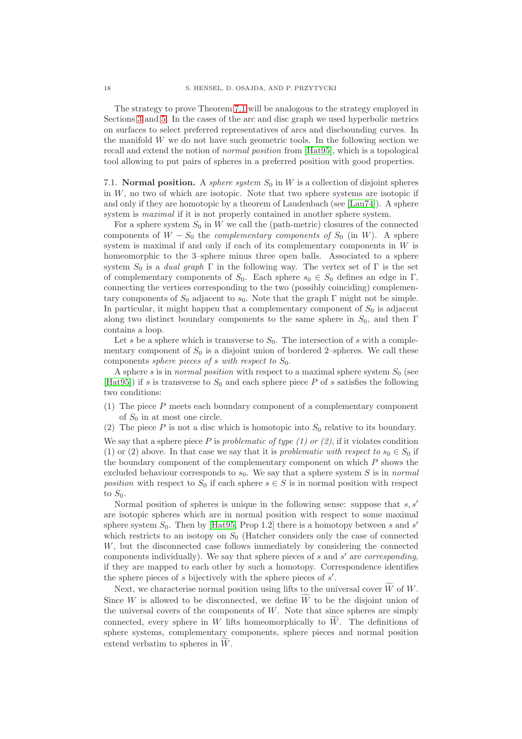The strategy to prove Theorem 7.1 will be analogous to the strategy employed in Sections 3 and 5. In the cases of the arc and disc graph we used hyperbolic metrics on surfaces to select preferred representatives of arcs and discbounding curves. In the manifold $W$ we do not have such geometric tools. In the following section we recall and extend the notion of *normal position* from [Hat95], which is a topological tool allowing to put pairs of spheres in a preferred position with good properties.

7.1. **Normal position.** A *sphere system* $S_0$ in $W$ is a collection of disjoint spheres in $W$, no two of which are isotopic. Note that two sphere systems are isotopic if and only if they are homotopic by a theorem of Laudenbach (see [Lau74]). A sphere system is *maximal* if it is not properly contained in another sphere system.

For a sphere system $S_0$ in $W$ we call the (path-metric) closures of the connected components of $W - S_0$ the *complementary components of* $S_0$ (in $W$). A sphere system is maximal if and only if each of its complementary components in $W$ is homeomorphic to the 3–sphere minus three open balls. Associated to a sphere system $S_0$ is a *dual graph* $\Gamma$ in the following way. The vertex set of $\Gamma$ is the set of complementary components of $S_0$. Each sphere $s_0 \in S_0$ defines an edge in $\Gamma$, connecting the vertices corresponding to the two (possibly coinciding) complementary components of $S_0$ adjacent to $s_0$. Note that the graph $\Gamma$ might not be simple. In particular, it might happen that a complementary component of $S_0$ is adjacent along two distinct boundary components to the same sphere in $S_0$, and then $\Gamma$ contains a loop.

Let $s$ be a sphere which is transverse to $S_0$. The intersection of $s$ with a complementary component of $S_0$ is a disjoint union of bordered 2–spheres. We call these components *sphere pieces of* $s$ *with respect to* $S_0$.

A sphere $s$ is in *normal position* with respect to a maximal sphere system $S_0$ (see [Hat95]) if $s$ is transverse to $S_0$ and each sphere piece $P$ of $s$ satisfies the following two conditions:

(1) The piece $P$ meets each boundary component of a complementary component of $S_0$ in at most one circle.
(2) The piece $P$ is not a disc which is homotopic into $S_0$ relative to its boundary.

We say that a sphere piece $P$ is *problematic of type (1) or (2)*, if it violates condition (1) or (2) above. In that case we say that it is *problematic with respect to* $s_0 \in S_0$ if the boundary component of the complementary component on which $P$ shows the excluded behaviour corresponds to $s_0$. We say that a sphere system $S$ is in *normal position* with respect to $S_0$ if each sphere $s \in S$ is in normal position with respect to $S_0$.

Normal position of spheres is unique in the following sense: suppose that $s, s'$ are isotopic spheres which are in normal position with respect to some maximal sphere system $S_0$. Then by [Hat95, Prop 1.2] there is a homotopy between $s$ and $s'$ which restricts to an isotopy on $S_0$ (Hatcher considers only the case of connected $W$, but the disconnected case follows immediately by considering the connected components individually). We say that sphere pieces of $s$ and $s'$ are *corresponding*, if they are mapped to each other by such a homotopy. Correspondence identifies the sphere pieces of $s$ bijectively with the sphere pieces of $s'$.

Next, we characterise normal position using lifts to the universal cover $\widetilde{W}$ of $W$. Since $W$ is allowed to be disconnected, we define $\widetilde{W}$ to be the disjoint union of the universal covers of the components of $W$. Note that since spheres are simply connected, every sphere in $W$ lifts homeomorphically to $\widetilde{W}$. The definitions of sphere systems, complementary components, sphere pieces and normal position extend verbatim to spheres in $\widetilde{W}$.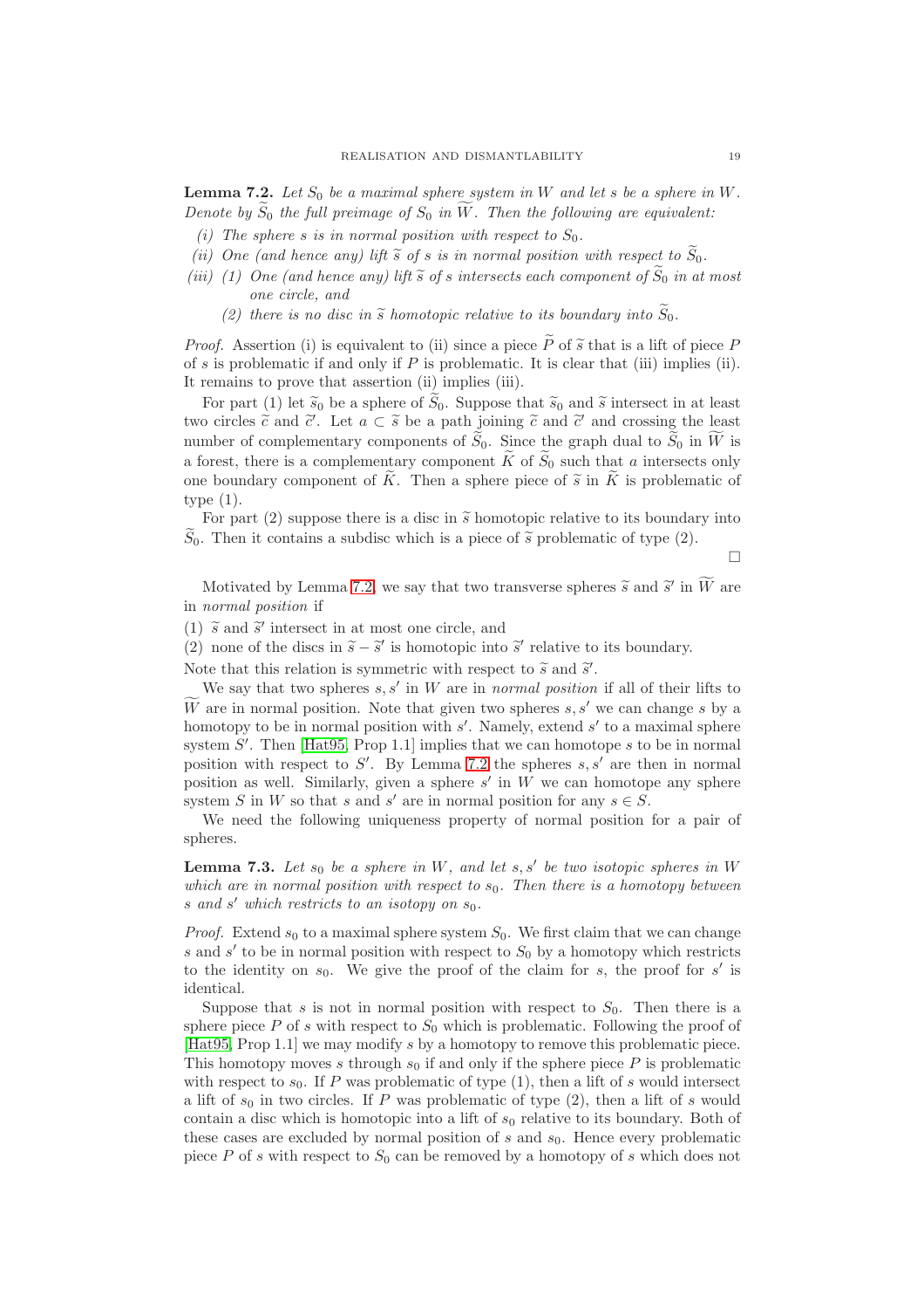**Lemma 7.2.** *Let $S_0$ be a maximal sphere system in $W$ and let $s$ be a sphere in $W$. Denote by $\widetilde{S}_0$ the full preimage of $S_0$ in $\widetilde{W}$. Then the following are equivalent:*

*(i) The sphere $s$ is in normal position with respect to $S_0$.*

*(ii) One (and hence any) lift $\widetilde{s}$ of $s$ is in normal position with respect to $\widetilde{S}_0$.*

*(iii) (1) One (and hence any) lift $\widetilde{s}$ of $s$ intersects each component of $\widetilde{S}_0$ in at most one circle, and*

*(2) there is no disc in $\widetilde{s}$ homotopic relative to its boundary into $\widetilde{S}_0$.*

*Proof.* Assertion (i) is equivalent to (ii) since a piece $\widetilde{P}$ of $\widetilde{s}$ that is a lift of piece $P$ of $s$ is problematic if and only if $P$ is problematic. It is clear that (iii) implies (ii). It remains to prove that assertion (ii) implies (iii).

For part (1) let $\widetilde{s}_0$ be a sphere of $\widetilde{S}_0$. Suppose that $\widetilde{s}_0$ and $\widetilde{s}$ intersect in at least two circles $\widetilde{c}$ and $\widetilde{c}'$. Let $a \subset \widetilde{s}$ be a path joining $\widetilde{c}$ and $\widetilde{c}'$ and crossing the least number of complementary components of $\widetilde{S}_0$. Since the graph dual to $\widetilde{S}_0$ in $\widetilde{W}$ is a forest, there is a complementary component $\widetilde{K}$ of $\widetilde{S}_0$ such that $a$ intersects only one boundary component of $\widetilde{K}$. Then a sphere piece of $\widetilde{s}$ in $\widetilde{K}$ is problematic of type (1).

For part (2) suppose there is a disc in $\widetilde{s}$ homotopic relative to its boundary into $\widetilde{S}_0$. Then it contains a subdisc which is a piece of $\widetilde{s}$ problematic of type (2). □

Motivated by Lemma 7.2, we say that two transverse spheres $\widetilde{s}$ and $\widetilde{s}'$ in $\widetilde{W}$ are in *normal position* if

(1) $\widetilde{s}$ and $\widetilde{s}'$ intersect in at most one circle, and
(2) none of the discs in $\widetilde{s} - \widetilde{s}'$ is homotopic into $\widetilde{s}'$ relative to its boundary.

Note that this relation is symmetric with respect to $\widetilde{s}$ and $\widetilde{s}'$.

We say that two spheres $s, s'$ in $W$ are in *normal position* if all of their lifts to $\widetilde{W}$ are in normal position. Note that given two spheres $s, s'$ we can change $s$ by a homotopy to be in normal position with $s'$. Namely, extend $s'$ to a maximal sphere system $S'$. Then [Hat95, Prop 1.1] implies that we can homotope $s$ to be in normal position with respect to $S'$. By Lemma 7.2 the spheres $s, s'$ are then in normal position as well. Similarly, given a sphere $s'$ in $W$ we can homotope any sphere system $S$ in $W$ so that $s$ and $s'$ are in normal position for any $s \in S$.

We need the following uniqueness property of normal position for a pair of spheres.

**Lemma 7.3.** *Let $s_0$ be a sphere in $W$, and let $s, s'$ be two isotopic spheres in $W$ which are in normal position with respect to $s_0$. Then there is a homotopy between $s$ and $s'$ which restricts to an isotopy on $s_0$.*

*Proof.* Extend $s_0$ to a maximal sphere system $S_0$. We first claim that we can change $s$ and $s'$ to be in normal position with respect to $S_0$ by a homotopy which restricts to the identity on $s_0$. We give the proof of the claim for $s$, the proof for $s'$ is identical.

Suppose that $s$ is not in normal position with respect to $S_0$. Then there is a sphere piece $P$ of $s$ with respect to $S_0$ which is problematic. Following the proof of [Hat95, Prop 1.1] we may modify $s$ by a homotopy to remove this problematic piece. This homotopy moves $s$ through $s_0$ if and only if the sphere piece $P$ is problematic with respect to $s_0$. If $P$ was problematic of type (1), then a lift of $s$ would intersect a lift of $s_0$ in two circles. If $P$ was problematic of type (2), then a lift of $s$ would contain a disc which is homotopic into a lift of $s_0$ relative to its boundary. Both of these cases are excluded by normal position of $s$ and $s_0$. Hence every problematic piece $P$ of $s$ with respect to $S_0$ can be removed by a homotopy of $s$ which does not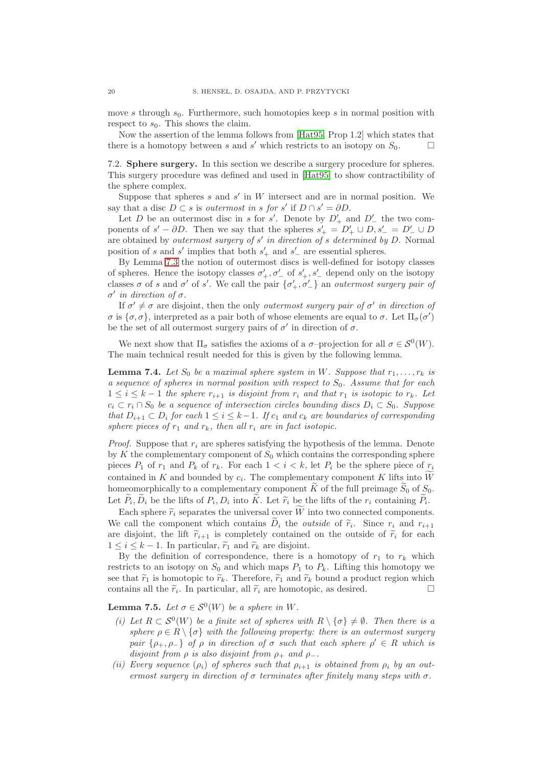move $s$ through $s_0$. Furthermore, such homotopies keep $s$ in normal position with respect to $s_0$. This shows the claim.

Now the assertion of the lemma follows from [Hat95, Prop 1.2] which states that there is a homotopy between $s$ and $s'$ which restricts to an isotopy on $S_0$. $\square$

7.2. **Sphere surgery.** In this section we describe a surgery procedure for spheres. This surgery procedure was defined and used in [Hat95] to show contractibility of the sphere complex.

Suppose that spheres $s$ and $s'$ in $W$ intersect and are in normal position. We say that a disc $D \subset s$ is *outermost in* $s$ *for* $s'$ if $D \cap s' = \partial D$.

Let $D$ be an outermost disc in $s$ for $s'$. Denote by $D'_+$ and $D'_-$ the two components of $s' - \partial D$. Then we say that the spheres $s'_+ = D'_+ \cup D, s'_- = D'_- \cup D$ are obtained by *outermost surgery of* $s'$ *in direction of* $s$ *determined by* $D$. Normal position of $s$ and $s'$ implies that both $s'_+$ and $s'_-$ are essential spheres.

By Lemma 7.3 the notion of outermost discs is well-defined for isotopy classes of spheres. Hence the isotopy classes $\sigma'_+, \sigma'_-$ of $s'_+, s'_-$ depend only on the isotopy classes $\sigma$ of $s$ and $\sigma'$ of $s'$. We call the pair $\{\sigma'_+, \sigma'_-\}$ an *outermost surgery pair of* $\sigma'$ *in direction of* $\sigma$.

If $\sigma' \neq \sigma$ are disjoint, then the only *outermost surgery pair of* $\sigma'$ *in direction of* $\sigma$ is $\{\sigma, \sigma\}$, interpreted as a pair both of whose elements are equal to $\sigma$. Let $\Pi_\sigma(\sigma')$ be the set of all outermost surgery pairs of $\sigma'$ in direction of $\sigma$.

We next show that $\Pi_\sigma$ satisfies the axioms of a $\sigma$–projection for all $\sigma \in \mathcal{S}^0(W)$. The main technical result needed for this is given by the following lemma.

**Lemma 7.4.** *Let $S_0$ be a maximal sphere system in $W$. Suppose that $r_1, \ldots, r_k$ is a sequence of spheres in normal position with respect to $S_0$. Assume that for each $1 \leq i \leq k-1$ the sphere $r_{i+1}$ is disjoint from $r_i$ and that $r_1$ is isotopic to $r_k$. Let $c_i \subset r_i \cap S_0$ be a sequence of intersection circles bounding discs $D_i \subset S_0$. Suppose that $D_{i+1} \subset D_i$ for each $1 \leq i \leq k-1$. If $c_1$ and $c_k$ are boundaries of corresponding sphere pieces of $r_1$ and $r_k$, then all $r_i$ are in fact isotopic.*

*Proof.* Suppose that $r_i$ are spheres satisfying the hypothesis of the lemma. Denote by $K$ the complementary component of $S_0$ which contains the corresponding sphere pieces $P_1$ of $r_1$ and $P_k$ of $r_k$. For each $1 < i < k$, let $P_i$ be the sphere piece of $r_i$ contained in $K$ and bounded by $c_i$. The complementary component $K$ lifts into $\widetilde{W}$ homeomorphically to a complementary component $\widetilde{K}$ of the full preimage $\widetilde{S}_0$ of $S_0$. Let $\widetilde{P}_i, \widetilde{D}_i$ be the lifts of $P_i, D_i$ into $\widetilde{K}$. Let $\widetilde{r}_i$ be the lifts of the $r_i$ containing $\widetilde{P}_i$.

Each sphere $\widetilde{r}_i$ separates the universal cover $\widetilde{W}$ into two connected components. We call the component which contains $\widetilde{D}_i$ the *outside* of $\widetilde{r}_i$. Since $r_i$ and $r_{i+1}$ are disjoint, the lift $\widetilde{r}_{i+1}$ is completely contained on the outside of $\widetilde{r}_i$ for each $1 \leq i \leq k-1$. In particular, $\widetilde{r}_1$ and $\widetilde{r}_k$ are disjoint.

By the definition of correspondence, there is a homotopy of $r_1$ to $r_k$ which restricts to an isotopy on $S_0$ and which maps $P_1$ to $P_k$. Lifting this homotopy we see that $\widetilde{r}_1$ is homotopic to $\widetilde{r}_k$. Therefore, $\widetilde{r}_1$ and $\widetilde{r}_k$ bound a product region which contains all the $\widetilde{r}_i$. In particular, all $\widetilde{r}_i$ are homotopic, as desired. $\square$

**Lemma 7.5.** *Let $\sigma \in \mathcal{S}^0(W)$ be a sphere in $W$.*

*(i) Let $R \subset \mathcal{S}^0(W)$ be a finite set of spheres with $R \setminus \{\sigma\} \neq \emptyset$. Then there is a sphere $\rho \in R \setminus \{\sigma\}$ with the following property: there is an outermost surgery pair $\{\rho_+, \rho_-\}$ of $\rho$ in direction of $\sigma$ such that each sphere $\rho' \in R$ which is disjoint from $\rho$ is also disjoint from $\rho_+$ and $\rho_-$.*

*(ii) Every sequence $(\rho_i)$ of spheres such that $\rho_{i+1}$ is obtained from $\rho_i$ by an outermost surgery in direction of $\sigma$ terminates after finitely many steps with $\sigma$.*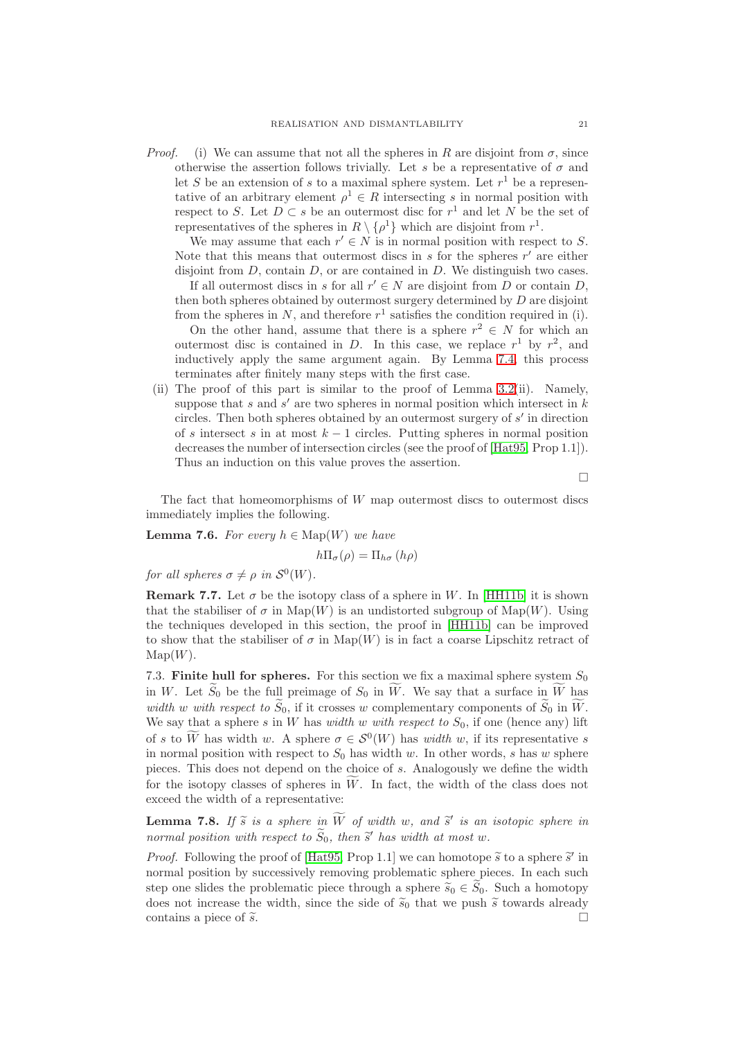*Proof.* (i) We can assume that not all the spheres in $R$ are disjoint from $\sigma$, since otherwise the assertion follows trivially. Let $s$ be a representative of $\sigma$ and let $S$ be an extension of $s$ to a maximal sphere system. Let $r^1$ be a representative of an arbitrary element $\rho^1 \in R$ intersecting $s$ in normal position with respect to $S$. Let $D \subset s$ be an outermost disc for $r^1$ and let $N$ be the set of representatives of the spheres in $R \setminus \{\rho^1\}$ which are disjoint from $r^1$.

We may assume that each $r' \in N$ is in normal position with respect to $S$. Note that this means that outermost discs in $s$ for the spheres $r'$ are either disjoint from $D$, contain $D$, or are contained in $D$. We distinguish two cases.

If all outermost discs in $s$ for all $r' \in N$ are disjoint from $D$ or contain $D$, then both spheres obtained by outermost surgery determined by $D$ are disjoint from the spheres in $N$, and therefore $r^1$ satisfies the condition required in (i).

On the other hand, assume that there is a sphere $r^2 \in N$ for which an outermost disc is contained in $D$. In this case, we replace $r^1$ by $r^2$, and inductively apply the same argument again. By Lemma 7.4, this process terminates after finitely many steps with the first case.

(ii) The proof of this part is similar to the proof of Lemma 3.2(ii). Namely, suppose that $s$ and $s'$ are two spheres in normal position which intersect in $k$ circles. Then both spheres obtained by an outermost surgery of $s'$ in direction of $s$ intersect $s$ in at most $k-1$ circles. Putting spheres in normal position decreases the number of intersection circles (see the proof of [Hat95, Prop 1.1]). Thus an induction on this value proves the assertion.

□

The fact that homeomorphisms of $W$ map outermost discs to outermost discs immediately implies the following.

**Lemma 7.6.** *For every $h \in \mathrm{Map}(W)$ we have*

$$h\Pi_\sigma(\rho) = \Pi_{h\sigma}(h\rho)$$

*for all spheres $\sigma \neq \rho$ in $\mathcal{S}^0(W)$.*

**Remark 7.7.** Let $\sigma$ be the isotopy class of a sphere in $W$. In [HH11b] it is shown that the stabiliser of $\sigma$ in $\mathrm{Map}(W)$ is an undistorted subgroup of $\mathrm{Map}(W)$. Using the techniques developed in this section, the proof in [HH11b] can be improved to show that the stabiliser of $\sigma$ in $\mathrm{Map}(W)$ is in fact a coarse Lipschitz retract of $\mathrm{Map}(W)$.

7.3. **Finite hull for spheres.** For this section we fix a maximal sphere system $S_0$ in $W$. Let $\widetilde{S}_0$ be the full preimage of $S_0$ in $\widetilde{W}$. We say that a surface in $\widetilde{W}$ has *width $w$ with respect to $\widetilde{S}_0$*, if it crosses $w$ complementary components of $\widetilde{S}_0$ in $\widetilde{W}$. We say that a sphere $s$ in $W$ has *width $w$ with respect to $S_0$*, if one (hence any) lift of $s$ to $\widetilde{W}$ has width $w$. A sphere $\sigma \in \mathcal{S}^0(W)$ has *width $w$*, if its representative $s$ in normal position with respect to $S_0$ has width $w$. In other words, $s$ has $w$ sphere pieces. This does not depend on the choice of $s$. Analogously we define the width for the isotopy classes of spheres in $\widetilde{W}$. In fact, the width of the class does not exceed the width of a representative:

**Lemma 7.8.** *If $\widetilde{s}$ is a sphere in $\widetilde{W}$ of width $w$, and $\widetilde{s}'$ is an isotopic sphere in normal position with respect to $\widetilde{S}_0$, then $\widetilde{s}'$ has width at most $w$.*

*Proof.* Following the proof of [Hat95, Prop 1.1] we can homotope $\widetilde{s}$ to a sphere $\widetilde{s}'$ in normal position by successively removing problematic sphere pieces. In each such step one slides the problematic piece through a sphere $\widetilde{s}_0 \in \widetilde{S}_0$. Such a homotopy does not increase the width, since the side of $\widetilde{s}_0$ that we push $\widetilde{s}$ towards already contains a piece of $\widetilde{s}$. □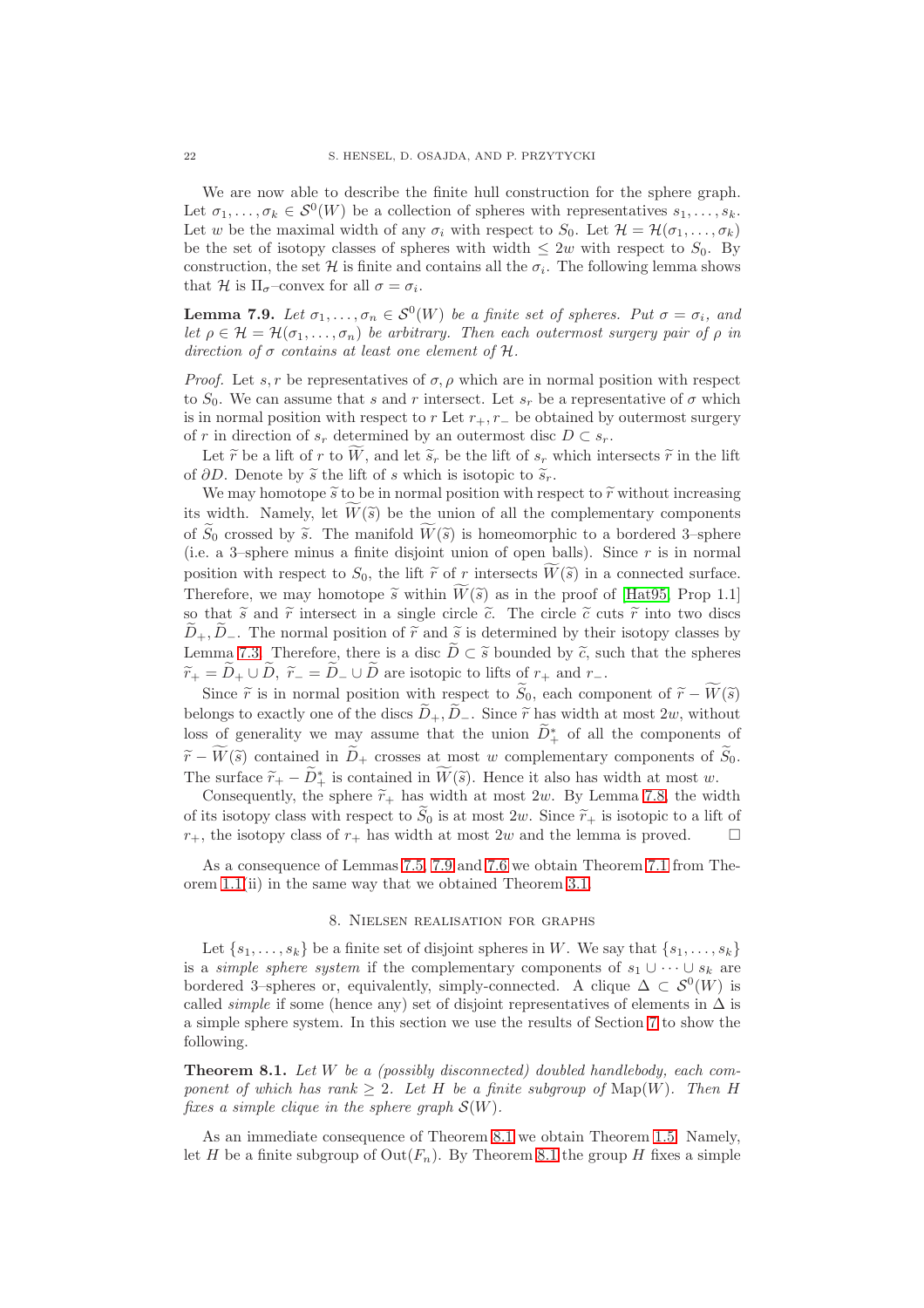We are now able to describe the finite hull construction for the sphere graph. Let $\sigma_1, \ldots, \sigma_k \in \mathcal{S}^0(W)$ be a collection of spheres with representatives $s_1, \ldots, s_k$. Let $w$ be the maximal width of any $\sigma_i$ with respect to $S_0$. Let $\mathcal{H} = \mathcal{H}(\sigma_1, \ldots, \sigma_k)$ be the set of isotopy classes of spheres with width $\leq 2w$ with respect to $S_0$. By construction, the set $\mathcal{H}$ is finite and contains all the $\sigma_i$. The following lemma shows that $\mathcal{H}$ is $\Pi_\sigma$–convex for all $\sigma = \sigma_i$.

**Lemma 7.9.** *Let $\sigma_1, \ldots, \sigma_n \in \mathcal{S}^0(W)$ be a finite set of spheres. Put $\sigma = \sigma_i$, and let $\rho \in \mathcal{H} = \mathcal{H}(\sigma_1, \ldots, \sigma_n)$ be arbitrary. Then each outermost surgery pair of $\rho$ in direction of $\sigma$ contains at least one element of $\mathcal{H}$.*

*Proof.* Let $s, r$ be representatives of $\sigma, \rho$ which are in normal position with respect to $S_0$. We can assume that $s$ and $r$ intersect. Let $s_r$ be a representative of $\sigma$ which is in normal position with respect to $r$ Let $r_+, r_-$ be obtained by outermost surgery of $r$ in direction of $s_r$ determined by an outermost disc $D \subset s_r$.

Let $\widetilde{r}$ be a lift of $r$ to $\widetilde{W}$, and let $\widetilde{s}_r$ be the lift of $s_r$ which intersects $\widetilde{r}$ in the lift of $\partial D$. Denote by $\widetilde{s}$ the lift of $s$ which is isotopic to $\widetilde{s}_r$.

We may homotope $\widetilde{s}$ to be in normal position with respect to $\widetilde{r}$ without increasing its width. Namely, let $\widetilde{W}(\widetilde{s})$ be the union of all the complementary components of $\widetilde{S}_0$ crossed by $\widetilde{s}$. The manifold $\widetilde{W}(\widetilde{s})$ is homeomorphic to a bordered 3–sphere (i.e. a 3–sphere minus a finite disjoint union of open balls). Since $r$ is in normal position with respect to $S_0$, the lift $\widetilde{r}$ of $r$ intersects $\widetilde{W}(\widetilde{s})$ in a connected surface. Therefore, we may homotope $\widetilde{s}$ within $\widetilde{W}(\widetilde{s})$ as in the proof of [Hat95, Prop 1.1] so that $\widetilde{s}$ and $\widetilde{r}$ intersect in a single circle $\widetilde{c}$. The circle $\widetilde{c}$ cuts $\widetilde{r}$ into two discs $\widetilde{D}_+, \widetilde{D}_-$. The normal position of $\widetilde{r}$ and $\widetilde{s}$ is determined by their isotopy classes by Lemma 7.3. Therefore, there is a disc $\widetilde{D} \subset \widetilde{s}$ bounded by $\widetilde{c}$, such that the spheres $\widetilde{r}_+ = \widetilde{D}_+ \cup \widetilde{D}$, $\widetilde{r}_- = \widetilde{D}_- \cup \widetilde{D}$ are isotopic to lifts of $r_+$ and $r_-$.

Since $\widetilde{r}$ is in normal position with respect to $\widetilde{S}_0$, each component of $\widetilde{r} - \widetilde{W}(\widetilde{s})$ belongs to exactly one of the discs $\widetilde{D}_+, \widetilde{D}_-$. Since $\widetilde{r}$ has width at most $2w$, without loss of generality we may assume that the union $\widetilde{D}_+^*$ of all the components of $\widetilde{r} - \widetilde{W}(\widetilde{s})$ contained in $\widetilde{D}_+$ crosses at most $w$ complementary components of $\widetilde{S}_0$. The surface $\widetilde{r}_+ - \widetilde{D}_+^*$ is contained in $\widetilde{W}(\widetilde{s})$. Hence it also has width at most $w$.

Consequently, the sphere $\widetilde{r}_+$ has width at most $2w$. By Lemma 7.8, the width of its isotopy class with respect to $\widetilde{S}_0$ is at most $2w$. Since $\widetilde{r}_+$ is isotopic to a lift of $r_+$, the isotopy class of $r_+$ has width at most $2w$ and the lemma is proved. □

As a consequence of Lemmas 7.5, 7.9 and 7.6 we obtain Theorem 7.1 from Theorem 1.1(ii) in the same way that we obtained Theorem 3.1.

## 8. Nielsen realisation for graphs

Let $\{s_1, \ldots, s_k\}$ be a finite set of disjoint spheres in $W$. We say that $\{s_1, \ldots, s_k\}$ is a *simple sphere system* if the complementary components of $s_1 \cup \cdots \cup s_k$ are bordered 3–spheres or, equivalently, simply-connected. A clique $\Delta \subset \mathcal{S}^0(W)$ is called *simple* if some (hence any) set of disjoint representatives of elements in $\Delta$ is a simple sphere system. In this section we use the results of Section 7 to show the following.

**Theorem 8.1.** *Let $W$ be a (possibly disconnected) doubled handlebody, each component of which has rank $\geq 2$. Let $H$ be a finite subgroup of $\mathrm{Map}(W)$. Then $H$ fixes a simple clique in the sphere graph $\mathcal{S}(W)$.*

As an immediate consequence of Theorem 8.1 we obtain Theorem 1.5. Namely, let $H$ be a finite subgroup of $\mathrm{Out}(F_n)$. By Theorem 8.1 the group $H$ fixes a simple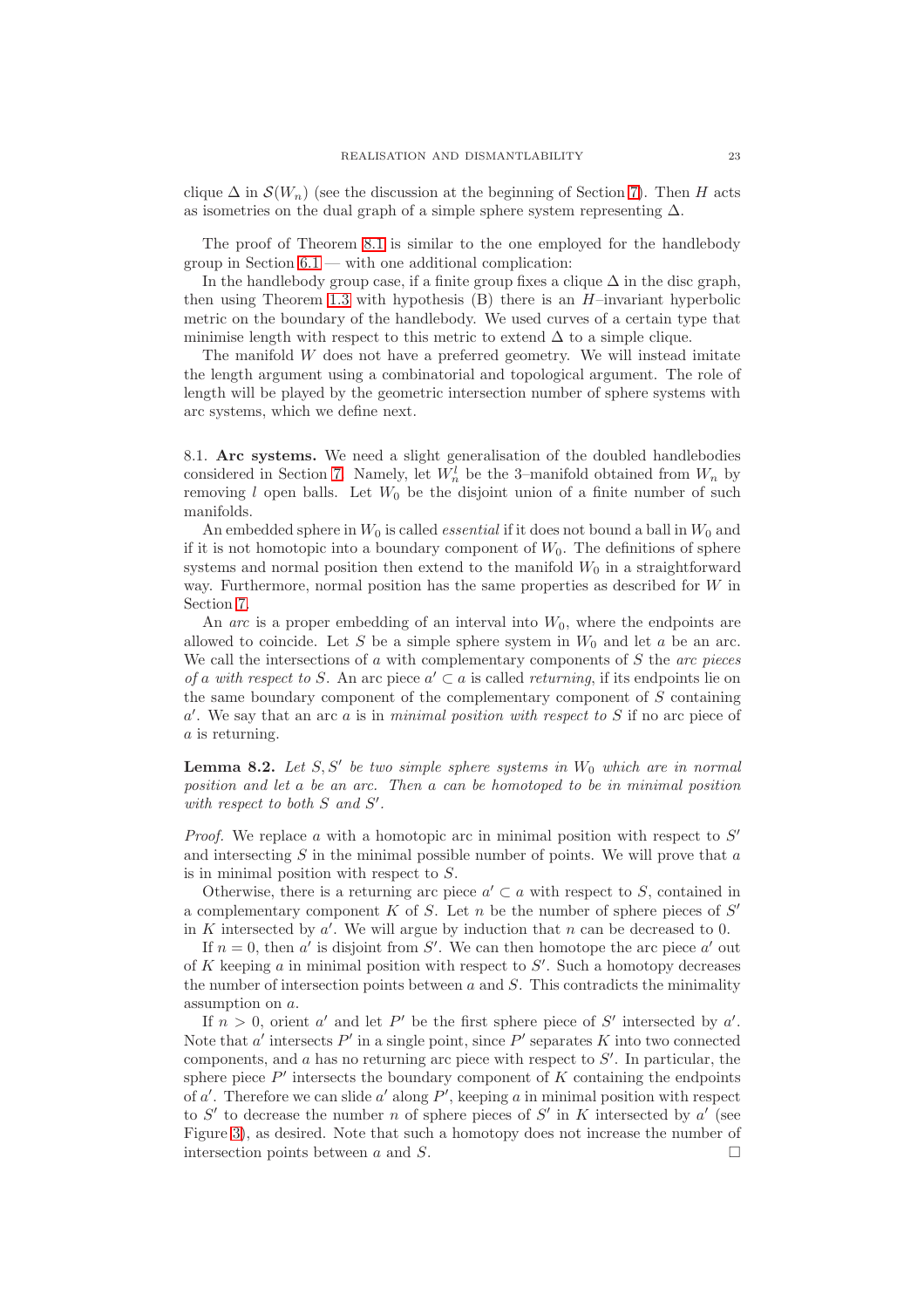clique $\Delta$ in $\mathcal{S}(W_n)$ (see the discussion at the beginning of Section 7). Then $H$ acts as isometries on the dual graph of a simple sphere system representing $\Delta$.

The proof of Theorem 8.1 is similar to the one employed for the handlebody group in Section 6.1 — with one additional complication:

In the handlebody group case, if a finite group fixes a clique $\Delta$ in the disc graph, then using Theorem 1.3 with hypothesis (B) there is an $H$–invariant hyperbolic metric on the boundary of the handlebody. We used curves of a certain type that minimise length with respect to this metric to extend $\Delta$ to a simple clique.

The manifold $W$ does not have a preferred geometry. We will instead imitate the length argument using a combinatorial and topological argument. The role of length will be played by the geometric intersection number of sphere systems with arc systems, which we define next.

## 8.1. Arc systems.

We need a slight generalisation of the doubled handlebodies considered in Section 7. Namely, let $W_n^l$ be the 3–manifold obtained from $W_n$ by removing $l$ open balls. Let $W_0$ be the disjoint union of a finite number of such manifolds.

An embedded sphere in $W_0$ is called *essential* if it does not bound a ball in $W_0$ and if it is not homotopic into a boundary component of $W_0$. The definitions of sphere systems and normal position then extend to the manifold $W_0$ in a straightforward way. Furthermore, normal position has the same properties as described for $W$ in Section 7.

An *arc* is a proper embedding of an interval into $W_0$, where the endpoints are allowed to coincide. Let $S$ be a simple sphere system in $W_0$ and let $a$ be an arc. We call the intersections of $a$ with complementary components of $S$ the *arc pieces of $a$ with respect to $S$*. An arc piece $a' \subset a$ is called *returning*, if its endpoints lie on the same boundary component of the complementary component of $S$ containing $a'$. We say that an arc $a$ is in *minimal position with respect to $S$* if no arc piece of $a$ is returning.

**Lemma 8.2.** *Let $S, S'$ be two simple sphere systems in $W_0$ which are in normal position and let $a$ be an arc. Then $a$ can be homotoped to be in minimal position with respect to both $S$ and $S'$.*

*Proof.* We replace $a$ with a homotopic arc in minimal position with respect to $S'$ and intersecting $S$ in the minimal possible number of points. We will prove that $a$ is in minimal position with respect to $S$.

Otherwise, there is a returning arc piece $a' \subset a$ with respect to $S$, contained in a complementary component $K$ of $S$. Let $n$ be the number of sphere pieces of $S'$ in $K$ intersected by $a'$. We will argue by induction that $n$ can be decreased to 0.

If $n = 0$, then $a'$ is disjoint from $S'$. We can then homotope the arc piece $a'$ out of $K$ keeping $a$ in minimal position with respect to $S'$. Such a homotopy decreases the number of intersection points between $a$ and $S$. This contradicts the minimality assumption on $a$.

If $n > 0$, orient $a'$ and let $P'$ be the first sphere piece of $S'$ intersected by $a'$. Note that $a'$ intersects $P'$ in a single point, since $P'$ separates $K$ into two connected components, and $a$ has no returning arc piece with respect to $S'$. In particular, the sphere piece $P'$ intersects the boundary component of $K$ containing the endpoints of $a'$. Therefore we can slide $a'$ along $P'$, keeping $a$ in minimal position with respect to $S'$ to decrease the number $n$ of sphere pieces of $S'$ in $K$ intersected by $a'$ (see Figure 3), as desired. Note that such a homotopy does not increase the number of intersection points between $a$ and $S$. □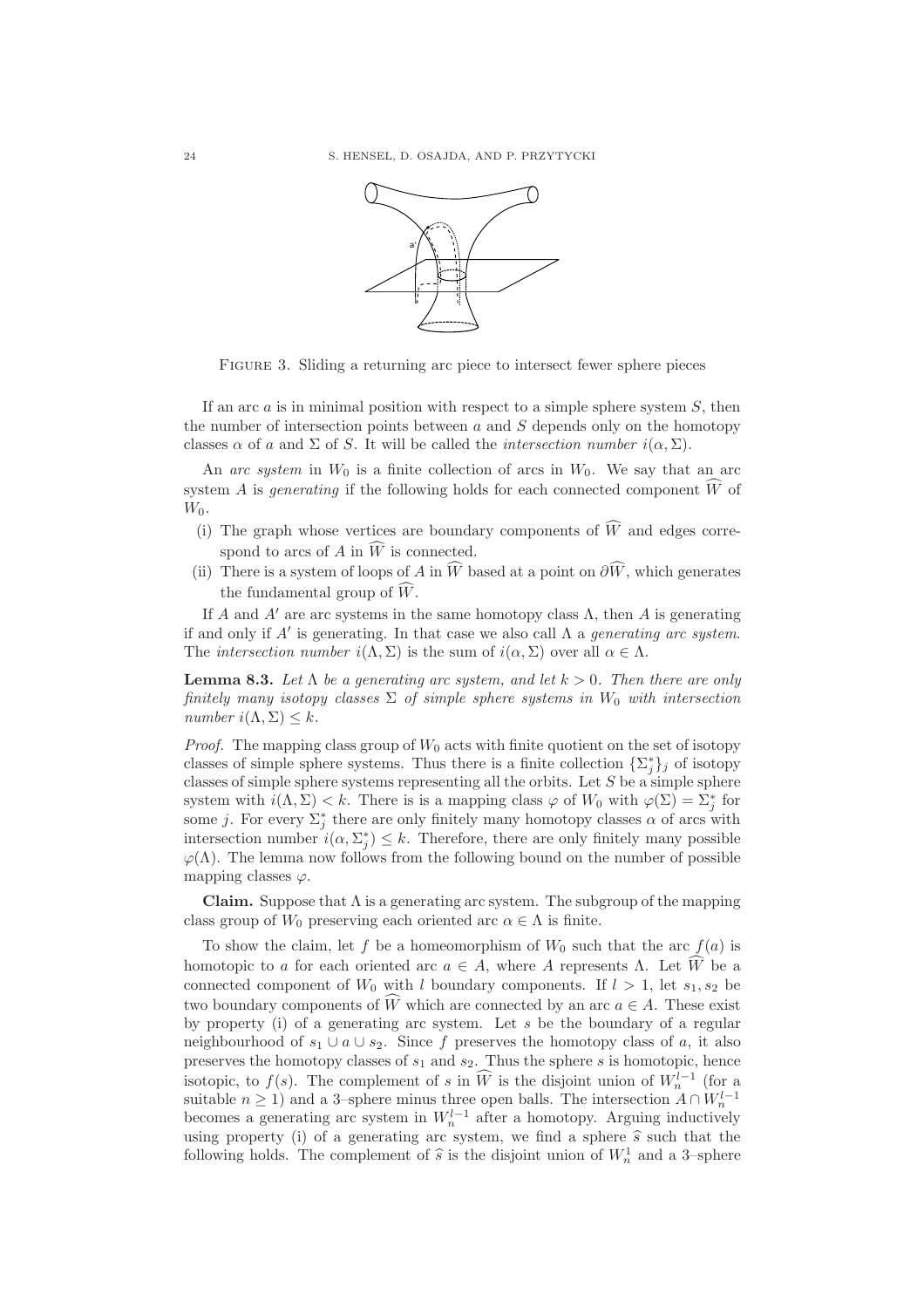Figure 3. Sliding a returning arc piece to intersect fewer sphere pieces

If an arc $a$ is in minimal position with respect to a simple sphere system $S$, then the number of intersection points between $a$ and $S$ depends only on the homotopy classes $\alpha$ of $a$ and $\Sigma$ of $S$. It will be called the *intersection number* $i(\alpha, \Sigma)$.

An *arc system* in $W_0$ is a finite collection of arcs in $W_0$. We say that an arc system $A$ is *generating* if the following holds for each connected component $\widehat{W}$ of $W_0$.

- (i) The graph whose vertices are boundary components of $\widehat{W}$ and edges correspond to arcs of $A$ in $\widehat{W}$ is connected.
- (ii) There is a system of loops of $A$ in $\widehat{W}$ based at a point on $\partial\widehat{W}$, which generates the fundamental group of $\widehat{W}$.

If $A$ and $A'$ are arc systems in the same homotopy class $\Lambda$, then $A$ is generating if and only if $A'$ is generating. In that case we also call $\Lambda$ a *generating arc system*. The *intersection number* $i(\Lambda, \Sigma)$ is the sum of $i(\alpha, \Sigma)$ over all $\alpha \in \Lambda$.

**Lemma 8.3.** *Let $\Lambda$ be a generating arc system, and let $k > 0$. Then there are only finitely many isotopy classes $\Sigma$ of simple sphere systems in $W_0$ with intersection number $i(\Lambda, \Sigma) \leq k$.*

*Proof.* The mapping class group of $W_0$ acts with finite quotient on the set of isotopy classes of simple sphere systems. Thus there is a finite collection $\{\Sigma_j^*\}_j$ of isotopy classes of simple sphere systems representing all the orbits. Let $S$ be a simple sphere system with $i(\Lambda, \Sigma) < k$. There is is a mapping class $\varphi$ of $W_0$ with $\varphi(\Sigma) = \Sigma_j^*$ for some $j$. For every $\Sigma_j^*$ there are only finitely many homotopy classes $\alpha$ of arcs with intersection number $i(\alpha, \Sigma_j^*) \leq k$. Therefore, there are only finitely many possible $\varphi(\Lambda)$. The lemma now follows from the following bound on the number of possible mapping classes $\varphi$.

**Claim.** Suppose that $\Lambda$ is a generating arc system. The subgroup of the mapping class group of $W_0$ preserving each oriented arc $\alpha \in \Lambda$ is finite.

To show the claim, let $f$ be a homeomorphism of $W_0$ such that the arc $f(a)$ is homotopic to $a$ for each oriented arc $a \in A$, where $A$ represents $\Lambda$. Let $\widehat{W}$ be a connected component of $W_0$ with $l$ boundary components. If $l > 1$, let $s_1, s_2$ be two boundary components of $\widehat{W}$ which are connected by an arc $a \in A$. These exist by property (i) of a generating arc system. Let $s$ be the boundary of a regular neighbourhood of $s_1 \cup a \cup s_2$. Since $f$ preserves the homotopy class of $a$, it also preserves the homotopy classes of $s_1$ and $s_2$. Thus the sphere $s$ is homotopic, hence isotopic, to $f(s)$. The complement of $s$ in $\widehat{W}$ is the disjoint union of $W_n^{l-1}$ (for a suitable $n \geq 1$) and a 3–sphere minus three open balls. The intersection $A \cap W_n^{l-1}$ becomes a generating arc system in $W_n^{l-1}$ after a homotopy. Arguing inductively using property (i) of a generating arc system, we find a sphere $\widehat{s}$ such that the following holds. The complement of $\widehat{s}$ is the disjoint union of $W_n^1$ and a 3–sphere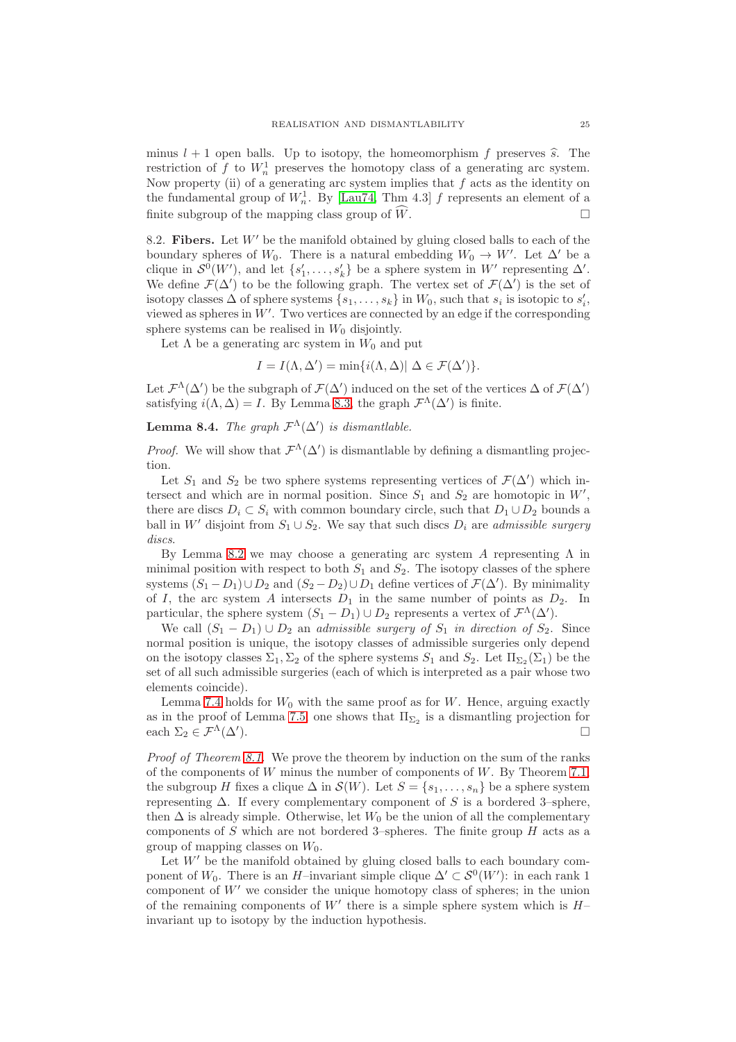minus $l+1$ open balls. Up to isotopy, the homeomorphism $f$ preserves $\widehat{s}$. The restriction of $f$ to $W_n^1$ preserves the homotopy class of a generating arc system. Now property (ii) of a generating arc system implies that $f$ acts as the identity on the fundamental group of $W_n^1$. By [Lau74, Thm 4.3] $f$ represents an element of a finite subgroup of the mapping class group of $\widehat{W}$. □

8.2. **Fibers.** Let $W'$ be the manifold obtained by gluing closed balls to each of the boundary spheres of $W_0$. There is a natural embedding $W_0 \to W'$. Let $\Delta'$ be a clique in $\mathcal{S}^0(W')$, and let $\{s'_1, \ldots, s'_k\}$ be a sphere system in $W'$ representing $\Delta'$. We define $\mathcal{F}(\Delta')$ to be the following graph. The vertex set of $\mathcal{F}(\Delta')$ is the set of isotopy classes $\Delta$ of sphere systems $\{s_1, \ldots, s_k\}$ in $W_0$, such that $s_i$ is isotopic to $s'_i$, viewed as spheres in $W'$. Two vertices are connected by an edge if the corresponding sphere systems can be realised in $W_0$ disjointly.

Let $\Lambda$ be a generating arc system in $W_0$ and put

$$I = I(\Lambda, \Delta') = \min\{i(\Lambda, \Delta) |\ \Delta \in \mathcal{F}(\Delta')\}.$$

Let $\mathcal{F}^\Lambda(\Delta')$ be the subgraph of $\mathcal{F}(\Delta')$ induced on the set of the vertices $\Delta$ of $\mathcal{F}(\Delta')$ satisfying $i(\Lambda, \Delta) = I$. By Lemma 8.3, the graph $\mathcal{F}^\Lambda(\Delta')$ is finite.

**Lemma 8.4.** *The graph $\mathcal{F}^\Lambda(\Delta')$ is dismantlable.*

*Proof.* We will show that $\mathcal{F}^\Lambda(\Delta')$ is dismantlable by defining a dismantling projection.

Let $S_1$ and $S_2$ be two sphere systems representing vertices of $\mathcal{F}(\Delta')$ which intersect and which are in normal position. Since $S_1$ and $S_2$ are homotopic in $W'$, there are discs $D_i \subset S_i$ with common boundary circle, such that $D_1 \cup D_2$ bounds a ball in $W'$ disjoint from $S_1 \cup S_2$. We say that such discs $D_i$ are *admissible surgery discs*.

By Lemma 8.2 we may choose a generating arc system $A$ representing $\Lambda$ in minimal position with respect to both $S_1$ and $S_2$. The sphere systems $(S_1 - D_1) \cup D_2$ and $(S_2 - D_2) \cup D_1$ define vertices of $\mathcal{F}(\Delta')$. By minimality of $I$, the arc system $A$ intersects $D_1$ in the same number of points as $D_2$. In particular, the sphere system $(S_1 - D_1) \cup D_2$ represents a vertex of $\mathcal{F}^\Lambda(\Delta')$.

We call $(S_1 - D_1) \cup D_2$ an *admissible surgery of $S_1$ in direction of $S_2$*. Since normal position is unique, the isotopy classes of admissible surgeries only depend on the isotopy classes $\Sigma_1, \Sigma_2$ of the sphere systems $S_1$ and $S_2$. Let $\Pi_{\Sigma_2}(\Sigma_1)$ be the set of all such admissible surgeries (each of which is interpreted as a pair whose two elements coincide).

Lemma 7.4 holds for $W_0$ with the same proof as for $W$. Hence, arguing exactly as in the proof of Lemma 7.5, one shows that $\Pi_{\Sigma_2}$ is a dismantling projection for each $\Sigma_2 \in \mathcal{F}^\Lambda(\Delta')$. □

*Proof of Theorem 8.1.* We prove the theorem by induction on the sum of the ranks of the components of $W$ minus the number of components of $W$. By Theorem 7.1, the subgroup $H$ fixes a clique $\Delta$ in $\mathcal{S}(W)$. Let $S = \{s_1, \ldots, s_n\}$ be a sphere system representing $\Delta$. If every complementary component of $S$ is a bordered 3–sphere, then $\Delta$ is already simple. Otherwise, let $W_0$ be the union of all the complementary components of $S$ which are not bordered 3–spheres. The finite group $H$ acts as a group of mapping classes on $W_0$.

Let $W'$ be the manifold obtained by gluing closed balls to each boundary component of $W_0$. There is an $H$–invariant simple clique $\Delta' \subset \mathcal{S}^0(W')$: in each rank 1 component of $W'$ we consider the unique homotopy class of spheres; in the union of the remaining components of $W'$ there is a simple sphere system which is $H$–invariant up to isotopy by the induction hypothesis.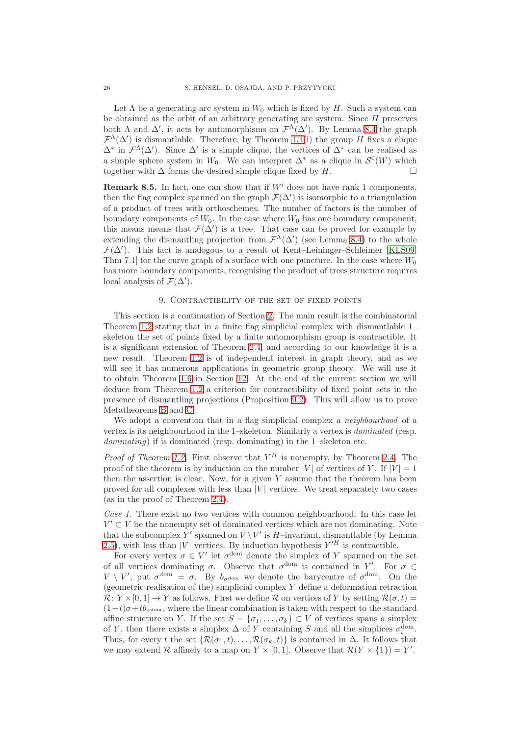Let $\Lambda$ be a generating arc system in $W_0$ which is fixed by $H$. Such a system can be obtained as the orbit of an arbitrary generating arc system. Since $H$ preserves both $\Lambda$ and $\Delta'$, it acts by automorphisms on $\mathcal{F}^\Lambda(\Delta')$. By Lemma 8.4 the graph $\mathcal{F}^\Lambda(\Delta')$ is dismantlable. Therefore, by Theorem 1.1(i) the group $H$ fixes a clique $\Delta^*$ in $\mathcal{F}^\Lambda(\Delta')$. Since $\Delta'$ is a simple clique, the vertices of $\Delta^*$ can be realised as a simple sphere system in $W_0$. We can interpret $\Delta^*$ as a clique in $\mathcal{S}^0(W)$ which together with $\Delta$ forms the desired simple clique fixed by $H$. □

**Remark 8.5.** In fact, one can show that if $W'$ does not have rank 1 components, then the flag complex spanned on the graph $\mathcal{F}(\Delta')$ is isomorphic to a triangulation of a product of trees with orthoschemes. The number of factors is the number of boundary components of $W_0$. In the case where $W_0$ has one boundary component, this means means that $\mathcal{F}(\Delta')$ is a tree. That case can be proved for example by extending the dismantling projection from $\mathcal{F}^\Lambda(\Delta')$ (see Lemma 8.4) to the whole $\mathcal{F}(\Delta')$. This fact is analogous to a result of Kent–Leininger–Schleimer [KLS09, Thm 7.1] for the curve graph of a surface with one puncture. In the case where $W_0$ has more boundary components, recognising the product of trees structure requires local analysis of $\mathcal{F}(\Delta')$.

## 9. Contractibility of the set of fixed points

This section is a continuation of Section 2. The main result is the combinatorial Theorem 1.2 stating that in a finite flag simplicial complex with dismantlable 1–skeleton the set of points fixed by a finite automorphism group is contractible. It is a significant extension of Theorem 2.4, and according to our knowledge it is a new result. Theorem 1.2 is of independent interest in graph theory, and as we will see it has numerous applications in geometric group theory. We will use it to obtain Theorem 1.6 in Section 12. At the end of the current section we will deduce from Theorem 1.2 a criterion for contractibility of fixed point sets in the presence of dismantling projections (Proposition 9.2). This will allow us to prove Metatheorems B and C.

We adopt a convention that in a flag simplicial complex a *neighbourhood* of a vertex is its neighbourhood in the 1–skeleton. Similarly a vertex is *dominated* (resp. *dominating*) if is dominated (resp. dominating) in the 1–skeleton etc.

*Proof of Theorem 1.2.* First observe that $Y^H$ is nonempty, by Theorem 2.4. The proof of the theorem is by induction on the number $|V|$ of vertices of $Y$. If $|V| = 1$ then the assertion is clear. Now, for a given $Y$ assume that the theorem has been proved for all complexes with less than $|V|$ vertices. We treat separately two cases (as in the proof of Theorem 2.4).

*Case 1.* There exist no two vertices with common neighbourhood. In this case let $V' \subset V$ be the nonempty set of dominated vertices which are not dominating. Note that the subcomplex $Y'$ spanned on $V \setminus V'$ is $H$–invariant, dismantlable (by Lemma 2.5), with less than $|V|$ vertices. By induction hypothesis $Y'^H$ is contractible.

For every vertex $\sigma \in V'$ let $\sigma^{\mathrm{dom}}$ denote the simplex of $Y$ spanned on the set of all vertices dominating $\sigma$. Observe that $\sigma^{\mathrm{dom}}$ is contained in $Y'$. For $\sigma \in V \setminus V'$, put $\sigma^{\mathrm{dom}} = \sigma$. By $b_{\sigma^{\mathrm{dom}}}$ we denote the barycentre of $\sigma^{\mathrm{dom}}$. On the (geometric realisation of the) simplicial complex $Y$ define a deformation retraction $\mathcal{R}\colon Y \times [0,1] \to Y$ as follows. First we define $\mathcal{R}$ on vertices of $Y$ by setting $\mathcal{R}(\sigma, t) = (1-t)\sigma + t b_{\sigma^{\mathrm{dom}}}$, where the linear combination is taken with respect to the standard affine structure on $Y$. If the set $S = \{\sigma_1, \ldots, \sigma_k\} \subset V$ of vertices spans a simplex of $Y$, then there exists a simplex $\Delta$ of $Y$ containing $S$ and all the simplices $\sigma_i^{\mathrm{dom}}$. Thus, for every $t$ the set $\{\mathcal{R}(\sigma_1, t), \ldots, \mathcal{R}(\sigma_k, t)\}$ is contained in $\Delta$. It follows that we may extend $\mathcal{R}$ affinely to a map on $Y \times [0,1]$. Observe that $\mathcal{R}(Y \times \{1\}) = Y'$.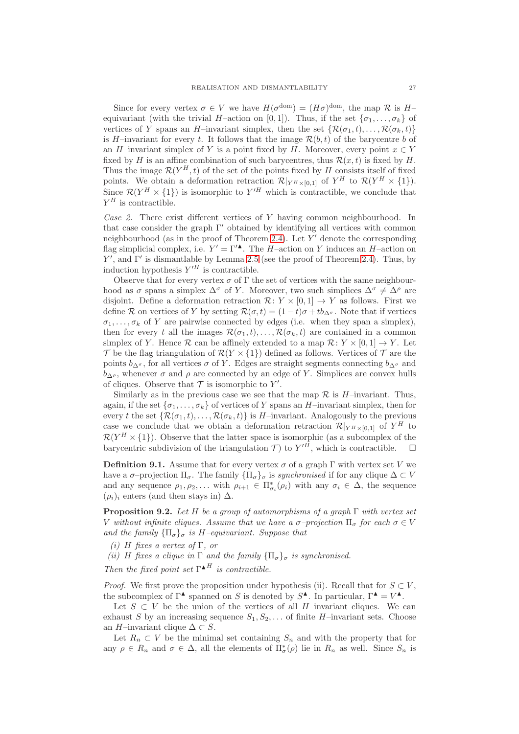Since for every vertex $\sigma \in V$ we have $H(\sigma^{\mathrm{dom}}) = (H\sigma)^{\mathrm{dom}}$, the map $\mathcal{R}$ is $H$–equivariant (with the trivial $H$–action on $[0,1]$). Thus, if the set $\{\sigma_1, \ldots, \sigma_k\}$ of vertices of $Y$ spans an $H$–invariant simplex, then the set $\{\mathcal{R}(\sigma_1, t), \ldots, \mathcal{R}(\sigma_k, t)\}$ is $H$–invariant for every $t$. It follows that the image $\mathcal{R}(b, t)$ of the barycentre $b$ of an $H$–invariant simplex of $Y$ is a point fixed by $H$. Moreover, every point $x \in Y$ fixed by $H$ is an affine combination of such barycentres, thus $\mathcal{R}(x, t)$ is fixed by $H$. Thus the image $\mathcal{R}(Y^H, t)$ of the set of the points fixed by $H$ consists itself of fixed points. We obtain a deformation retraction $\mathcal{R}|_{Y^H \times [0,1]}$ of $Y^H$ to $\mathcal{R}(Y^H \times \{1\})$. Since $\mathcal{R}(Y^H \times \{1\})$ is isomorphic to $Y'^H$ which is contractible, we conclude that $Y^H$ is contractible.

*Case 2.* There exist different vertices of $Y$ having common neighbourhood. In that case consider the graph $\Gamma'$ obtained by identifying all vertices with common neighbourhood (as in the proof of Theorem 2.4). Let $Y'$ denote the corresponding flag simplicial complex, i.e. $Y' = \Gamma'^{\blacktriangle}$. The $H$–action on $Y$ induces an $H$–action on $Y'$, and $\Gamma'$ is dismantlable by Lemma 2.5 (see the proof of Theorem 2.4). Thus, by induction hypothesis $Y'^H$ is contractible.

Observe that for every vertex $\sigma$ of $\Gamma$ the set of vertices with the same neighbourhood as $\sigma$ spans a simplex $\Delta^\sigma$ of $Y$. Moreover, two such simplices $\Delta^\sigma \neq \Delta^\rho$ are disjoint. Define a deformation retraction $\mathcal{R}\colon Y \times [0,1] \to Y$ as follows. First we define $\mathcal{R}$ on vertices of $Y$ by setting $\mathcal{R}(\sigma, t) = (1-t)\sigma + t b_{\Delta^\sigma}$. Note that if vertices $\sigma_1, \ldots, \sigma_k$ of $Y$ are pairwise connected by edges (i.e. when they span a simplex), then for every $t$ all the images $\mathcal{R}(\sigma_1, t), \ldots, \mathcal{R}(\sigma_k, t)$ are contained in a common simplex of $Y$. Hence $\mathcal{R}$ can be affinely extended to a map $\mathcal{R}\colon Y \times [0,1] \to Y$. Let $\mathcal{T}$ be the flag triangulation of $\mathcal{R}(Y \times \{1\})$ defined as follows. Vertices of $\mathcal{T}$ are the points $b_{\Delta^\sigma}$, for all vertices $\sigma$ of $Y$. Edges are straight segments connecting $b_{\Delta^\sigma}$ and $b_{\Delta^\rho}$, whenever $\sigma$ and $\rho$ are connected by an edge of $Y$. Simplices are convex hulls of cliques. Observe that $\mathcal{T}$ is isomorphic to $Y'$.

Similarly as in the previous case we see that the map $\mathcal{R}$ is $H$–invariant. Thus, again, if the set $\{\sigma_1, \ldots, \sigma_k\}$ of vertices of $Y$ spans an $H$–invariant simplex, then for every $t$ the set $\{\mathcal{R}(\sigma_1, t), \ldots, \mathcal{R}(\sigma_k, t)\}$ is $H$–invariant. Analogously to the previous case we conclude that we obtain a deformation retraction $\mathcal{R}|_{Y^H \times [0,1]}$ of $Y^H$ to $\mathcal{R}(Y^H \times \{1\})$. Observe that the latter space is isomorphic (as a subcomplex of the barycentric subdivision of the triangulation $\mathcal{T}$) to $Y'^H$, which is contractible. □

**Definition 9.1.** Assume that for every vertex $\sigma$ of a graph $\Gamma$ with vertex set $V$ we have a $\sigma$–projection $\Pi_\sigma$. The family $\{\Pi_\sigma\}_\sigma$ is *synchronised* if for any clique $\Delta \subset V$ and any sequence $\rho_1, \rho_2, \ldots$ with $\rho_{i+1} \in \Pi^*_{\sigma_i}(\rho_i)$ with any $\sigma_i \in \Delta$, the sequence $(\rho_i)_i$ enters (and then stays in) $\Delta$.

**Proposition 9.2.** *Let $H$ be a group of automorphisms of a graph $\Gamma$ with vertex set $V$ without infinite cliques. Assume that we have a $\sigma$–projection $\Pi_\sigma$ for each $\sigma \in V$ and the family $\{\Pi_\sigma\}_\sigma$ is $H$–equivariant. Suppose that*

*(i) $H$ fixes a vertex of $\Gamma$, or*

*(ii) $H$ fixes a clique in $\Gamma$ and the family $\{\Pi_\sigma\}_\sigma$ is synchronised.*

*Then the fixed point set ${\Gamma^{\blacktriangle}}^H$ is contractible.*

*Proof.* We first prove the proposition under hypothesis (ii). Recall that for $S \subset V$, the subcomplex of $\Gamma^{\blacktriangle}$ spanned on $S$ is denoted by $S^{\blacktriangle}$. In particular, $\Gamma^{\blacktriangle} = V^{\blacktriangle}$.

Let $S \subset V$ be the union of the vertices of all $H$–invariant cliques. We can exhaust $S$ by an increasing sequence $S_1, S_2, \ldots$ of finite $H$–invariant sets. Choose an $H$–invariant clique $\Delta \subset S$.

Let $R_n \subset V$ be the minimal set containing $S_n$ and with the property that for any $\rho \in R_n$ and $\sigma \in \Delta$, all the elements of $\Pi^*_\sigma(\rho)$ lie in $R_n$ as well. Since $S_n$ is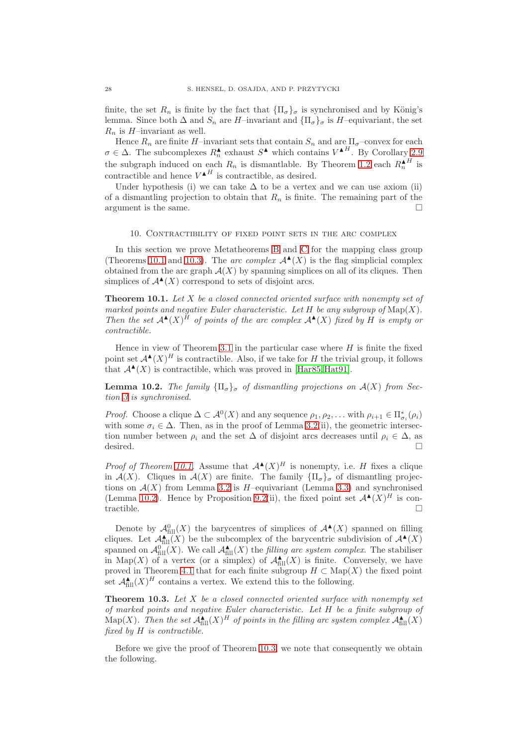finite, the set $R_n$ is finite by the fact that $\{\Pi_\sigma\}_\sigma$ is synchronised and by König's lemma. Since both $\Delta$ and $S_n$ are $H$–invariant and $\{\Pi_\sigma\}_\sigma$ is $H$–equivariant, the set $R_n$ is $H$–invariant as well.

Hence $R_n$ are finite $H$–invariant sets that contain $S_n$ and are $\Pi_\sigma$–convex for each $\sigma \in \Delta$. The subcomplexes $R_n^\blacktriangle$ exhaust $S^\blacktriangle$ which contains $V^{\blacktriangle H}$. By Corollary 2.9 the subgraph induced on each $R_n$ is dismantlable. By Theorem 1.2 each $R_n^{\blacktriangle H}$ is contractible and hence $V^{\blacktriangle H}$ is contractible, as desired.

Under hypothesis (i) we can take $\Delta$ to be a vertex and we can use axiom (ii) of a dismantling projection to obtain that $R_n$ is finite. The remaining part of the argument is the same. □

## 10. Contractibility of fixed point sets in the arc complex

In this section we prove Metatheorems B and C for the mapping class group (Theorems 10.1 and 10.3). The *arc complex* $\mathcal{A}^\blacktriangle(X)$ is the flag simplicial complex obtained from the arc graph $\mathcal{A}(X)$ by spanning simplices on all of its cliques. Then simplices of $\mathcal{A}^\blacktriangle(X)$ correspond to sets of disjoint arcs.

**Theorem 10.1.** *Let $X$ be a closed connected oriented surface with nonempty set of marked points and negative Euler characteristic. Let $H$ be any subgroup of $\mathrm{Map}(X)$. Then the set $\mathcal{A}^\blacktriangle(X)^H$ of points of the arc complex $\mathcal{A}^\blacktriangle(X)$ fixed by $H$ is empty or contractible.*

Hence in view of Theorem 3.1 in the particular case where $H$ is finite the fixed point set $\mathcal{A}^\blacktriangle(X)^H$ is contractible. Also, if we take for $H$ the trivial group, it follows that $\mathcal{A}^\blacktriangle(X)$ is contractible, which was proved in [Har85, Hat91].

**Lemma 10.2.** *The family $\{\Pi_\sigma\}_\sigma$ of dismantling projections on $\mathcal{A}(X)$ from Section 3 is synchronised.*

*Proof.* Choose a clique $\Delta \subset \mathcal{A}^0(X)$ and any sequence $\rho_1, \rho_2, \dots$ with $\rho_{i+1} \in \Pi^*_{\sigma_i}(\rho_i)$ with some $\sigma_i \in \Delta$. Then, as in the proof of Lemma 3.2(ii), the geometric intersection number between $\rho_i$ and the set $\Delta$ of disjoint arcs decreases until $\rho_i \in \Delta$, as desired. □

*Proof of Theorem 10.1.* Assume that $\mathcal{A}^\blacktriangle(X)^H$ is nonempty, i.e. $H$ fixes a clique in $\mathcal{A}(X)$. Cliques in $\mathcal{A}(X)$ are finite. The family $\{\Pi_\sigma\}_\sigma$ of dismantling projections on $\mathcal{A}(X)$ from Lemma 3.2 is $H$–equivariant (Lemma 3.3) and synchronised (Lemma 10.2). Hence by Proposition 9.2(ii), the fixed point set $\mathcal{A}^\blacktriangle(X)^H$ is contractible. □

Denote by $\mathcal{A}^0_{\mathrm{fill}}(X)$ the barycentres of simplices of $\mathcal{A}^\blacktriangle(X)$ spanned on filling cliques. Let $\mathcal{A}^\blacktriangle_{\mathrm{fill}}(X)$ be the subcomplex of the barycentric subdivision of $\mathcal{A}^\blacktriangle(X)$ spanned on $\mathcal{A}^0_{\mathrm{fill}}(X)$. We call $\mathcal{A}^\blacktriangle_{\mathrm{fill}}(X)$ the *filling arc system complex*. The stabiliser in $\mathrm{Map}(X)$ of a vertex (or a simplex) of $\mathcal{A}^\blacktriangle_{\mathrm{fill}}(X)$ is finite. Conversely, we have proved in Theorem 4.1 that for each finite subgroup $H \subset \mathrm{Map}(X)$ the fixed point set $\mathcal{A}^\blacktriangle_{\mathrm{fill}}(X)^H$ contains a vertex. We extend this to the following.

**Theorem 10.3.** *Let $X$ be a closed connected oriented surface with nonempty set of marked points and negative Euler characteristic. Let $H$ be a finite subgroup of $\mathrm{Map}(X)$. Then the set $\mathcal{A}^\blacktriangle_{\mathrm{fill}}(X)^H$ of points in the filling arc system complex $\mathcal{A}^\blacktriangle_{\mathrm{fill}}(X)$ fixed by $H$ is contractible.*

Before we give the proof of Theorem 10.3, we note that consequently we obtain the following.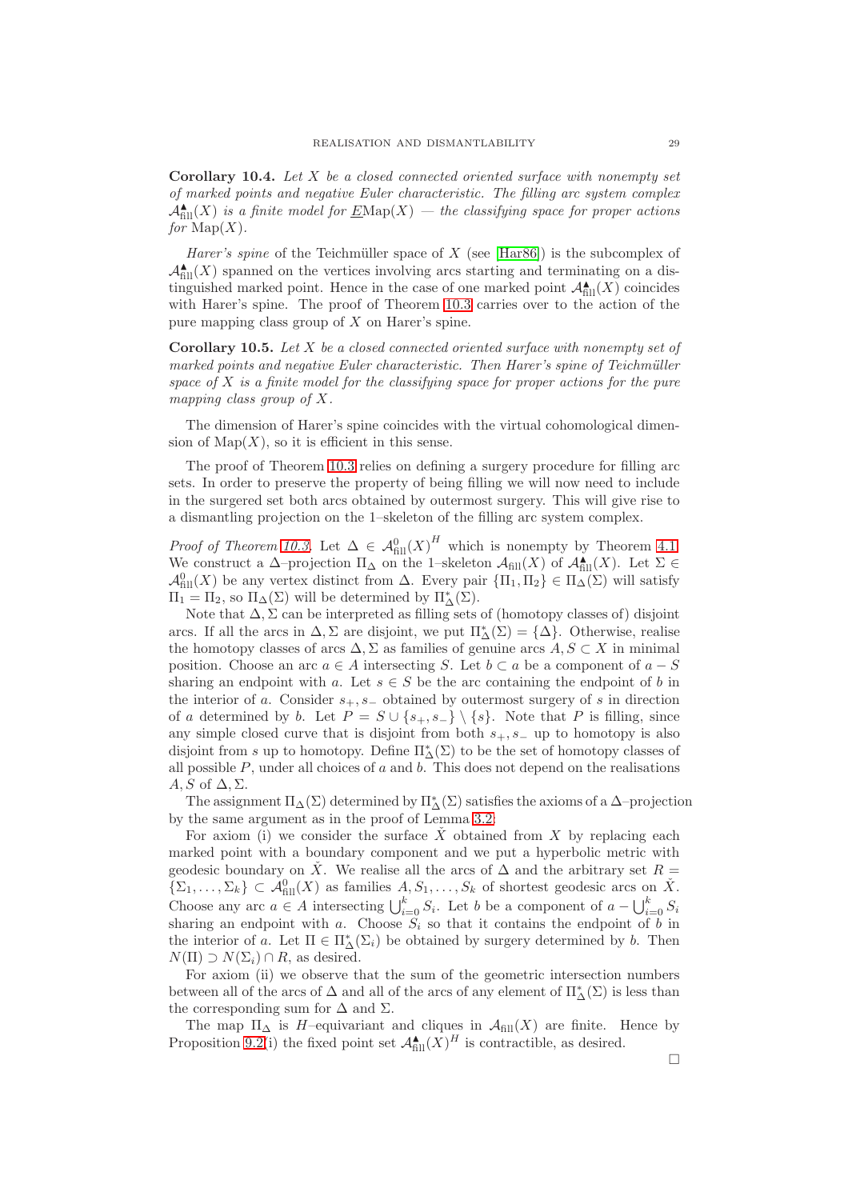**Corollary 10.4.** *Let $X$ be a closed connected oriented surface with nonempty set of marked points and negative Euler characteristic. The filling arc system complex $\mathcal{A}^{\blacktriangle}_{\mathrm{fill}}(X)$ is a finite model for $\underline{E}\mathrm{Map}(X)$ — the classifying space for proper actions for $\mathrm{Map}(X)$.*

*Harer's spine* of the Teichmüller space of $X$ (see [Har86]) is the subcomplex of $\mathcal{A}^{\blacktriangle}_{\mathrm{fill}}(X)$ spanned on the vertices involving arcs starting and terminating on a distinguished marked point. Hence in the case of one marked point $\mathcal{A}^{\blacktriangle}_{\mathrm{fill}}(X)$ coincides with Harer's spine. The proof of Theorem 10.3 carries over to the action of the pure mapping class group of $X$ on Harer's spine.

**Corollary 10.5.** *Let $X$ be a closed connected oriented surface with nonempty set of marked points and negative Euler characteristic. Then Harer's spine of Teichmüller space of $X$ is a finite model for the classifying space for proper actions for the pure mapping class group of $X$.*

The dimension of Harer's spine coincides with the virtual cohomological dimension of $\mathrm{Map}(X)$, so it is efficient in this sense.

The proof of Theorem 10.3 relies on defining a surgery procedure for filling arc sets. In order to preserve the property of being filling we will now need to include in the surgered set both arcs obtained by outermost surgery. This will give rise to a dismantling projection on the 1–skeleton of the filling arc system complex.

*Proof of Theorem 10.3.* Let $\Delta \in \mathcal{A}^0_{\mathrm{fill}}(X)^H$ which is nonempty by Theorem 4.1. We construct a $\Delta$–projection $\Pi_\Delta$ on the 1–skeleton $\mathcal{A}_{\mathrm{fill}}(X)$ of $\mathcal{A}^{\blacktriangle}_{\mathrm{fill}}(X)$. Let $\Sigma \in \mathcal{A}^0_{\mathrm{fill}}(X)$ be any vertex distinct from $\Delta$. Every pair $\{\Pi_1, \Pi_2\} \in \Pi_\Delta(\Sigma)$ will satisfy $\Pi_1 = \Pi_2$, so $\Pi_\Delta(\Sigma)$ will be determined by $\Pi^*_\Delta(\Sigma)$.

Note that $\Delta, \Sigma$ can be interpreted as filling sets of (homotopy classes of) disjoint arcs. If all the arcs in $\Delta, \Sigma$ are disjoint, we put $\Pi^*_\Delta(\Sigma) = \{\Delta\}$. Otherwise, realise the homotopy classes of arcs $\Delta, \Sigma$ as families of genuine arcs $A, S \subset X$ in minimal position. Choose an arc $a \in A$ intersecting $S$. Let $b \subset a$ be a component of $a - S$ sharing an endpoint with $a$. Let $s \in S$ be the arc containing the endpoint of $b$ in the interior of $a$. Consider $s_+, s_-$ obtained by outermost surgery of $s$ in direction of $a$ determined by $b$. Let $P = S \cup \{s_+, s_-\} \setminus \{s\}$. Note that $P$ is filling, since any simple closed curve that is disjoint from both $s_+, s_-$ up to homotopy is also disjoint from $s$ up to homotopy. Define $\Pi^*_\Delta(\Sigma)$ to be the set of homotopy classes of all possible $P$, under all choices of $a$ and $b$. This does not depend on the realisations $A, S$ of $\Delta, \Sigma$.

The assignment $\Pi_\Delta(\Sigma)$ determined by $\Pi^*_\Delta(\Sigma)$ satisfies the axioms of a $\Delta$–projection by the same argument as in the proof of Lemma 3.2:

For axiom (i) we consider the surface $\check{X}$ obtained from $X$ by replacing each marked point with a boundary component and we put a hyperbolic metric with geodesic boundary on $\check{X}$. We realise all the arcs of $\Delta$ and the arbitrary set $R = \{\Sigma_1, \ldots, \Sigma_k\} \subset \mathcal{A}^0_{\mathrm{fill}}(X)$ as families $A, S_1, \ldots, S_k$ of shortest geodesic arcs on $\check{X}$. Choose any arc $a \in A$ intersecting $\bigcup_{i=0}^k S_i$. Let $b$ be a component of $a - \bigcup_{i=0}^k S_i$ sharing an endpoint with $a$. Choose $S_i$ so that it contains the endpoint of $b$ in the interior of $a$. Let $\Pi \in \Pi^*_\Delta(\Sigma_i)$ be obtained by surgery determined by $b$. Then $N(\Pi) \supset N(\Sigma_i) \cap R$, as desired.

For axiom (ii) we observe that the sum of the geometric intersection numbers between all of the arcs of $\Delta$ and all of the arcs of any element of $\Pi^*_\Delta(\Sigma)$ is less than the corresponding sum for $\Delta$ and $\Sigma$.

The map $\Pi_\Delta$ is $H$–equivariant and cliques in $\mathcal{A}_{\mathrm{fill}}(X)$ are finite. Hence by Proposition 9.2(i) the fixed point set $\mathcal{A}^{\blacktriangle}_{\mathrm{fill}}(X)^H$ is contractible, as desired.

□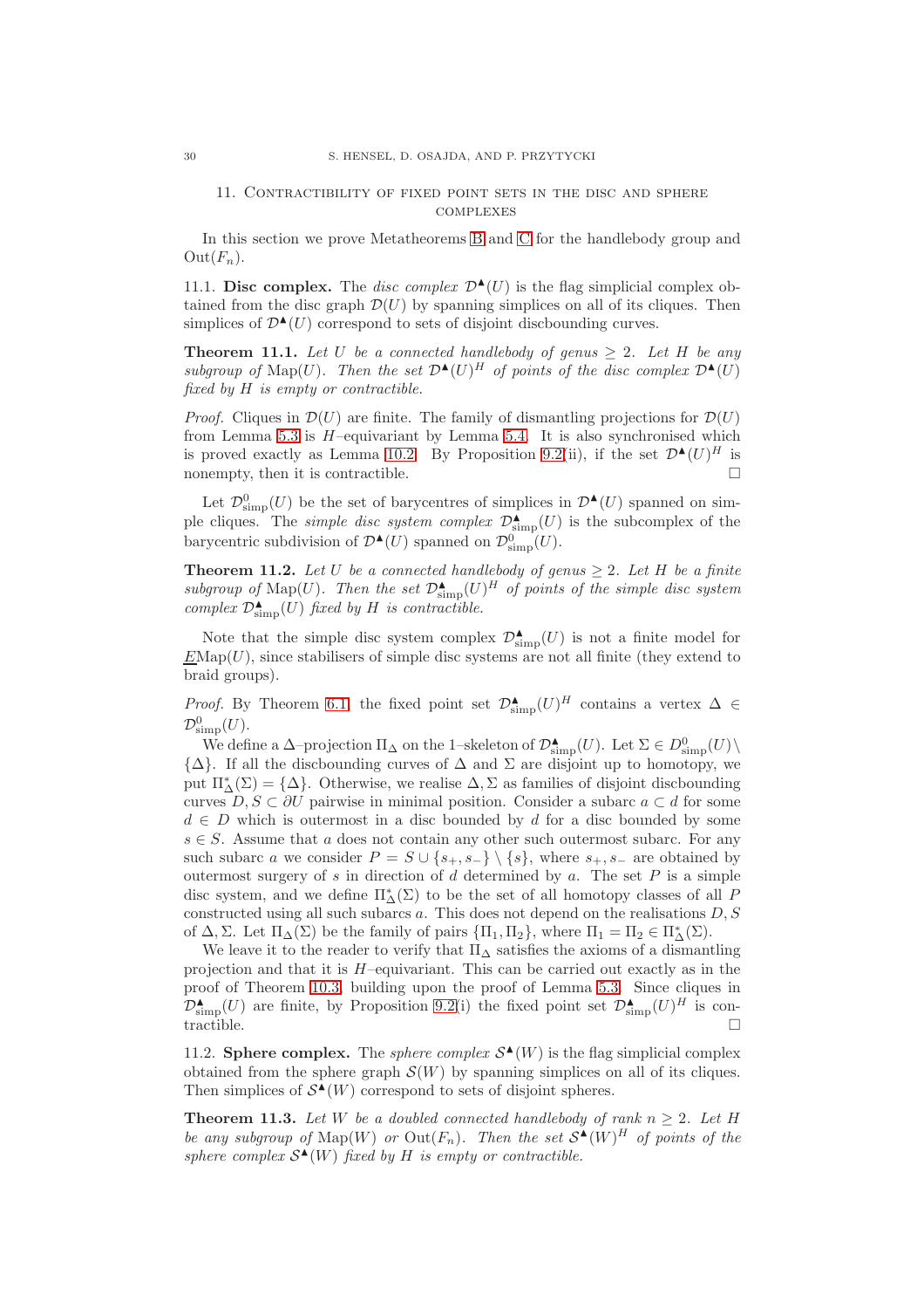## 11. Contractibility of fixed point sets in the disc and sphere complexes

In this section we prove Metatheorems B and C for the handlebody group and $\mathrm{Out}(F_n)$.

11.1. **Disc complex.** The *disc complex* $\mathcal{D}^\blacktriangle(U)$ is the flag simplicial complex obtained from the disc graph $\mathcal{D}(U)$ by spanning simplices on all of its cliques. Then simplices of $\mathcal{D}^\blacktriangle(U)$ correspond to sets of disjoint discbounding curves.

**Theorem 11.1.** *Let $U$ be a connected handlebody of genus $\geq 2$. Let $H$ be any subgroup of $\mathrm{Map}(U)$. Then the set $\mathcal{D}^\blacktriangle(U)^H$ of points of the disc complex $\mathcal{D}^\blacktriangle(U)$ fixed by $H$ is empty or contractible.*

*Proof.* Cliques in $\mathcal{D}(U)$ are finite. The family of dismantling projections for $\mathcal{D}(U)$ from Lemma 5.3 is $H$–equivariant by Lemma 5.4. It is also synchronised which is proved exactly as Lemma 10.2. By Proposition 9.2(ii), if the set $\mathcal{D}^\blacktriangle(U)^H$ is nonempty, then it is contractible. □

Let $\mathcal{D}^0_{\mathrm{simp}}(U)$ be the set of barycentres of simplices in $\mathcal{D}^\blacktriangle(U)$ spanned on simple cliques. The *simple disc system complex* $\mathcal{D}^\blacktriangle_{\mathrm{simp}}(U)$ is the subcomplex of the barycentric subdivision of $\mathcal{D}^\blacktriangle(U)$ spanned on $\mathcal{D}^0_{\mathrm{simp}}(U)$.

**Theorem 11.2.** *Let $U$ be a connected handlebody of genus $\geq 2$. Let $H$ be a finite subgroup of $\mathrm{Map}(U)$. Then the set $\mathcal{D}^\blacktriangle_{\mathrm{simp}}(U)^H$ of points of the simple disc system complex $\mathcal{D}^\blacktriangle_{\mathrm{simp}}(U)$ fixed by $H$ is contractible.*

Note that the simple disc system complex $\mathcal{D}^\blacktriangle_{\mathrm{simp}}(U)$ is not a finite model for $\underline{E}\mathrm{Map}(U)$, since stabilisers of simple disc systems are not all finite (they extend to braid groups).

*Proof.* By Theorem 6.1 the fixed point set $\mathcal{D}^\blacktriangle_{\mathrm{simp}}(U)^H$ contains a vertex $\Delta \in \mathcal{D}^0_{\mathrm{simp}}(U)$.

We define a $\Delta$–projection $\Pi_\Delta$ on the 1–skeleton of $\mathcal{D}^\blacktriangle_{\mathrm{simp}}(U)$. Let $\Sigma \in D^0_{\mathrm{simp}}(U) \setminus \{\Delta\}$. If all the discbounding curves of $\Delta$ and $\Sigma$ are disjoint up to homotopy, we put $\Pi^*_\Delta(\Sigma) = \{\Delta\}$. Otherwise, we realise $\Delta, \Sigma$ as families of disjoint discbounding curves $D, S \subset \partial U$ pairwise in minimal position. Consider a subarc $a \subset d$ for some $d \in D$ which is outermost in a disc bounded by $d$ for a disc bounded by some $s \in S$. Assume that $a$ does not contain any other such outermost subarc. For any such subarc $a$ we consider $P = S \cup \{s_+, s_-\} \setminus \{s\}$, where $s_+, s_-$ are obtained by outermost surgery of $s$ in direction of $d$ determined by $a$. The set $P$ is a simple disc system, and we define $\Pi^*_\Delta(\Sigma)$ to be the set of all homotopy classes of all $P$ constructed using all such subarcs $a$. This does not depend on the realisations $D, S$ of $\Delta, \Sigma$. Let $\Pi_\Delta(\Sigma)$ be the family of pairs $\{\Pi_1, \Pi_2\}$, where $\Pi_1 = \Pi_2 \in \Pi^*_\Delta(\Sigma)$.

We leave it to the reader to verify that $\Pi_\Delta$ satisfies the axioms of a dismantling projection and that it is $H$–equivariant. This can be carried out exactly as in the proof of Theorem 10.3, building upon the proof of Lemma 5.3. Since cliques in $\mathcal{D}^\blacktriangle_{\mathrm{simp}}(U)$ are finite, by Proposition 9.2(i) the fixed point set $\mathcal{D}^\blacktriangle_{\mathrm{simp}}(U)^H$ is contractible. □

11.2. **Sphere complex.** The *sphere complex* $\mathcal{S}^\blacktriangle(W)$ is the flag simplicial complex obtained from the sphere graph $\mathcal{S}(W)$ by spanning simplices on all of its cliques. Then simplices of $\mathcal{S}^\blacktriangle(W)$ correspond to sets of disjoint spheres.

**Theorem 11.3.** *Let $W$ be a doubled connected handlebody of rank $n \geq 2$. Let $H$ be any subgroup of $\mathrm{Map}(W)$ or $\mathrm{Out}(F_n)$. Then the set $\mathcal{S}^\blacktriangle(W)^H$ of points of the sphere complex $\mathcal{S}^\blacktriangle(W)$ fixed by $H$ is empty or contractible.*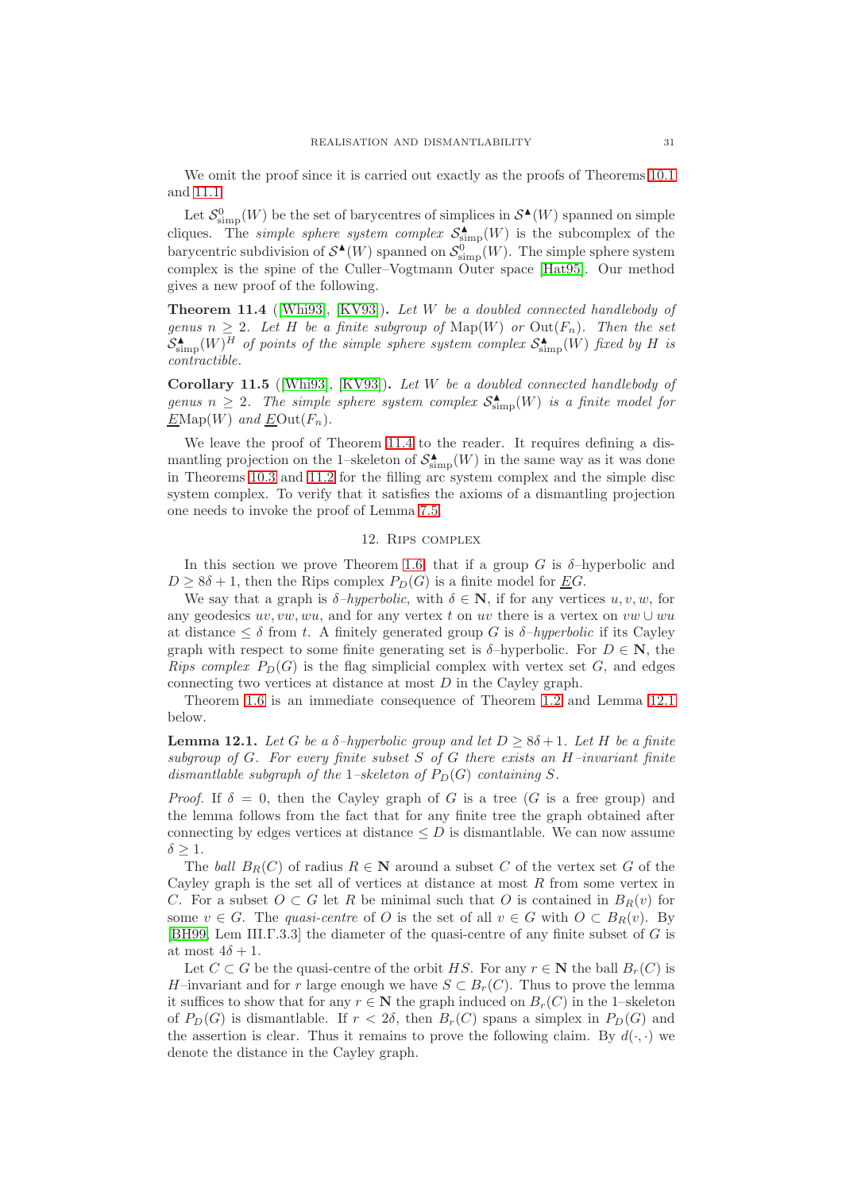We omit the proof since it is carried out exactly as the proofs of Theorems 10.1 and 11.1.

Let $\mathcal{S}^0_{\mathrm{simp}}(W)$ be the set of barycentres of simplices in $\mathcal{S}^\blacktriangle(W)$ spanned on simple cliques. The *simple sphere system complex* $\mathcal{S}^\blacktriangle_{\mathrm{simp}}(W)$ is the subcomplex of the barycentric subdivision of $\mathcal{S}^\blacktriangle(W)$ spanned on $\mathcal{S}^0_{\mathrm{simp}}(W)$. The simple sphere system complex is the spine of the Culler–Vogtmann Outer space [Hat95]. Our method gives a new proof of the following.

**Theorem 11.4** ([Whi93], [KV93])**.** *Let $W$ be a doubled connected handlebody of genus $n \geq 2$. Let $H$ be a finite subgroup of* $\mathrm{Map}(W)$ *or* $\mathrm{Out}(F_n)$*. Then the set $\mathcal{S}^\blacktriangle_{\mathrm{simp}}(W)^H$ of points of the simple sphere system complex $\mathcal{S}^\blacktriangle_{\mathrm{simp}}(W)$ fixed by $H$ is contractible.*

**Corollary 11.5** ([Whi93], [KV93])**.** *Let $W$ be a doubled connected handlebody of genus $n \geq 2$. The simple sphere system complex $\mathcal{S}^\blacktriangle_{\mathrm{simp}}(W)$ is a finite model for $\underline{E}\mathrm{Map}(W)$ and $\underline{E}\mathrm{Out}(F_n)$.*

We leave the proof of Theorem 11.4 to the reader. It requires defining a dismantling projection on the 1–skeleton of $\mathcal{S}^\blacktriangle_{\mathrm{simp}}(W)$ in the same way as it was done in Theorems 10.3 and 11.2 for the filling arc system complex and the simple disc system complex. To verify that it satisfies the axioms of a dismantling projection one needs to invoke the proof of Lemma 7.5.

## 12. Rips complex

In this section we prove Theorem 1.6, that if a group $G$ is $\delta$–hyperbolic and $D \geq 8\delta + 1$, then the Rips complex $P_D(G)$ is a finite model for $\underline{E}G$.

We say that a graph is *$\delta$–hyperbolic*, with $\delta \in \mathbf{N}$, if for any vertices $u, v, w$, for any geodesics $uv, vw, wu$, and for any vertex $t$ on $uv$ there is a vertex on $vw \cup wu$ at distance $\leq \delta$ from $t$. A finitely generated group $G$ is *$\delta$–hyperbolic* if its Cayley graph with respect to some finite generating set is $\delta$–hyperbolic. For $D \in \mathbf{N}$, the *Rips complex* $P_D(G)$ is the flag simplicial complex with vertex set $G$, and edges connecting two vertices at distance at most $D$ in the Cayley graph.

Theorem 1.6 is an immediate consequence of Theorem 1.2 and Lemma 12.1 below.

**Lemma 12.1.** *Let $G$ be a $\delta$–hyperbolic group and let $D \geq 8\delta + 1$. Let $H$ be a finite subgroup of $G$. For every finite subset $S$ of $G$ there exists an $H$–invariant finite dismantlable subgraph of the 1–skeleton of $P_D(G)$ containing $S$.*

*Proof.* If $\delta = 0$, then the Cayley graph of $G$ is a tree ($G$ is a free group) and the lemma follows from the fact that for any finite tree the graph obtained after connecting by edges vertices at distance $\leq D$ is dismantlable. We can now assume $\delta \geq 1$.

The *ball* $B_R(C)$ of radius $R \in \mathbf{N}$ around a subset $C$ of the vertex set $G$ of the Cayley graph is the set all of vertices at distance at most $R$ from some vertex in $C$. For a subset $O \subset G$ let $R$ be minimal such that $O$ is contained in $B_R(v)$ for some $v \in G$. The *quasi-centre* of $O$ is the set of all $v \in G$ with $O \subset B_R(v)$. By [BH99, Lem III.Γ.3.3] the diameter of the quasi-centre of any finite subset of $G$ is at most $4\delta + 1$.

Let $C \subset G$ be the quasi-centre of the orbit $HS$. For any $r \in \mathbf{N}$ the ball $B_r(C)$ is $H$–invariant and for $r$ large enough we have $S \subset B_r(C)$. Thus to prove the lemma it suffices to show that for any $r \in \mathbf{N}$ the graph induced on $B_r(C)$ in the 1–skeleton of $P_D(G)$ is dismantlable. If $r < 2\delta$, then $B_r(C)$ spans a simplex in $P_D(G)$ and the assertion is clear. Thus it remains to prove the following claim. By $d(\cdot,\cdot)$ we denote the distance in the Cayley graph.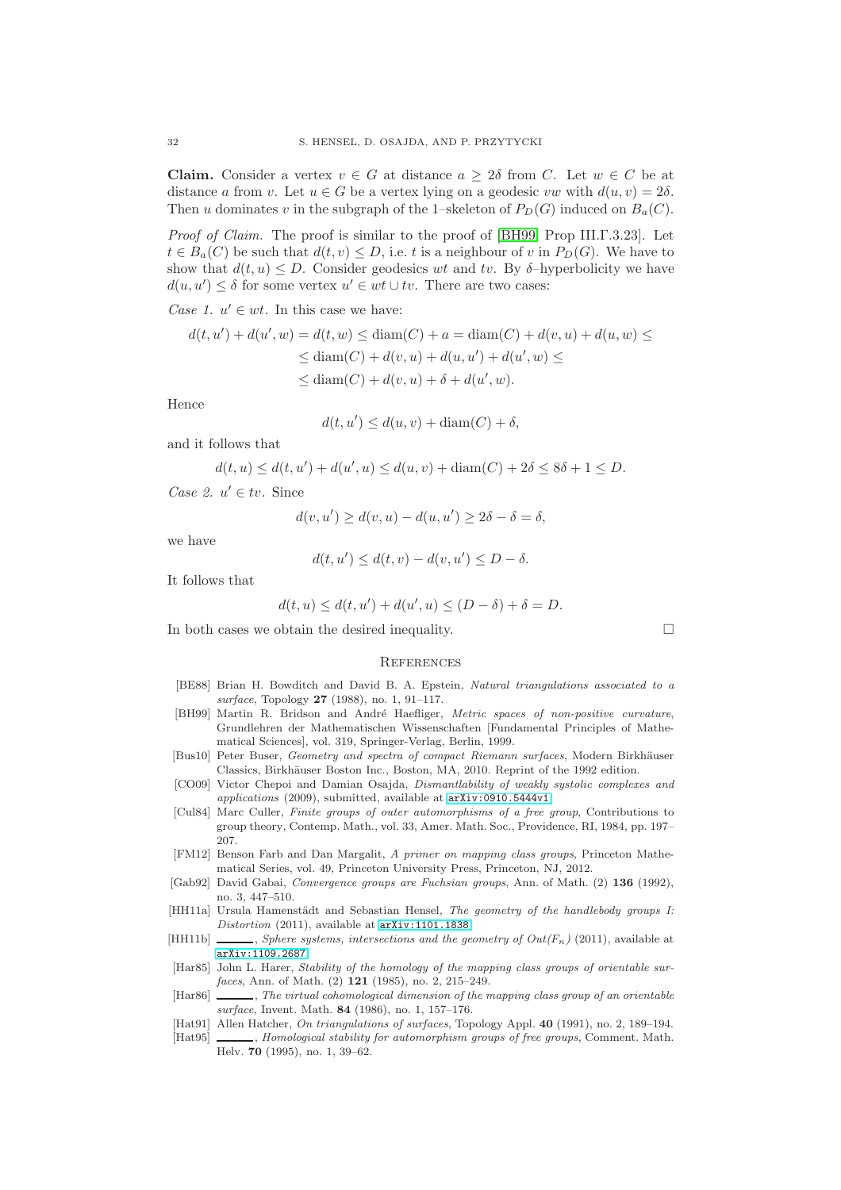**Claim.** Consider a vertex $v \in G$ at distance $a \geq 2\delta$ from $C$. Let $w \in C$ be at distance $a$ from $v$. Let $u \in G$ be a vertex lying on a geodesic $vw$ with $d(u,v) = 2\delta$. Then $u$ dominates $v$ in the subgraph of the 1–skeleton of $P_D(G)$ induced on $B_a(C)$.

*Proof of Claim.* The proof is similar to the proof of [BH99, Prop III.Γ.3.23]. Let $t \in B_a(C)$ be such that $d(t,v) \leq D$, i.e. $t$ is a neighbour of $v$ in $P_D(G)$. We have to show that $d(t,u) \leq D$. Consider geodesics $wt$ and $tv$. By $\delta$–hyperbolicity we have $d(u,u') \leq \delta$ for some vertex $u' \in wt \cup tv$. There are two cases:

*Case 1.* $u' \in wt$. In this case we have:

$$
\begin{aligned}
d(t,u') + d(u',w) = d(t,w) &\leq \operatorname{diam}(C) + a = \operatorname{diam}(C) + d(v,u) + d(u,w) \leq \\
&\leq \operatorname{diam}(C) + d(v,u) + d(u,u') + d(u',w) \leq \\
&\leq \operatorname{diam}(C) + d(v,u) + \delta + d(u',w).
\end{aligned}
$$

Hence

$$d(t,u') \leq d(u,v) + \operatorname{diam}(C) + \delta,$$

and it follows that

$$d(t,u) \leq d(t,u') + d(u',u) \leq d(u,v) + \operatorname{diam}(C) + 2\delta \leq 8\delta + 1 \leq D.$$

*Case 2.* $u' \in tv$. Since

$$d(v,u') \geq d(v,u) - d(u,u') \geq 2\delta - \delta = \delta,$$

we have

$$d(t,u') \leq d(t,v) - d(v,u') \leq D - \delta.$$

It follows that

$$d(t,u) \leq d(t,u') + d(u',u) \leq (D-\delta) + \delta = D.$$

In both cases we obtain the desired inequality. □

## References

[BE88] Brian H. Bowditch and David B. A. Epstein, *Natural triangulations associated to a surface*, Topology **27** (1988), no. 1, 91–117.

[BH99] Martin R. Bridson and André Haefliger, *Metric spaces of non-positive curvature*, Grundlehren der Mathematischen Wissenschaften [Fundamental Principles of Mathematical Sciences], vol. 319, Springer-Verlag, Berlin, 1999.

[Bus10] Peter Buser, *Geometry and spectra of compact Riemann surfaces*, Modern Birkhäuser Classics, Birkhäuser Boston Inc., Boston, MA, 2010. Reprint of the 1992 edition.

[CO09] Victor Chepoi and Damian Osajda, *Dismantlability of weakly systolic complexes and applications* (2009), submitted, available at arXiv:0910.5444v1.

[Cul84] Marc Culler, *Finite groups of outer automorphisms of a free group*, Contributions to group theory, Contemp. Math., vol. 33, Amer. Math. Soc., Providence, RI, 1984, pp. 197–207.

[FM12] Benson Farb and Dan Margalit, *A primer on mapping class groups*, Princeton Mathematical Series, vol. 49, Princeton University Press, Princeton, NJ, 2012.

[Gab92] David Gabai, *Convergence groups are Fuchsian groups*, Ann. of Math. (2) **136** (1992), no. 3, 447–510.

[HH11a] Ursula Hamenstädt and Sebastian Hensel, *The geometry of the handlebody groups I: Distortion* (2011), available at arXiv:1101.1838.

[HH11b] ______, *Sphere systems, intersections and the geometry of $Out(F_n)$* (2011), available at arXiv:1109.2687.

[Har85] John L. Harer, *Stability of the homology of the mapping class groups of orientable surfaces*, Ann. of Math. (2) **121** (1985), no. 2, 215–249.

[Har86] ______, *The virtual cohomological dimension of the mapping class group of an orientable surface*, Invent. Math. **84** (1986), no. 1, 157–176.

[Hat91] Allen Hatcher, *On triangulations of surfaces*, Topology Appl. **40** (1991), no. 2, 189–194.

[Hat95] ______, *Homological stability for automorphism groups of free groups*, Comment. Math. Helv. **70** (1995), no. 1, 39–62.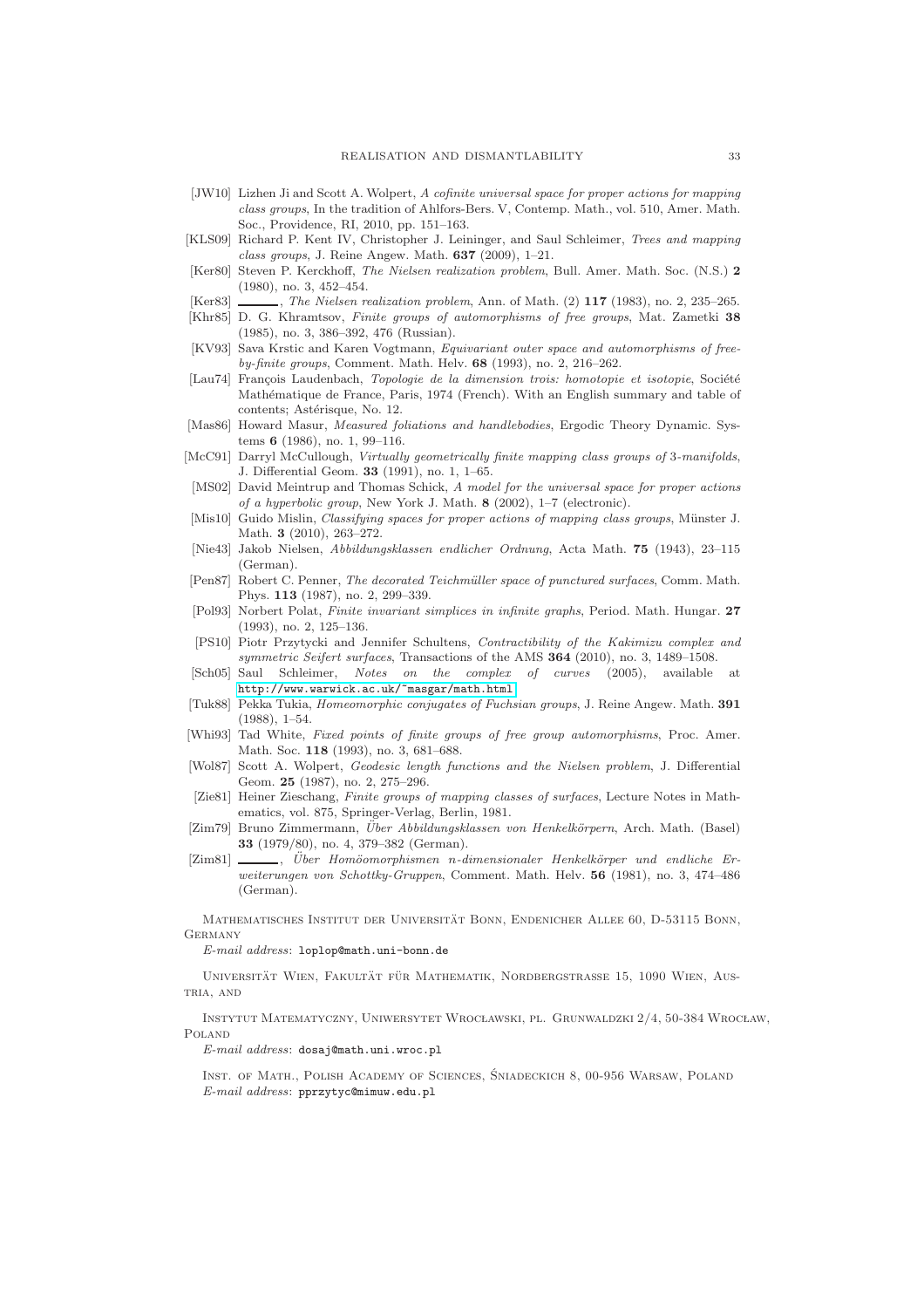[JW10] Lizhen Ji and Scott A. Wolpert, *A cofinite universal space for proper actions for mapping class groups*, In the tradition of Ahlfors-Bers. V, Contemp. Math., vol. 510, Amer. Math. Soc., Providence, RI, 2010, pp. 151–163.

[KLS09] Richard P. Kent IV, Christopher J. Leininger, and Saul Schleimer, *Trees and mapping class groups*, J. Reine Angew. Math. **637** (2009), 1–21.

[Ker80] Steven P. Kerckhoff, *The Nielsen realization problem*, Bull. Amer. Math. Soc. (N.S.) **2** (1980), no. 3, 452–454.

[Ker83] ______, *The Nielsen realization problem*, Ann. of Math. (2) **117** (1983), no. 2, 235–265.

[Khr85] D. G. Khramtsov, *Finite groups of automorphisms of free groups*, Mat. Zametki **38** (1985), no. 3, 386–392, 476 (Russian).

[KV93] Sava Krstic and Karen Vogtmann, *Equivariant outer space and automorphisms of free-by-finite groups*, Comment. Math. Helv. **68** (1993), no. 2, 216–262.

[Lau74] François Laudenbach, *Topologie de la dimension trois: homotopie et isotopie*, Société Mathématique de France, Paris, 1974 (French). With an English summary and table of contents; Astérisque, No. 12.

[Mas86] Howard Masur, *Measured foliations and handlebodies*, Ergodic Theory Dynamic. Systems **6** (1986), no. 1, 99–116.

[McC91] Darryl McCullough, *Virtually geometrically finite mapping class groups of 3-manifolds*, J. Differential Geom. **33** (1991), no. 1, 1–65.

[MS02] David Meintrup and Thomas Schick, *A model for the universal space for proper actions of a hyperbolic group*, New York J. Math. **8** (2002), 1–7 (electronic).

[Mis10] Guido Mislin, *Classifying spaces for proper actions of mapping class groups*, Münster J. Math. **3** (2010), 263–272.

[Nie43] Jakob Nielsen, *Abbildungsklassen endlicher Ordnung*, Acta Math. **75** (1943), 23–115 (German).

[Pen87] Robert C. Penner, *The decorated Teichmüller space of punctured surfaces*, Comm. Math. Phys. **113** (1987), no. 2, 299–339.

[Pol93] Norbert Polat, *Finite invariant simplices in infinite graphs*, Period. Math. Hungar. **27** (1993), no. 2, 125–136.

[PS10] Piotr Przytycki and Jennifer Schultens, *Contractibility of the Kakimizu complex and symmetric Seifert surfaces*, Transactions of the AMS **364** (2010), no. 3, 1489–1508.

[Sch05] Saul Schleimer, *Notes on the complex of curves* (2005), available at http://www.warwick.ac.uk/~masgar/math.html.

[Tuk88] Pekka Tukia, *Homeomorphic conjugates of Fuchsian groups*, J. Reine Angew. Math. **391** (1988), 1–54.

[Whi93] Tad White, *Fixed points of finite groups of free group automorphisms*, Proc. Amer. Math. Soc. **118** (1993), no. 3, 681–688.

[Wol87] Scott A. Wolpert, *Geodesic length functions and the Nielsen problem*, J. Differential Geom. **25** (1987), no. 2, 275–296.

[Zie81] Heiner Zieschang, *Finite groups of mapping classes of surfaces*, Lecture Notes in Mathematics, vol. 875, Springer-Verlag, Berlin, 1981.

[Zim79] Bruno Zimmermann, *Über Abbildungsklassen von Henkelkörpern*, Arch. Math. (Basel) **33** (1979/80), no. 4, 379–382 (German).

[Zim81] ______, *Über Homöomorphismen n-dimensionaler Henkelkörper und endliche Erweiterungen von Schottky-Gruppen*, Comment. Math. Helv. **56** (1981), no. 3, 474–486 (German).

Mathematisches Institut der Universität Bonn, Endenicher Allee 60, D-53115 Bonn, Germany

*E-mail address*: loplop@math.uni-bonn.de

Universität Wien, Fakultät für Mathematik, Nordbergstrasse 15, 1090 Wien, Austria, and

Instytut Matematyczny, Uniwersytet Wrocławski, pl. Grunwaldzki 2/4, 50-384 Wrocław, Poland

*E-mail address*: dosaj@math.uni.wroc.pl

Inst. of Math., Polish Academy of Sciences, Śniadeckich 8, 00-956 Warsaw, Poland

*E-mail address*: pprzytyc@mimuw.edu.pl